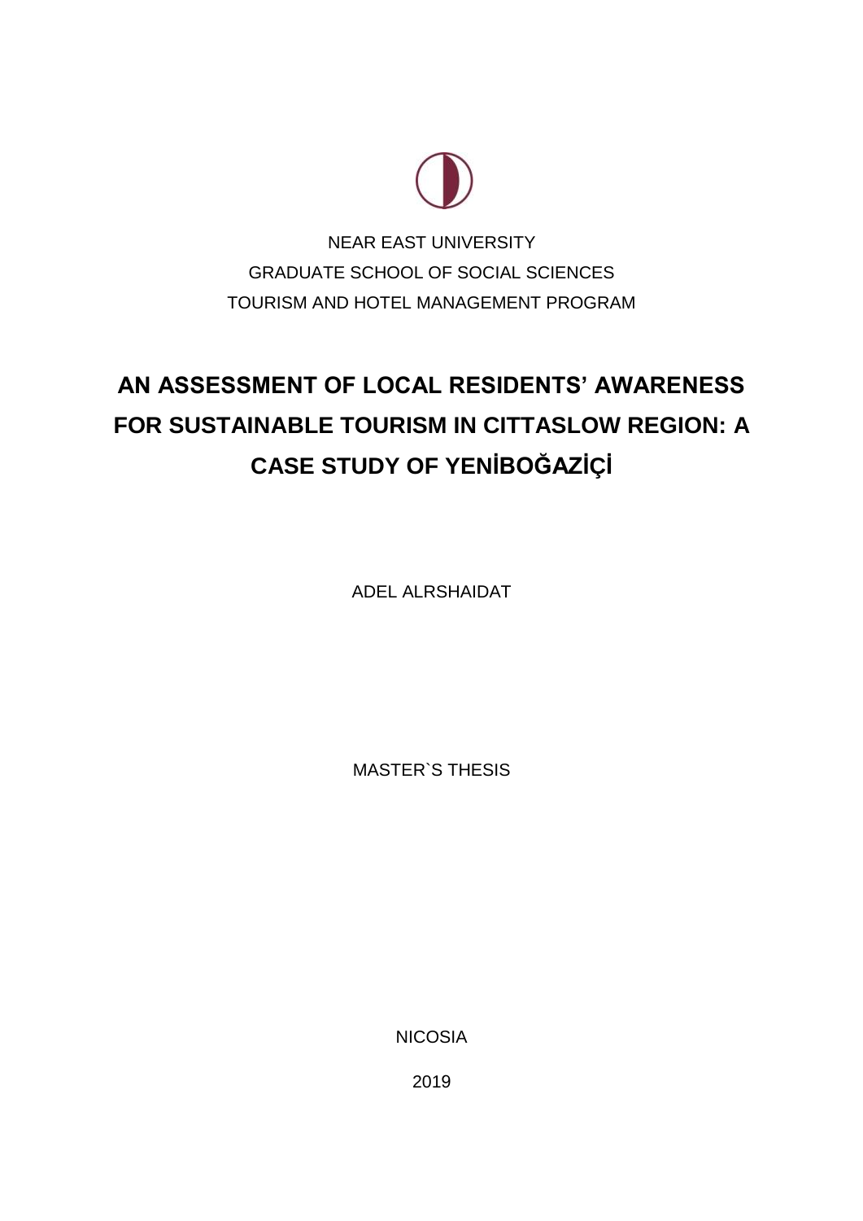NEAR EAST UNIVERSITY

GRADUATE SCHOOL OF SOCIAL SCIENCES

TOURISM AND HOTEL MANAGEMENT PROGRAM

# AN ASSESSMENT OF LOCAL RESIDENTS' AWARENESS FOR SUSTAINABLE TOURISM IN CITTASLOW REGION: A CASE STUDY OF YENİBOĞAZİÇİ

ADEL ALRSHAIDAT

MASTER`S THESIS

NICOSIA

2019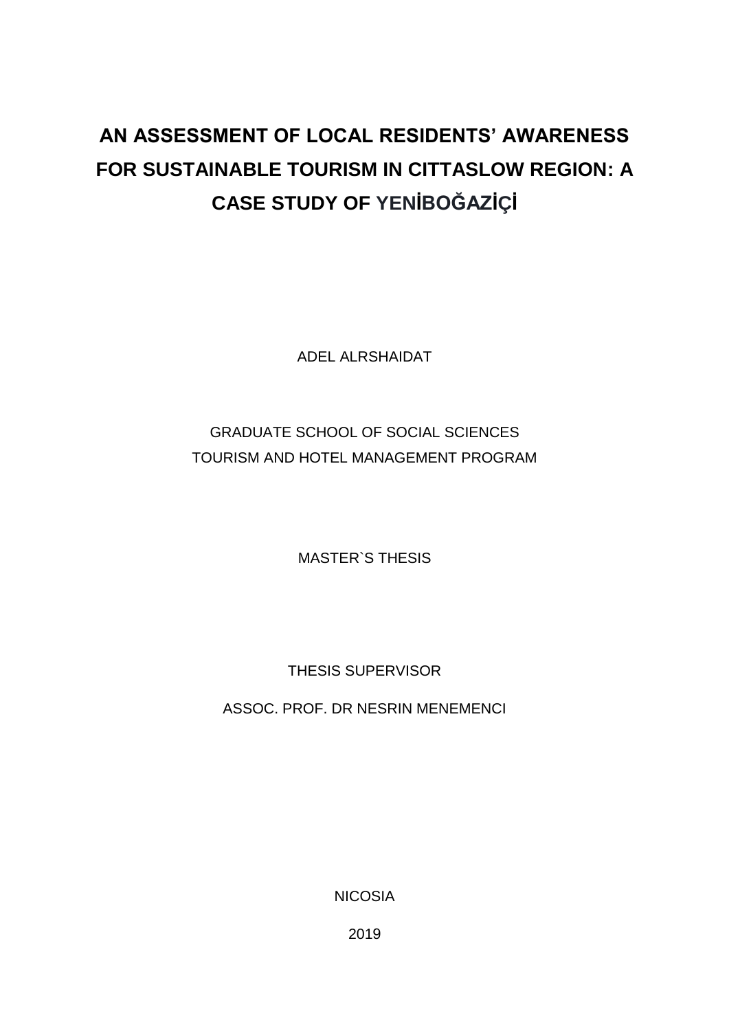# AN ASSESSMENT OF LOCAL RESIDENTS' AWARENESS FOR SUSTAINABLE TOURISM IN CITTASLOW REGION: A CASE STUDY OF YENİBOĞAZİÇİ

ADEL ALRSHAIDAT

GRADUATE SCHOOL OF SOCIAL SCIENCES
TOURISM AND HOTEL MANAGEMENT PROGRAM

MASTER`S THESIS

THESIS SUPERVISOR

ASSOC. PROF. DR NESRIN MENEMENCI

NICOSIA

2019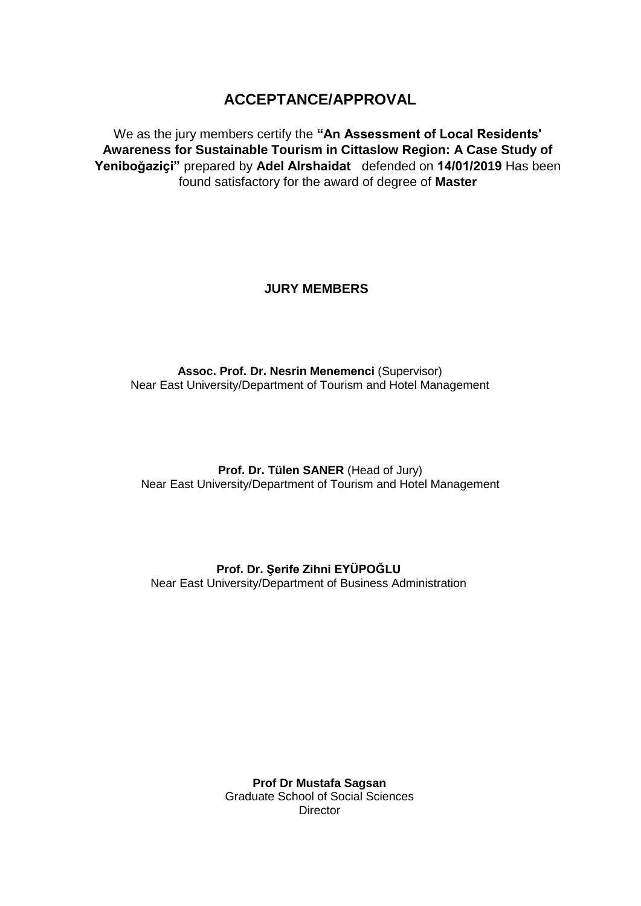# ACCEPTANCE/APPROVAL

We as the jury members certify the **"An Assessment of Local Residents' Awareness for Sustainable Tourism in Cittaslow Region: A Case Study of Yeniboğaziçi"** prepared by **Adel Alrshaidat** defended on **14/01/2019** Has been found satisfactory for the award of degree of **Master**

**JURY MEMBERS**

**Assoc. Prof. Dr. Nesrin Menemenci** (Supervisor)
Near East University/Department of Tourism and Hotel Management

**Prof. Dr. Tülen SANER** (Head of Jury)
Near East University/Department of Tourism and Hotel Management

**Prof. Dr. Şerife Zihni EYÜPOĞLU**
Near East University/Department of Business Administration

**Prof Dr Mustafa Sagsan**
Graduate School of Social Sciences
Director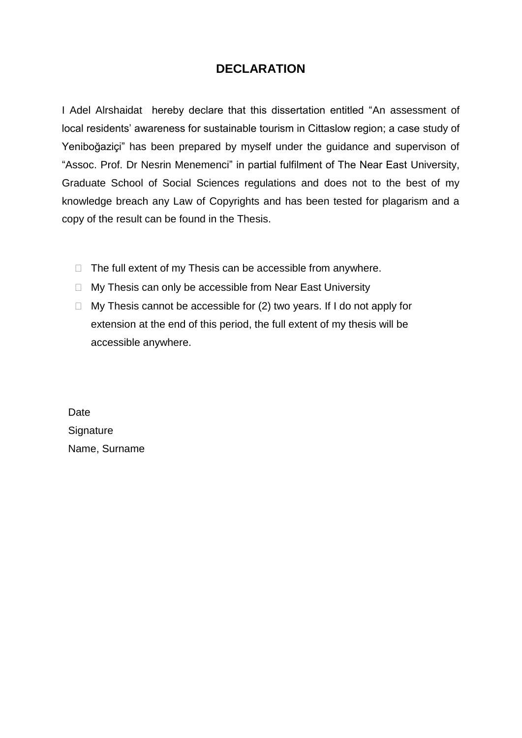# DECLARATION

I Adel Alrshaidat hereby declare that this dissertation entitled “An assessment of local residents’ awareness for sustainable tourism in Cittaslow region; a case study of Yeniboğaziçi” has been prepared by myself under the guidance and supervison of “Assoc. Prof. Dr Nesrin Menemenci” in partial fulfilment of The Near East University, Graduate School of Social Sciences regulations and does not to the best of my knowledge breach any Law of Copyrights and has been tested for plagarism and a copy of the result can be found in the Thesis.

-  The full extent of my Thesis can be accessible from anywhere.
-  My Thesis can only be accessible from Near East University
-  My Thesis cannot be accessible for (2) two years. If I do not apply for extension at the end of this period, the full extent of my thesis will be accessible anywhere.

Date
Signature
Name, Surname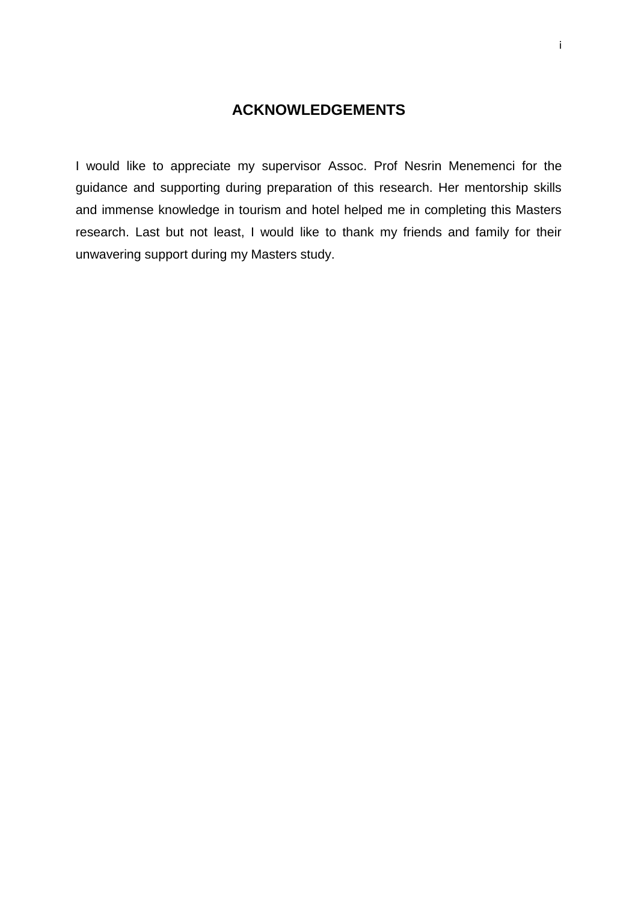## ACKNOWLEDGEMENTS

I would like to appreciate my supervisor Assoc. Prof Nesrin Menemenci for the guidance and supporting during preparation of this research. Her mentorship skills and immense knowledge in tourism and hotel helped me in completing this Masters research. Last but not least, I would like to thank my friends and family for their unwavering support during my Masters study.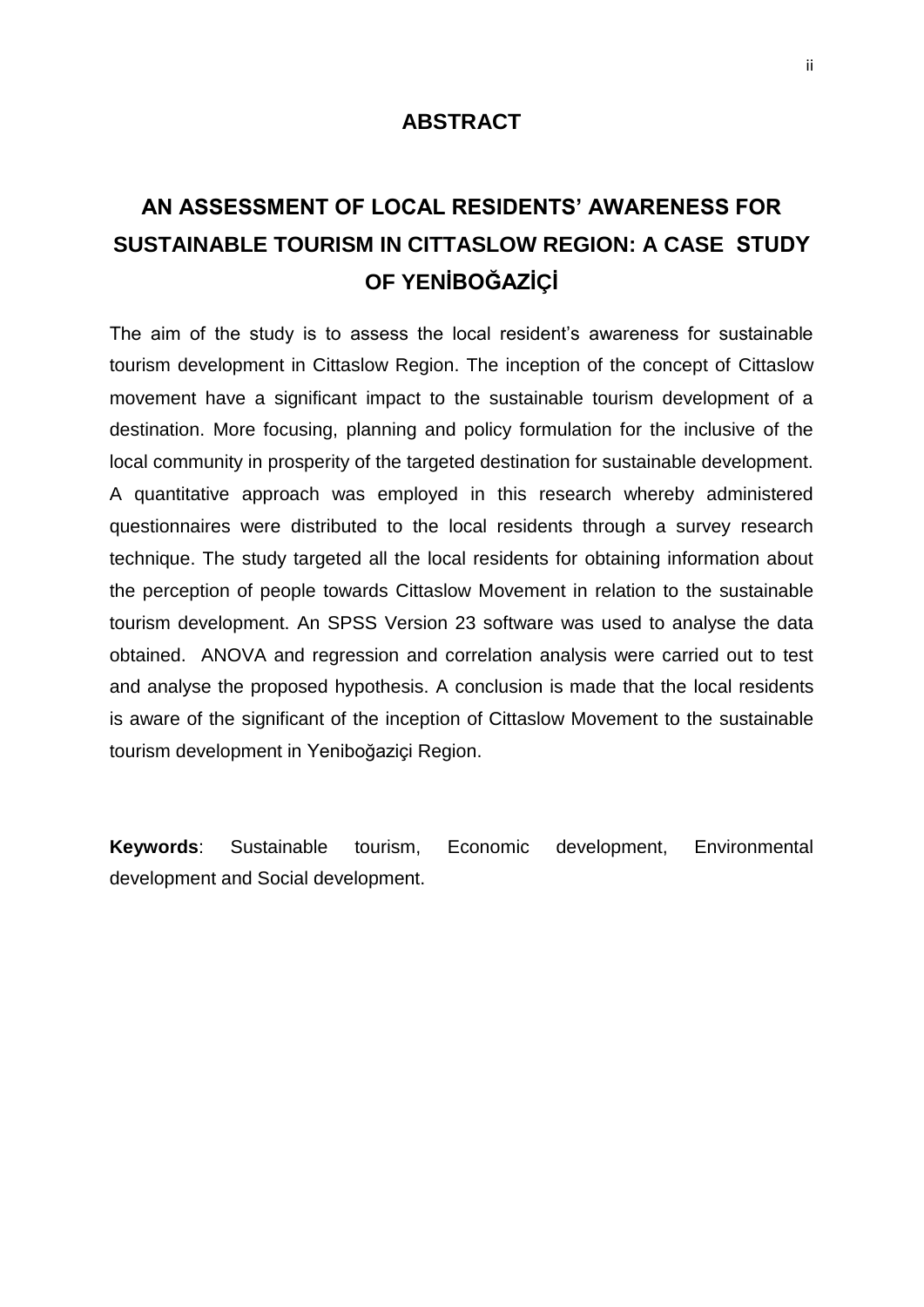## ABSTRACT

# AN ASSESSMENT OF LOCAL RESIDENTS' AWARENESS FOR SUSTAINABLE TOURISM IN CITTASLOW REGION: A CASE STUDY OF YENİBOĞAZİÇİ

The aim of the study is to assess the local resident's awareness for sustainable tourism development in Cittaslow Region. The inception of the concept of Cittaslow movement have a significant impact to the sustainable tourism development of a destination. More focusing, planning and policy formulation for the inclusive of the local community in prosperity of the targeted destination for sustainable development. A quantitative approach was employed in this research whereby administered questionnaires were distributed to the local residents through a survey research technique. The study targeted all the local residents for obtaining information about the perception of people towards Cittaslow Movement in relation to the sustainable tourism development. An SPSS Version 23 software was used to analyse the data obtained. ANOVA and regression and correlation analysis were carried out to test and analyse the proposed hypothesis. A conclusion is made that the local residents is aware of the significant of the inception of Cittaslow Movement to the sustainable tourism development in Yeniboğaziçi Region.

**Keywords**: Sustainable tourism, Economic development, Environmental development and Social development.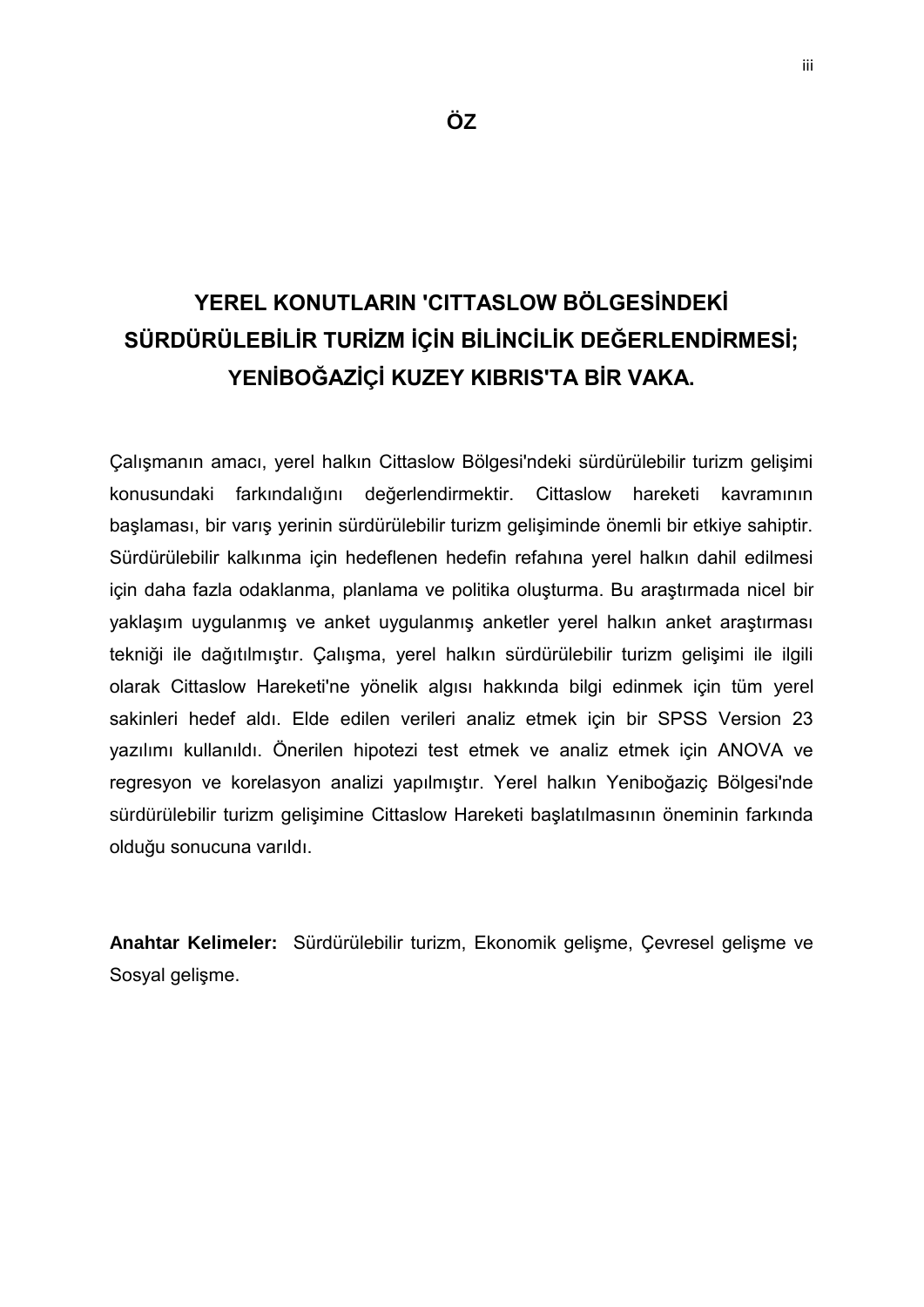# ÖZ

## YEREL KONUTLARIN 'CITTASLOW BÖLGESİNDEKİ SÜRDÜRÜLEBİLİR TURİZM İÇİN BİLİNCİLİK DEĞERLENDİRMESİ; YENİBOĞAZİÇİ KUZEY KIBRIS'TA BİR VAKA.

Çalışmanın amacı, yerel halkın Cittaslow Bölgesi'ndeki sürdürülebilir turizm gelişimi konusundaki farkındalığını değerlendirmektir. Cittaslow hareketi kavramının başlaması, bir varış yerinin sürdürülebilir turizm gelişiminde önemli bir etkiye sahiptir. Sürdürülebilir kalkınma için hedeflenen hedefin refahına yerel halkın dahil edilmesi için daha fazla odaklanma, planlama ve politika oluşturma. Bu araştırmada nicel bir yaklaşım uygulanmış ve anket uygulanmış anketler yerel halkın anket araştırması tekniği ile dağıtılmıştır. Çalışma, yerel halkın sürdürülebilir turizm gelişimi ile ilgili olarak Cittaslow Hareketi'ne yönelik algısı hakkında bilgi edinmek için tüm yerel sakinleri hedef aldı. Elde edilen verileri analiz etmek için bir SPSS Version 23 yazılımı kullanıldı. Önerilen hipotezi test etmek ve analiz etmek için ANOVA ve regresyon ve korelasyon analizi yapılmıştır. Yerel halkın Yeniboğaziç Bölgesi'nde sürdürülebilir turizm gelişimine Cittaslow Hareketi başlatılmasının öneminin farkında olduğu sonucuna varıldı.

**Anahtar Kelimeler:** Sürdürülebilir turizm, Ekonomik gelişme, Çevresel gelişme ve Sosyal gelişme.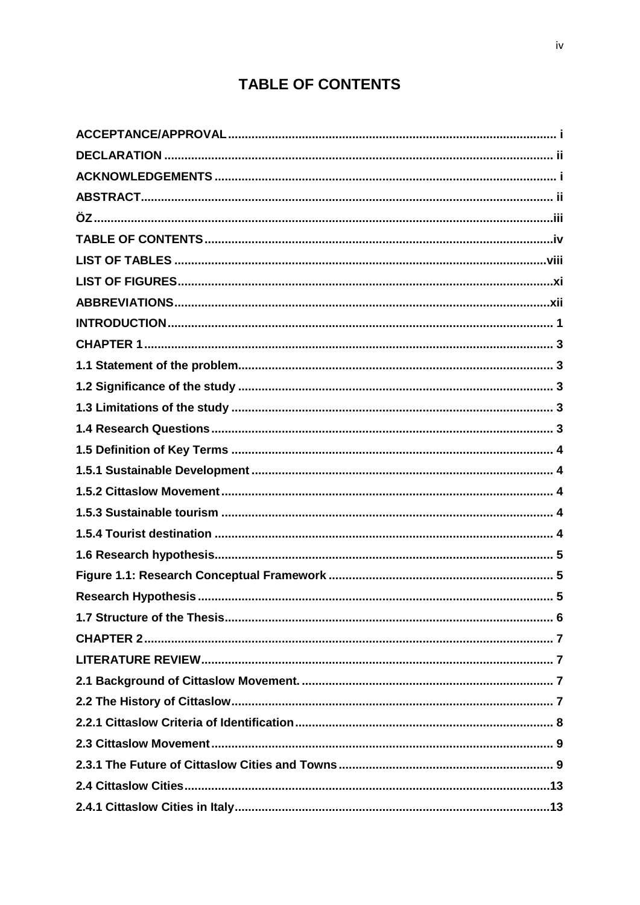# TABLE OF CONTENTS

| | |
|---|---|
| **ACCEPTANCE/APPROVAL** | **i** |
| **DECLARATION** | **ii** |
| **ACKNOWLEDGEMENTS** | **i** |
| **ABSTRACT** | **ii** |
| **ÖZ** | **iii** |
| **TABLE OF CONTENTS** | **iv** |
| **LIST OF TABLES** | **viii** |
| **LIST OF FIGURES** | **xi** |
| **ABBREVIATIONS** | **xii** |
| **INTRODUCTION** | **1** |
| **CHAPTER 1** | **3** |
| **1.1 Statement of the problem** | **3** |
| **1.2 Significance of the study** | **3** |
| **1.3 Limitations of the study** | **3** |
| **1.4 Research Questions** | **3** |
| **1.5 Definition of Key Terms** | **4** |
| **1.5.1 Sustainable Development** | **4** |
| **1.5.2 Cittaslow Movement** | **4** |
| **1.5.3 Sustainable tourism** | **4** |
| **1.5.4 Tourist destination** | **4** |
| **1.6 Research hypothesis** | **5** |
| **Figure 1.1: Research Conceptual Framework** | **5** |
| **Research Hypothesis** | **5** |
| **1.7 Structure of the Thesis** | **6** |
| **CHAPTER 2** | **7** |
| **LITERATURE REVIEW** | **7** |
| **2.1 Background of Cittaslow Movement.** | **7** |
| **2.2 The History of Cittaslow** | **7** |
| **2.2.1 Cittaslow Criteria of Identification** | **8** |
| **2.3 Cittaslow Movement** | **9** |
| **2.3.1 The Future of Cittaslow Cities and Towns** | **9** |
| **2.4 Cittaslow Cities** | **13** |
| **2.4.1 Cittaslow Cities in Italy** | **13** |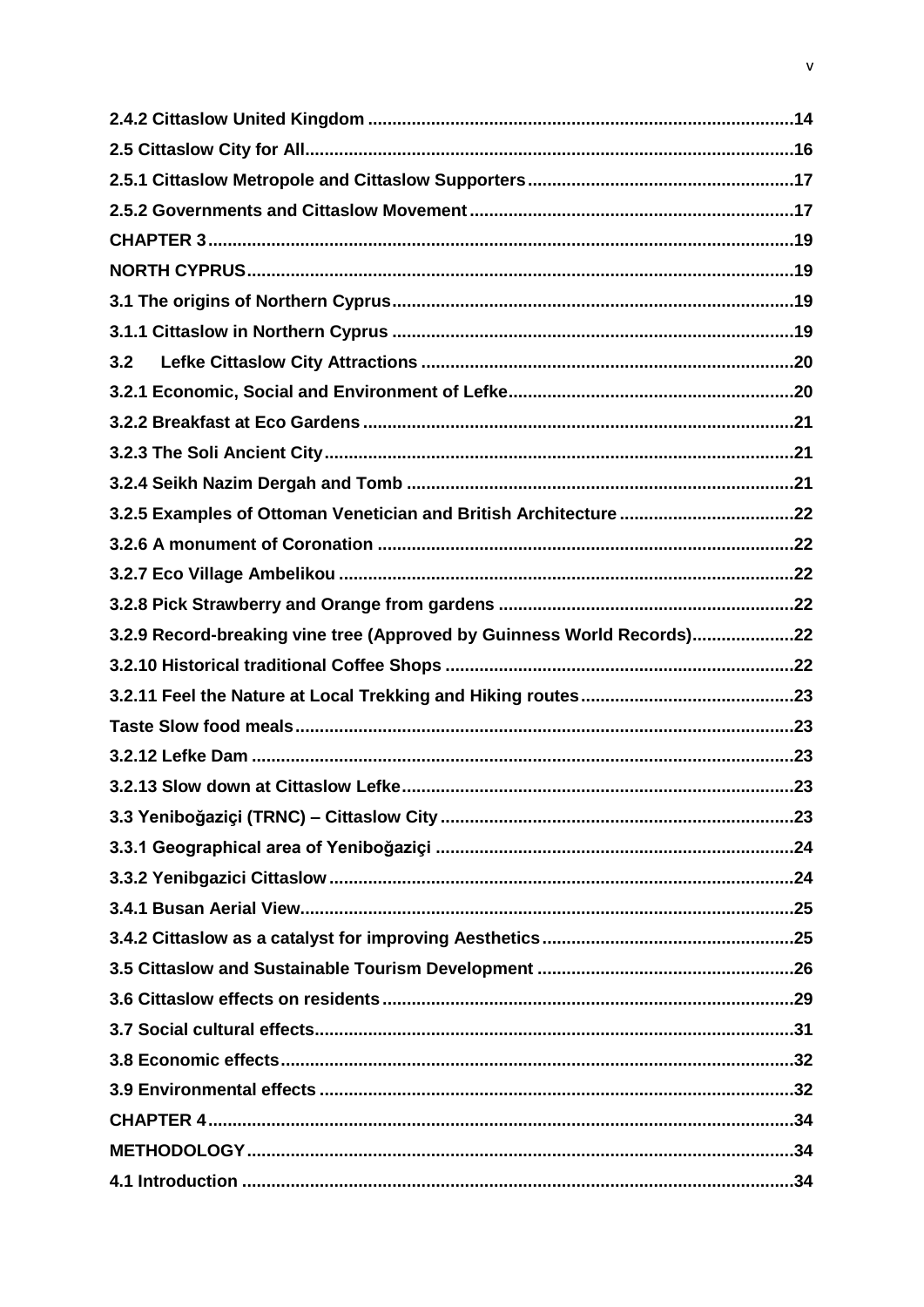2.4.2 Cittaslow United Kingdom ........................................................................................14
2.5 Cittaslow City for All....................................................................................................16
2.5.1 Cittaslow Metropole and Cittaslow Supporters.......................................................17
2.5.2 Governments and Cittaslow Movement..................................................................17
CHAPTER 3.......................................................................................................................19
NORTH CYPRUS...............................................................................................................19
3.1 The origins of Northern Cyprus..................................................................................19
3.1.1 Cittaslow in Northern Cyprus ..................................................................................19
3.2 Lefke Cittaslow City Attractions ............................................................................20
3.2.1 Economic, Social and Environment of Lefke..........................................................20
3.2.2 Breakfast at Eco Gardens ........................................................................................21
3.2.3 The Soli Ancient City...............................................................................................21
3.2.4 Seikh Nazim Dergah and Tomb ...............................................................................21
3.2.5 Examples of Ottoman Venetician and British Architecture ...................................22
3.2.6 A monument of Coronation .....................................................................................22
3.2.7 Eco Village Ambelikou ............................................................................................22
3.2.8 Pick Strawberry and Orange from gardens ............................................................22
3.2.9 Record-breaking vine tree (Approved by Guinness World Records)....................22
3.2.10 Historical traditional Coffee Shops .......................................................................22
3.2.11 Feel the Nature at Local Trekking and Hiking routes...........................................23
Taste Slow food meals......................................................................................................23
3.2.12 Lefke Dam ..............................................................................................................23
3.2.13 Slow down at Cittaslow Lefke................................................................................23
3.3 Yeniboğaziçi (TRNC) – Cittaslow City........................................................................23
3.3.1 Geographical area of Yeniboğaziçi .........................................................................24
3.3.2 Yenibgazici Cittaslow ..............................................................................................24
3.4.1 Busan Aerial View.....................................................................................................25
3.4.2 Cittaslow as a catalyst for improving Aesthetics...................................................25
3.5 Cittaslow and Sustainable Tourism Development ....................................................26
3.6 Cittaslow effects on residents....................................................................................29
3.7 Social cultural effects..................................................................................................31
3.8 Economic effects.........................................................................................................32
3.9 Environmental effects .................................................................................................32
CHAPTER 4.......................................................................................................................34
METHODOLOGY...............................................................................................................34
4.1 Introduction ................................................................................................................34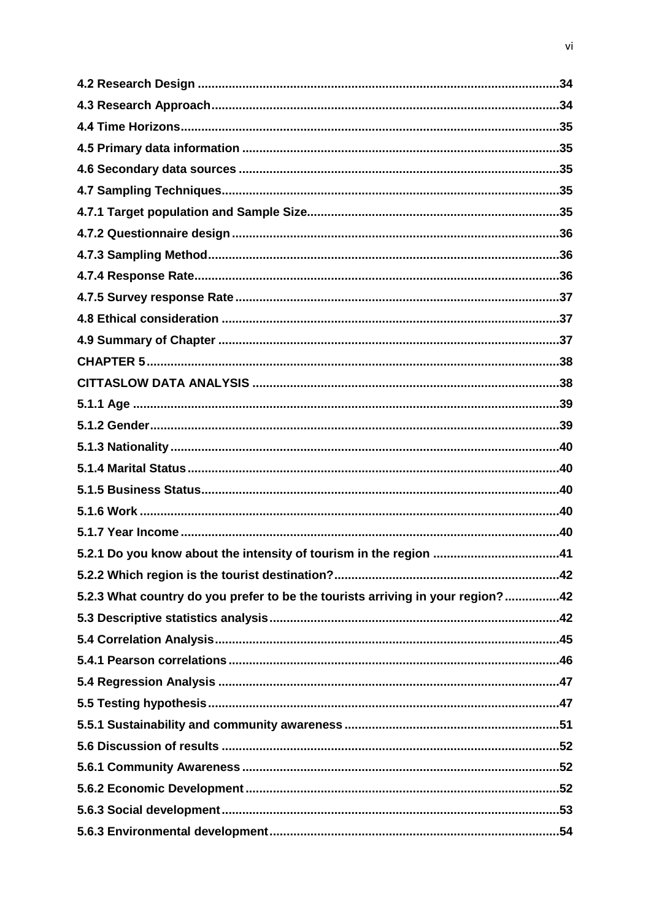**4.2 Research Design** ......................................................................................................... **34**

**4.3 Research Approach** ...................................................................................................... **34**

**4.4 Time Horizons** ............................................................................................................. **35**

**4.5 Primary data information** ........................................................................................... **35**

**4.6 Secondary data sources** ............................................................................................ **35**

**4.7 Sampling Techniques** ................................................................................................. **35**

**4.7.1 Target population and Sample Size** ........................................................................ **35**

**4.7.2 Questionnaire design** .............................................................................................. **36**

**4.7.3 Sampling Method** ..................................................................................................... **36**

**4.7.4 Response Rate** ......................................................................................................... **36**

**4.7.5 Survey response Rate** ............................................................................................. **37**

**4.8 Ethical consideration** ................................................................................................. **37**

**4.9 Summary of Chapter** .................................................................................................. **37**

**CHAPTER 5** ...................................................................................................................... **38**

**CITTASLOW DATA ANALYSIS** ........................................................................................ **38**

**5.1.1 Age** ........................................................................................................................... **39**

**5.1.2 Gender** ...................................................................................................................... **39**

**5.1.3 Nationality** ................................................................................................................ **40**

**5.1.4 Marital Status** ........................................................................................................... **40**

**5.1.5 Business Status** ....................................................................................................... **40**

**5.1.6 Work** .......................................................................................................................... **40**

**5.1.7 Year Income** .............................................................................................................. **40**

**5.2.1 Do you know about the intensity of tourism in the region** ..................................... **41**

**5.2.2 Which region is the tourist destination?** ................................................................ **42**

**5.2.3 What country do you prefer to be the tourists arriving in your region?** ................ **42**

**5.3 Descriptive statistics analysis** ................................................................................... **42**

**5.4 Correlation Analysis** ................................................................................................... **45**

**5.4.1 Pearson correlations** ............................................................................................... **46**

**5.4 Regression Analysis** ................................................................................................... **47**

**5.5 Testing hypothesis** ..................................................................................................... **47**

**5.5.1 Sustainability and community awareness** .............................................................. **51**

**5.6 Discussion of results** ................................................................................................. **52**

**5.6.1 Community Awareness** ............................................................................................ **52**

**5.6.2 Economic Development** ........................................................................................... **52**

**5.6.3 Social development** .................................................................................................. **53**

**5.6.3 Environmental development** .................................................................................... **54**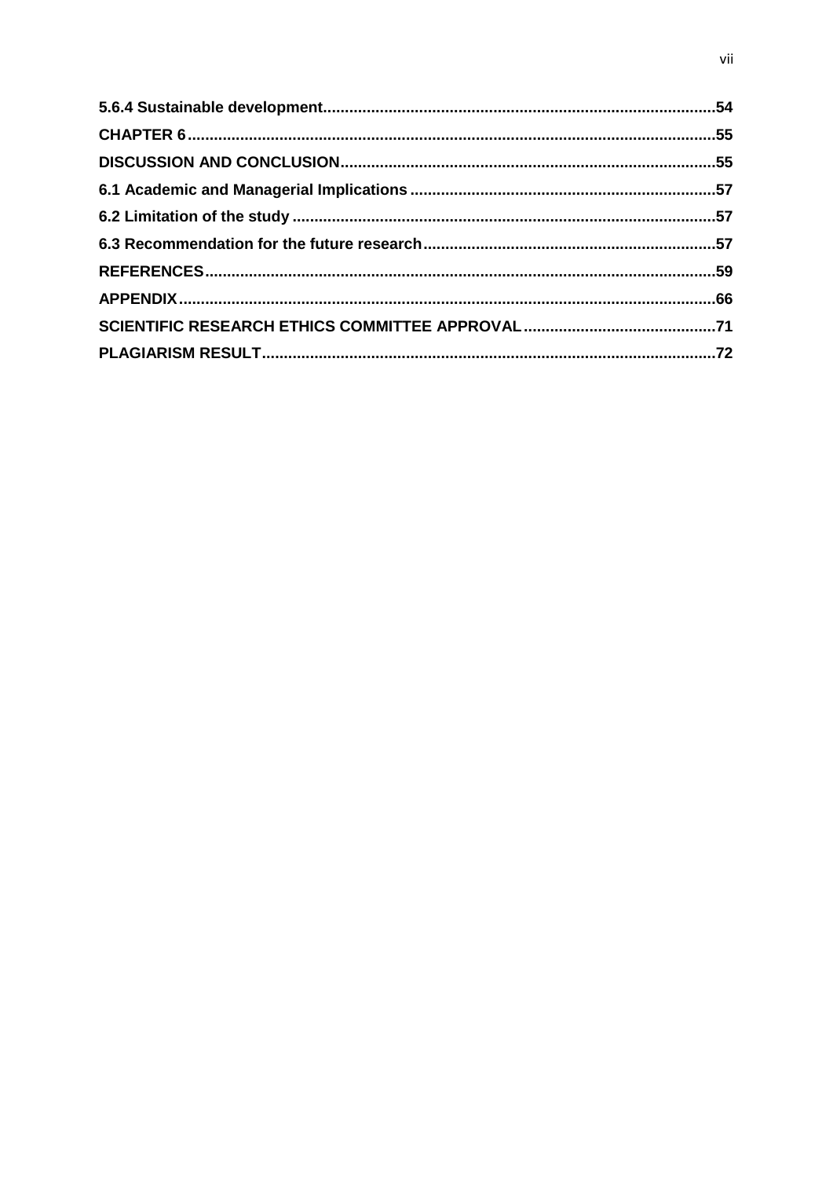**5.6.4 Sustainable development......................................................................................54**

**CHAPTER 6.......................................................................................................................55**

**DISCUSSION AND CONCLUSION....................................................................................55**

**6.1 Academic and Managerial Implications ....................................................................57**

**6.2 Limitation of the study ...............................................................................................57**

**6.3 Recommendation for the future research.................................................................57**

**REFERENCES..................................................................................................................59**

**APPENDIX........................................................................................................................66**

**SCIENTIFIC RESEARCH ETHICS COMMITTEE APPROVAL ...........................................71**

**PLAGIARISM RESULT.....................................................................................................72**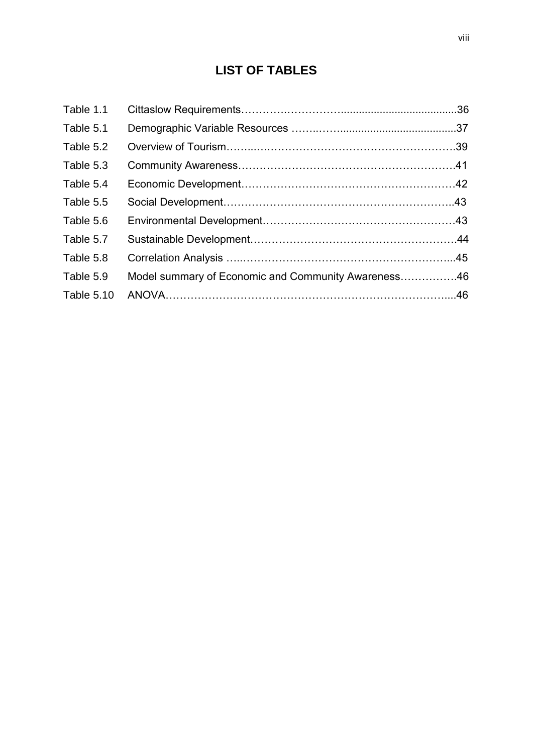# LIST OF TABLES

| | | |
|---|---|---|
| Table 1.1 | Cittaslow Requirements | 36 |
| Table 5.1 | Demographic Variable Resources | 37 |
| Table 5.2 | Overview of Tourism | 39 |
| Table 5.3 | Community Awareness | 41 |
| Table 5.4 | Economic Development | 42 |
| Table 5.5 | Social Development | 43 |
| Table 5.6 | Environmental Development | 43 |
| Table 5.7 | Sustainable Development | 44 |
| Table 5.8 | Correlation Analysis | 45 |
| Table 5.9 | Model summary of Economic and Community Awareness | 46 |
| Table 5.10 | ANOVA | 46 |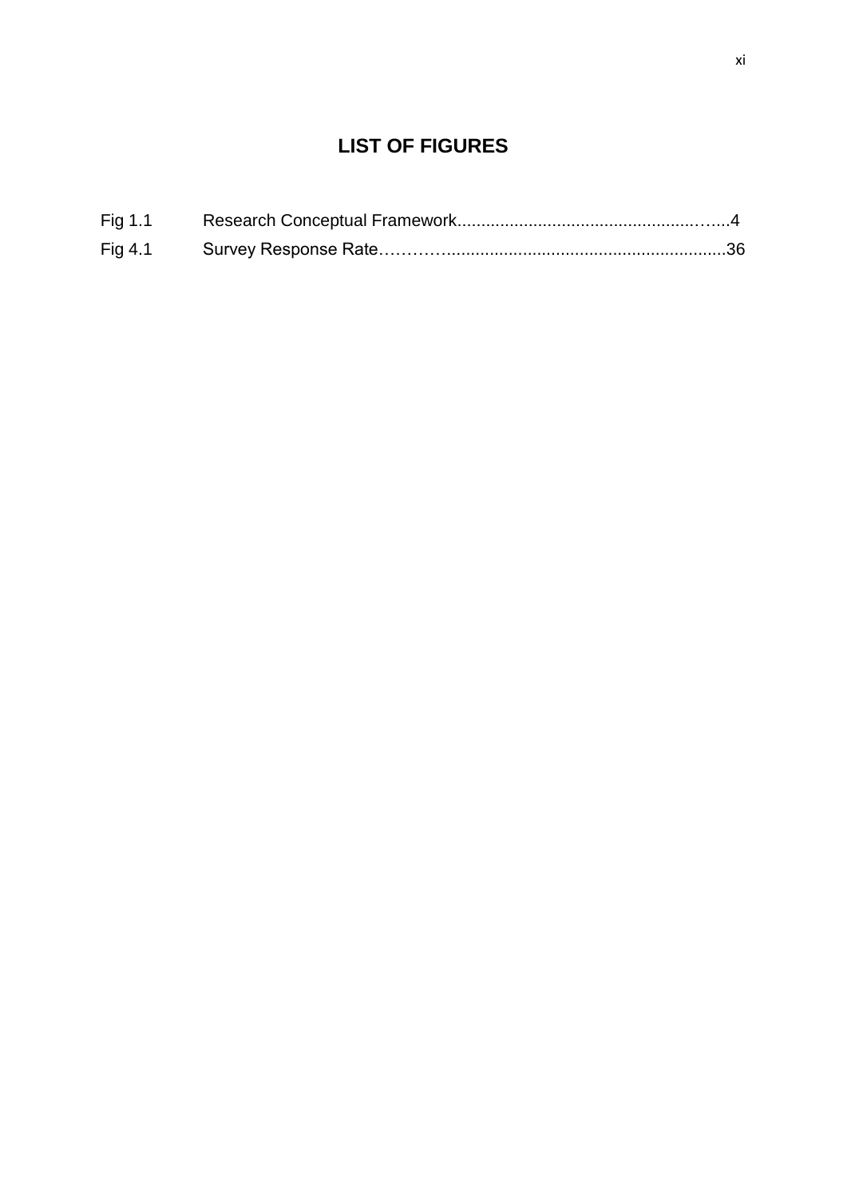# LIST OF FIGURES

Fig 1.1 Research Conceptual Framework........................................................4

Fig 4.1 Survey Response Rate………...........................................................36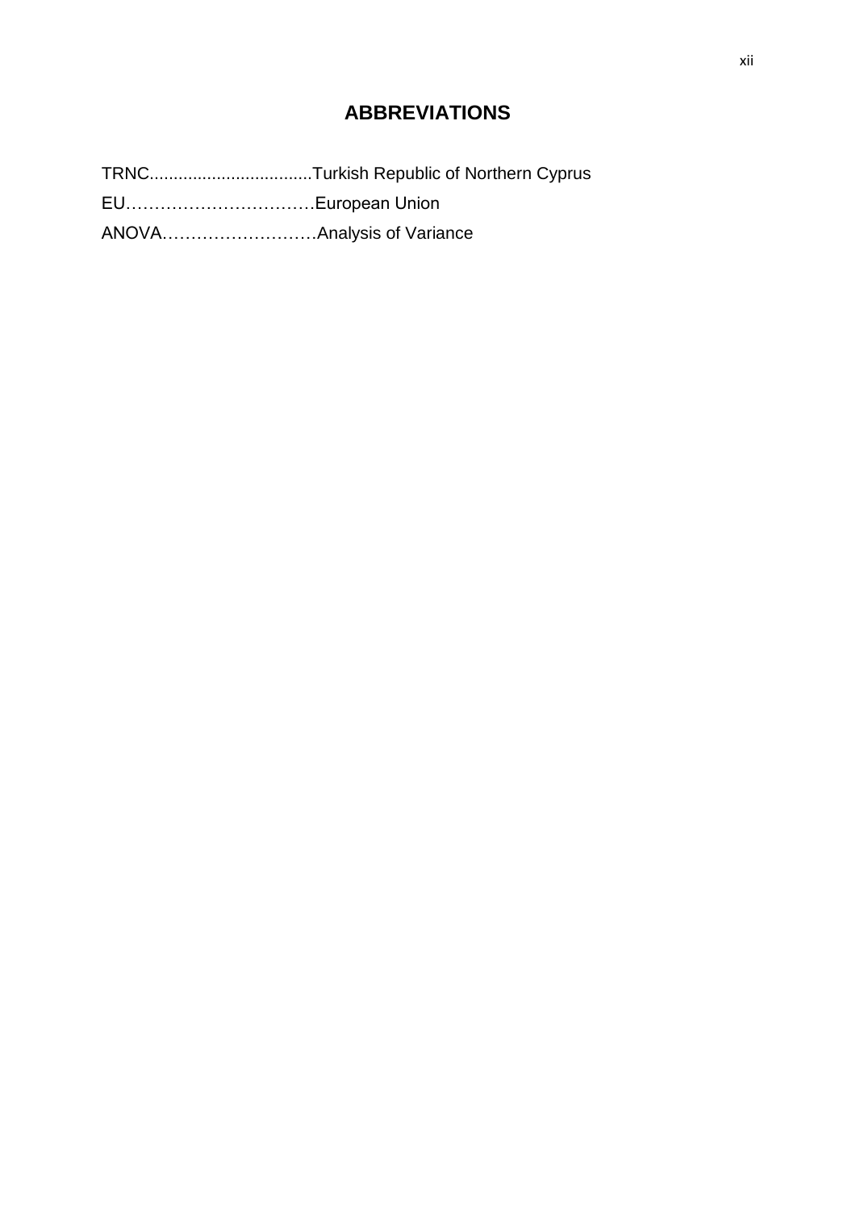# ABBREVIATIONS

TRNC..................................Turkish Republic of Northern Cyprus

EU……………………………European Union

ANOVA………………………Analysis of Variance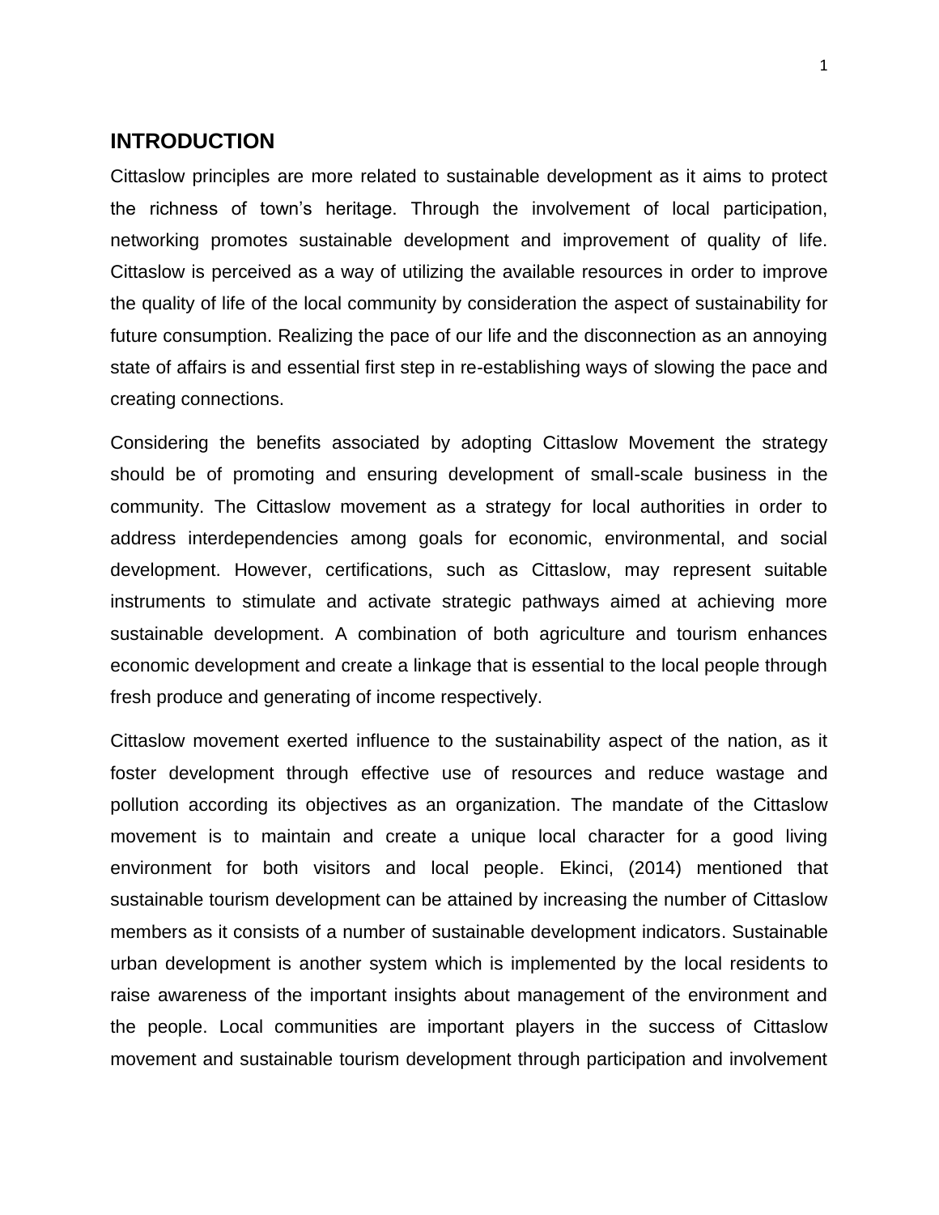## INTRODUCTION

Cittaslow principles are more related to sustainable development as it aims to protect the richness of town's heritage. Through the involvement of local participation, networking promotes sustainable development and improvement of quality of life. Cittaslow is perceived as a way of utilizing the available resources in order to improve the quality of life of the local community by consideration the aspect of sustainability for future consumption. Realizing the pace of our life and the disconnection as an annoying state of affairs is and essential first step in re-establishing ways of slowing the pace and creating connections.

Considering the benefits associated by adopting Cittaslow Movement the strategy should be of promoting and ensuring development of small-scale business in the community. The Cittaslow movement as a strategy for local authorities in order to address interdependencies among goals for economic, environmental, and social development. However, certifications, such as Cittaslow, may represent suitable instruments to stimulate and activate strategic pathways aimed at achieving more sustainable development. A combination of both agriculture and tourism enhances economic development and create a linkage that is essential to the local people through fresh produce and generating of income respectively.

Cittaslow movement exerted influence to the sustainability aspect of the nation, as it foster development through effective use of resources and reduce wastage and pollution according its objectives as an organization. The mandate of the Cittaslow movement is to maintain and create a unique local character for a good living environment for both visitors and local people. Ekinci, (2014) mentioned that sustainable tourism development can be attained by increasing the number of Cittaslow members as it consists of a number of sustainable development indicators. Sustainable urban development is another system which is implemented by the local residents to raise awareness of the important insights about management of the environment and the people. Local communities are important players in the success of Cittaslow movement and sustainable tourism development through participation and involvement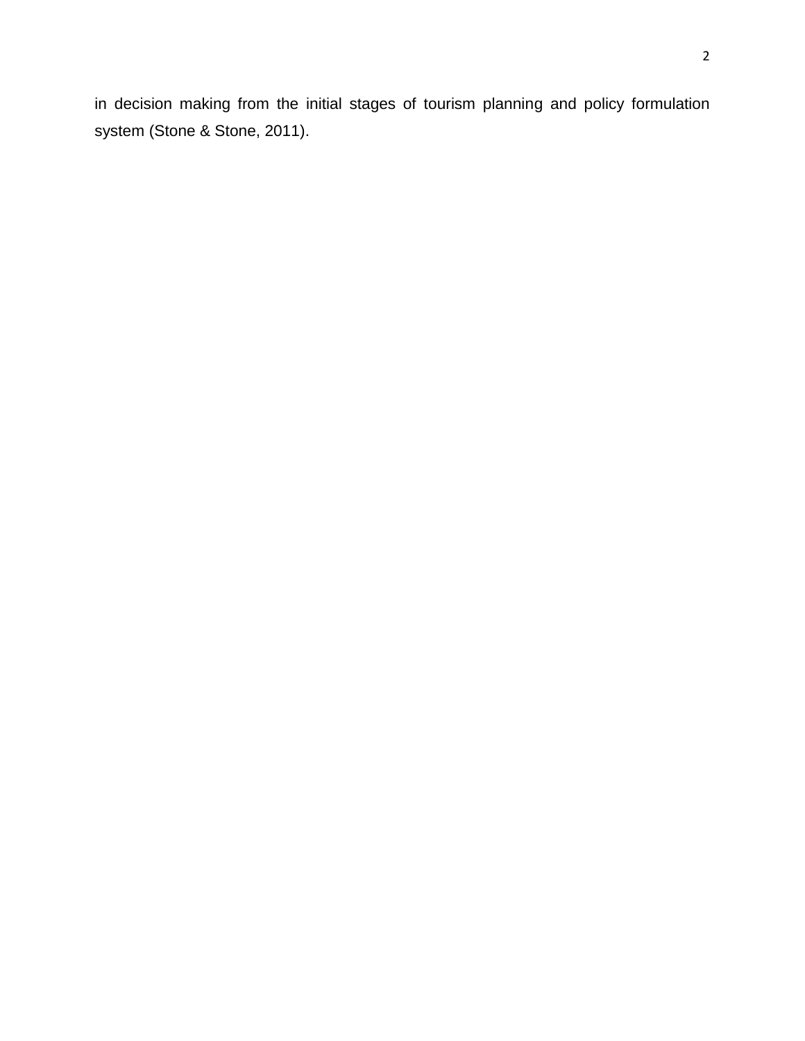in decision making from the initial stages of tourism planning and policy formulation system (Stone & Stone, 2011).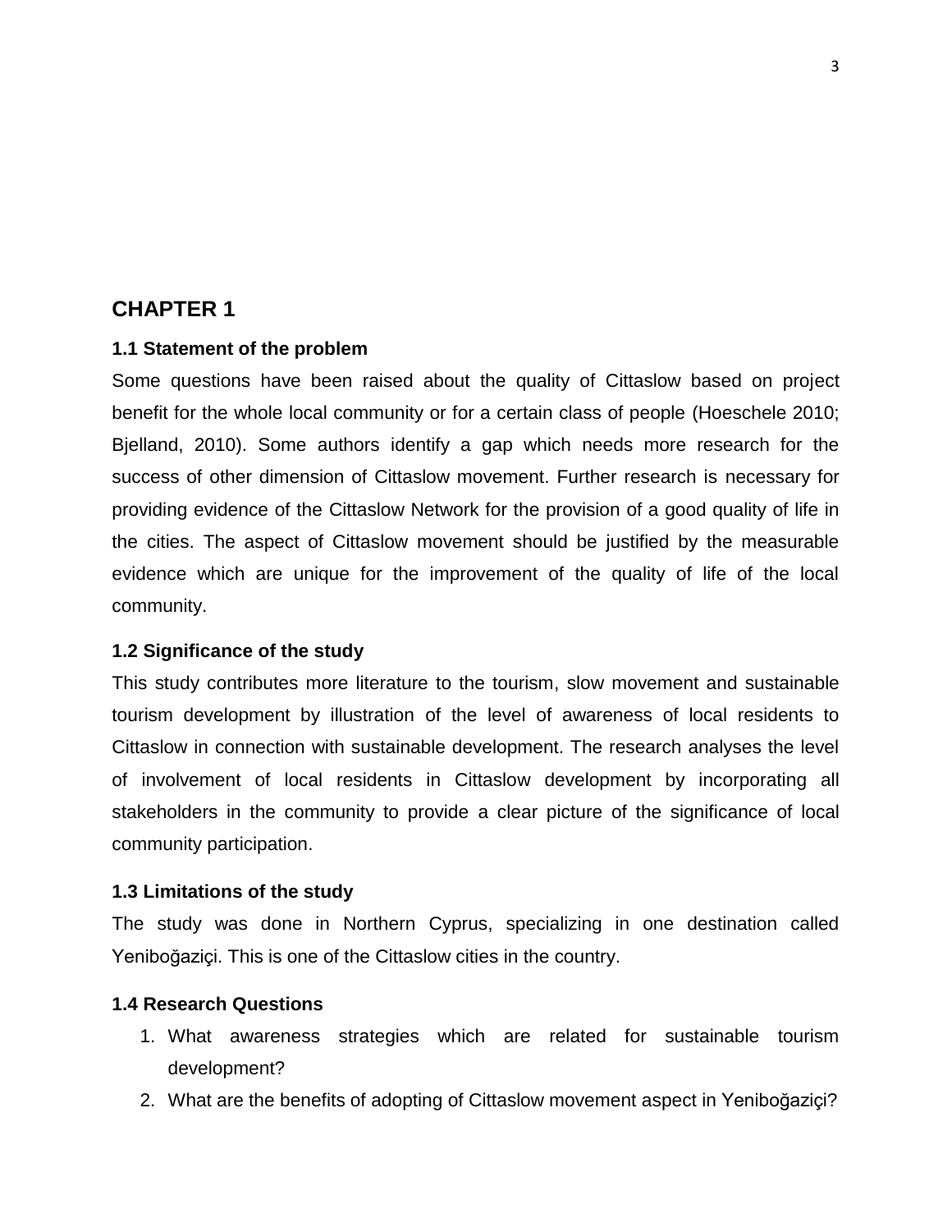# CHAPTER 1

## 1.1 Statement of the problem

Some questions have been raised about the quality of Cittaslow based on project benefit for the whole local community or for a certain class of people (Hoeschele 2010; Bjelland, 2010). Some authors identify a gap which needs more research for the success of other dimension of Cittaslow movement. Further research is necessary for providing evidence of the Cittaslow Network for the provision of a good quality of life in the cities. The aspect of Cittaslow movement should be justified by the measurable evidence which are unique for the improvement of the quality of life of the local community.

## 1.2 Significance of the study

This study contributes more literature to the tourism, slow movement and sustainable tourism development by illustration of the level of awareness of local residents to Cittaslow in connection with sustainable development. The research analyses the level of involvement of local residents in Cittaslow development by incorporating all stakeholders in the community to provide a clear picture of the significance of local community participation.

## 1.3 Limitations of the study

The study was done in Northern Cyprus, specializing in one destination called Yeniboğaziçi. This is one of the Cittaslow cities in the country.

## 1.4 Research Questions

1. What awareness strategies which are related for sustainable tourism development?
2. What are the benefits of adopting of Cittaslow movement aspect in Yeniboğaziçi?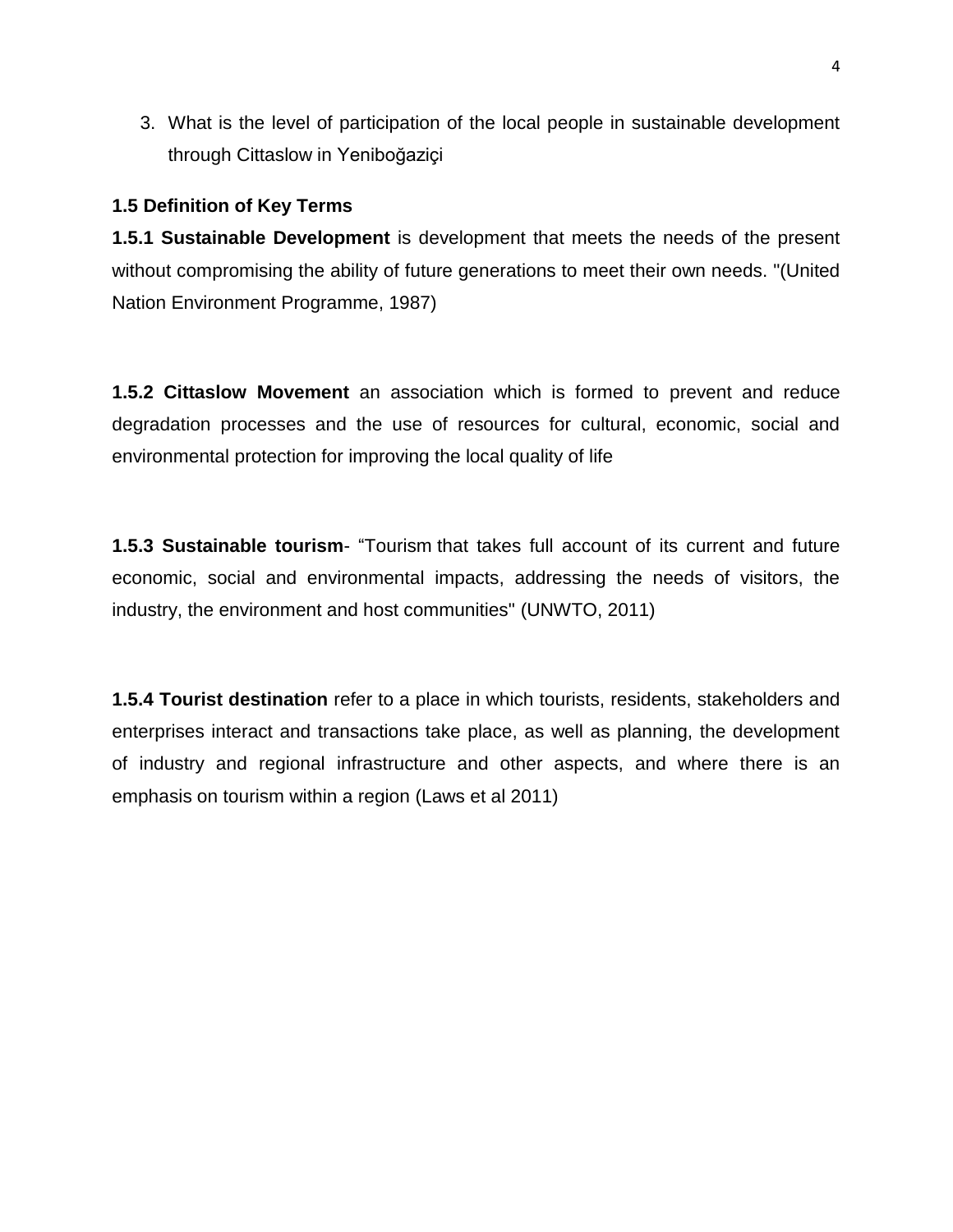3. What is the level of participation of the local people in sustainable development through Cittaslow in Yeniboğaziçi

### 1.5 Definition of Key Terms

**1.5.1 Sustainable Development** is development that meets the needs of the present without compromising the ability of future generations to meet their own needs. "(United Nation Environment Programme, 1987)

**1.5.2 Cittaslow Movement** an association which is formed to prevent and reduce degradation processes and the use of resources for cultural, economic, social and environmental protection for improving the local quality of life

**1.5.3 Sustainable tourism**- "Tourism that takes full account of its current and future economic, social and environmental impacts, addressing the needs of visitors, the industry, the environment and host communities" (UNWTO, 2011)

**1.5.4 Tourist destination** refer to a place in which tourists, residents, stakeholders and enterprises interact and transactions take place, as well as planning, the development of industry and regional infrastructure and other aspects, and where there is an emphasis on tourism within a region (Laws et al 2011)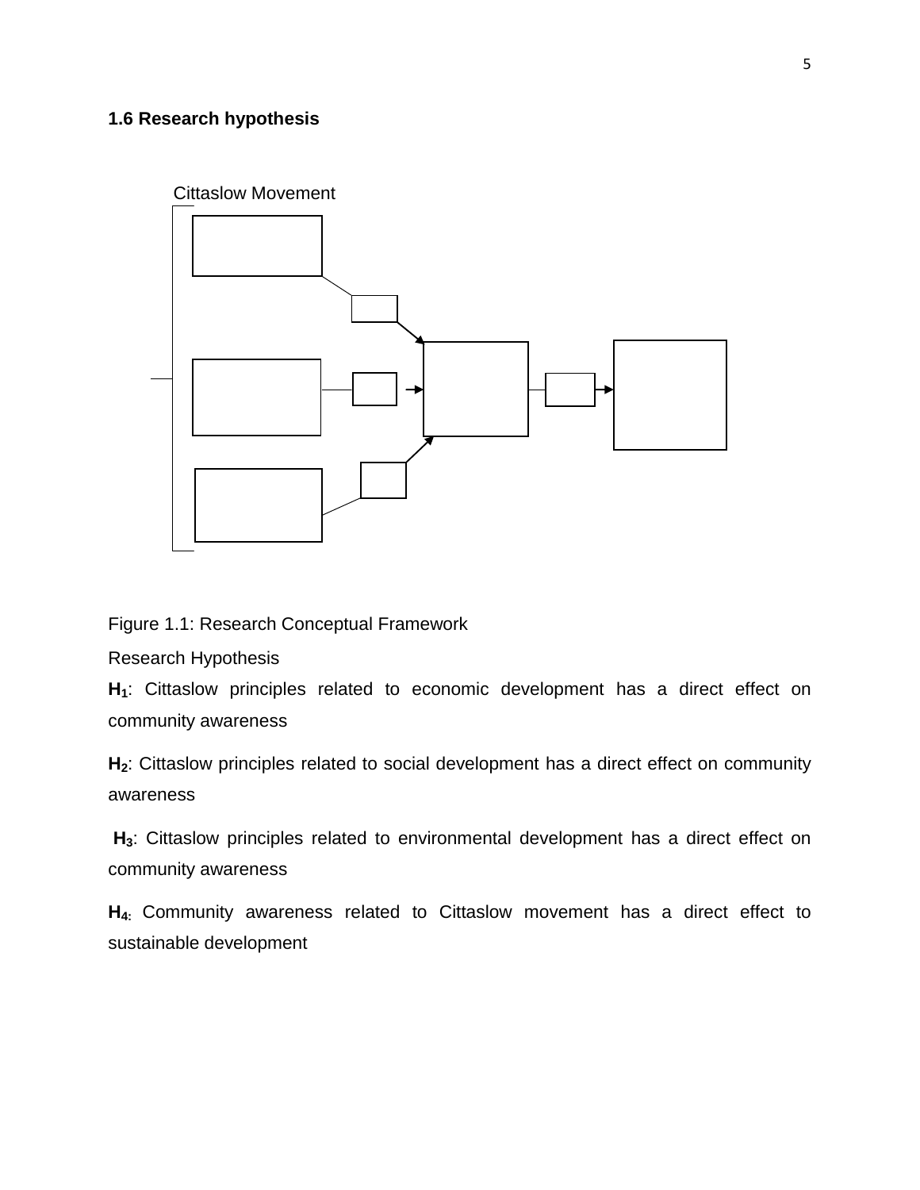## 1.6 Research hypothesis

Cittaslow Movement

Figure 1.1: Research Conceptual Framework

Research Hypothesis

**$H_1$**: Cittaslow principles related to economic development has a direct effect on community awareness

**$H_2$**: Cittaslow principles related to social development has a direct effect on community awareness

**$H_3$**: Cittaslow principles related to environmental development has a direct effect on community awareness

**$H_4$:** Community awareness related to Cittaslow movement has a direct effect to sustainable development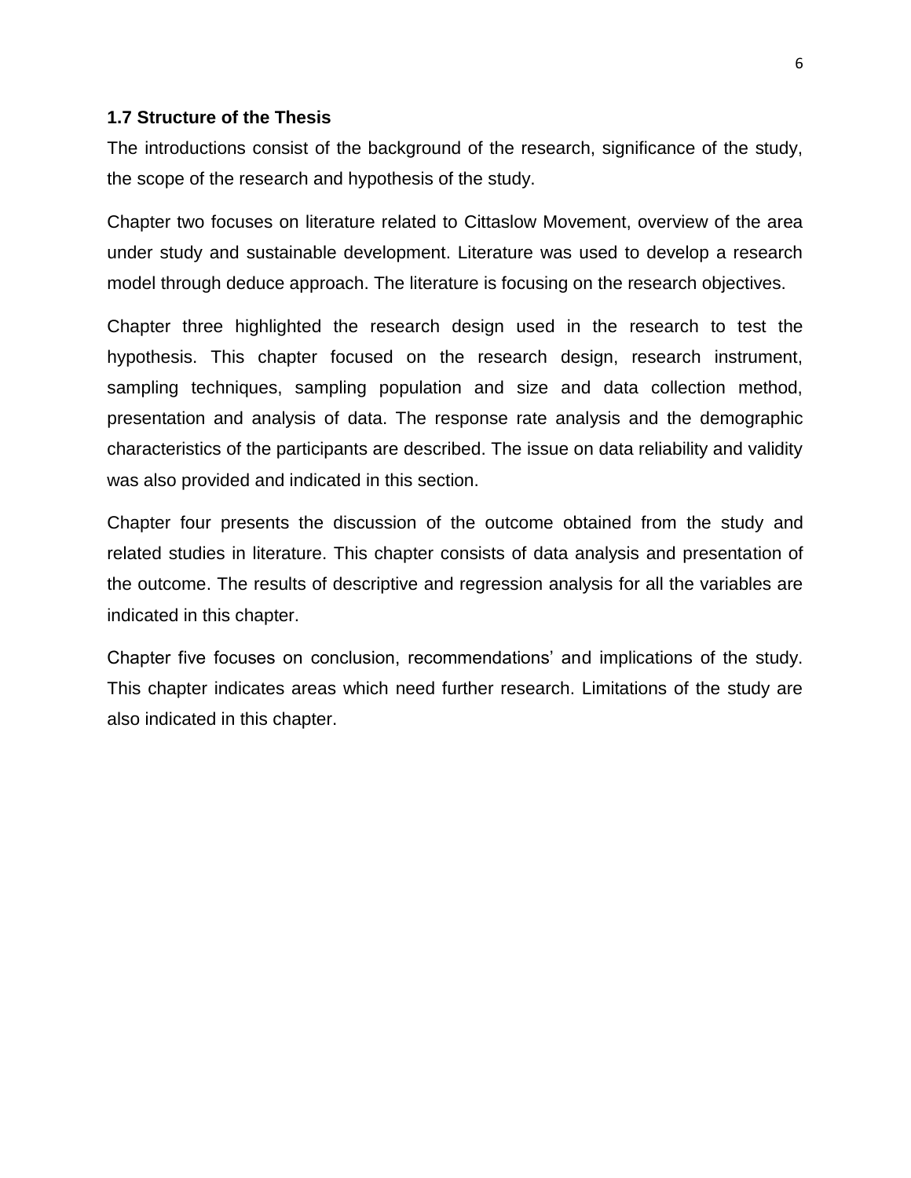## 1.7 Structure of the Thesis

The introductions consist of the background of the research, significance of the study, the scope of the research and hypothesis of the study.

Chapter two focuses on literature related to Cittaslow Movement, overview of the area under study and sustainable development. Literature was used to develop a research model through deduce approach. The literature is focusing on the research objectives.

Chapter three highlighted the research design used in the research to test the hypothesis. This chapter focused on the research design, research instrument, sampling techniques, sampling population and size and data collection method, presentation and analysis of data. The response rate analysis and the demographic characteristics of the participants are described. The issue on data reliability and validity was also provided and indicated in this section.

Chapter four presents the discussion of the outcome obtained from the study and related studies in literature. This chapter consists of data analysis and presentation of the outcome. The results of descriptive and regression analysis for all the variables are indicated in this chapter.

Chapter five focuses on conclusion, recommendations' and implications of the study. This chapter indicates areas which need further research. Limitations of the study are also indicated in this chapter.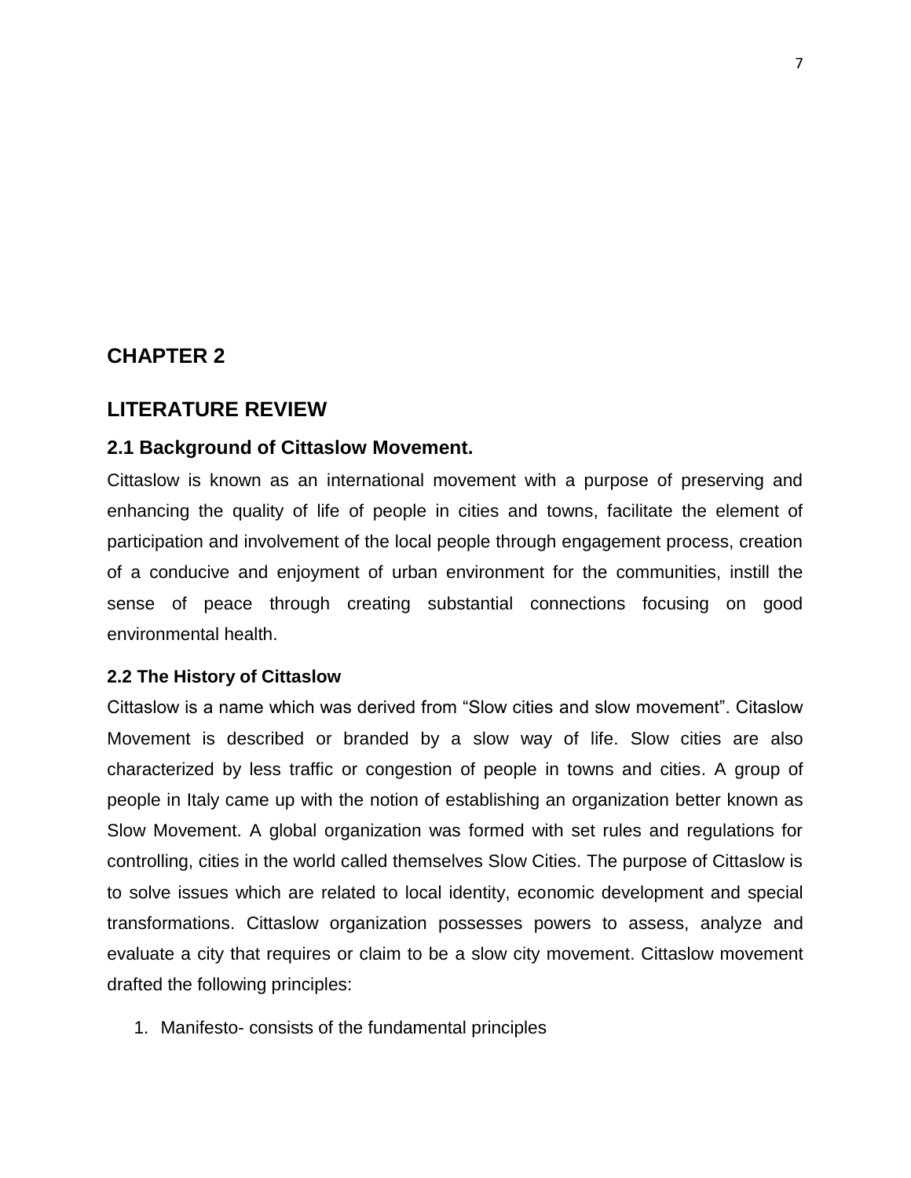# CHAPTER 2

# LITERATURE REVIEW

## 2.1 Background of Cittaslow Movement.

Cittaslow is known as an international movement with a purpose of preserving and enhancing the quality of life of people in cities and towns, facilitate the element of participation and involvement of the local people through engagement process, creation of a conducive and enjoyment of urban environment for the communities, instill the sense of peace through creating substantial connections focusing on good environmental health.

### 2.2 The History of Cittaslow

Cittaslow is a name which was derived from "Slow cities and slow movement". Citaslow Movement is described or branded by a slow way of life. Slow cities are also characterized by less traffic or congestion of people in towns and cities. A group of people in Italy came up with the notion of establishing an organization better known as Slow Movement. A global organization was formed with set rules and regulations for controlling, cities in the world called themselves Slow Cities. The purpose of Cittaslow is to solve issues which are related to local identity, economic development and special transformations. Cittaslow organization possesses powers to assess, analyze and evaluate a city that requires or claim to be a slow city movement. Cittaslow movement drafted the following principles:

1. Manifesto- consists of the fundamental principles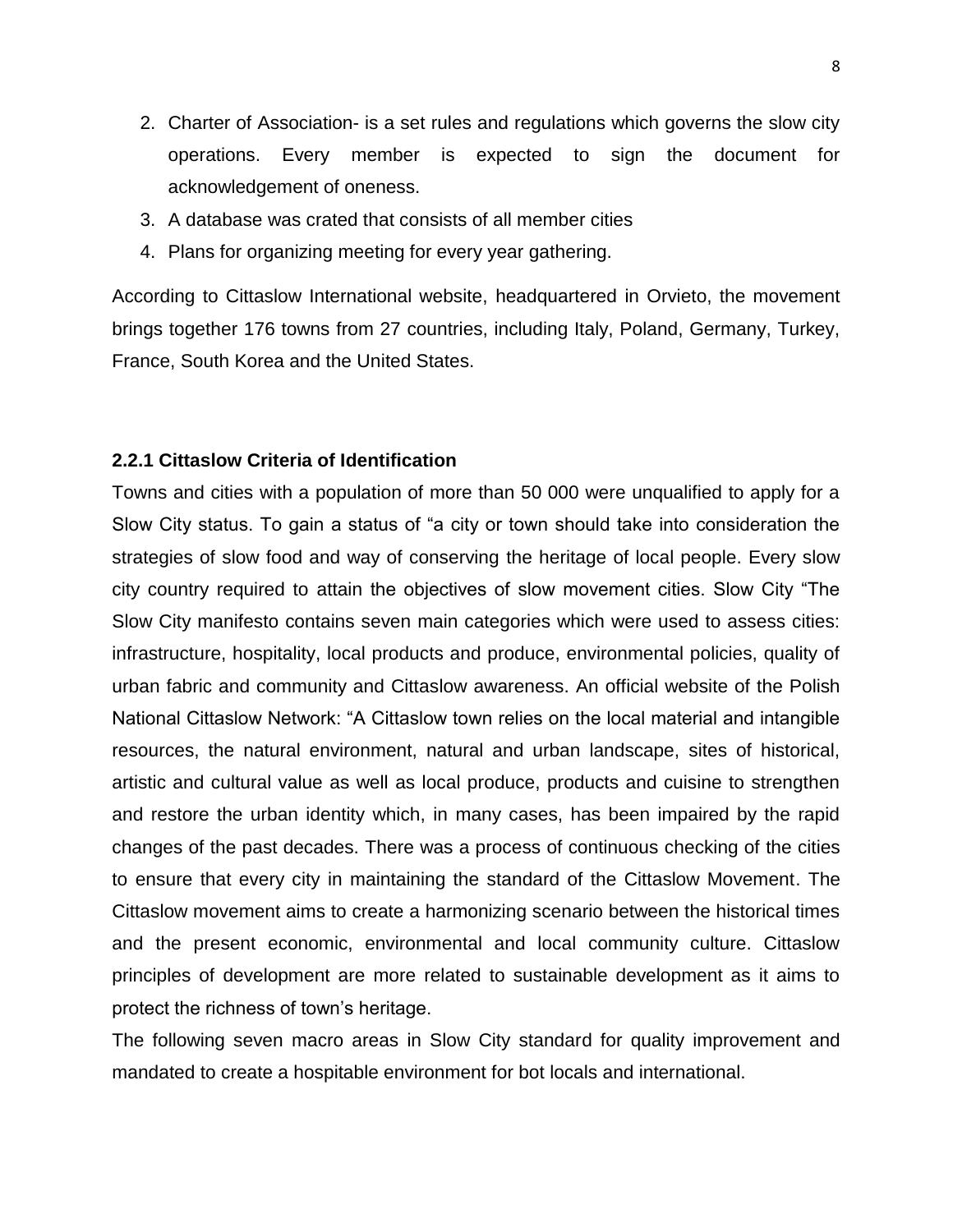2. Charter of Association- is a set rules and regulations which governs the slow city operations. Every member is expected to sign the document for acknowledgement of oneness.
3. A database was crated that consists of all member cities
4. Plans for organizing meeting for every year gathering.

According to Cittaslow International website, headquartered in Orvieto, the movement brings together 176 towns from 27 countries, including Italy, Poland, Germany, Turkey, France, South Korea and the United States.

### 2.2.1 Cittaslow Criteria of Identification

Towns and cities with a population of more than 50 000 were unqualified to apply for a Slow City status. To gain a status of "a city or town should take into consideration the strategies of slow food and way of conserving the heritage of local people. Every slow city country required to attain the objectives of slow movement cities. Slow City "The Slow City manifesto contains seven main categories which were used to assess cities: infrastructure, hospitality, local products and produce, environmental policies, quality of urban fabric and community and Cittaslow awareness. An official website of the Polish National Cittaslow Network: "A Cittaslow town relies on the local material and intangible resources, the natural environment, natural and urban landscape, sites of historical, artistic and cultural value as well as local produce, products and cuisine to strengthen and restore the urban identity which, in many cases, has been impaired by the rapid changes of the past decades. There was a process of continuous checking of the cities to ensure that every city in maintaining the standard of the Cittaslow Movement. The Cittaslow movement aims to create a harmonizing scenario between the historical times and the present economic, environmental and local community culture. Cittaslow principles of development are more related to sustainable development as it aims to protect the richness of town's heritage.

The following seven macro areas in Slow City standard for quality improvement and mandated to create a hospitable environment for bot locals and international.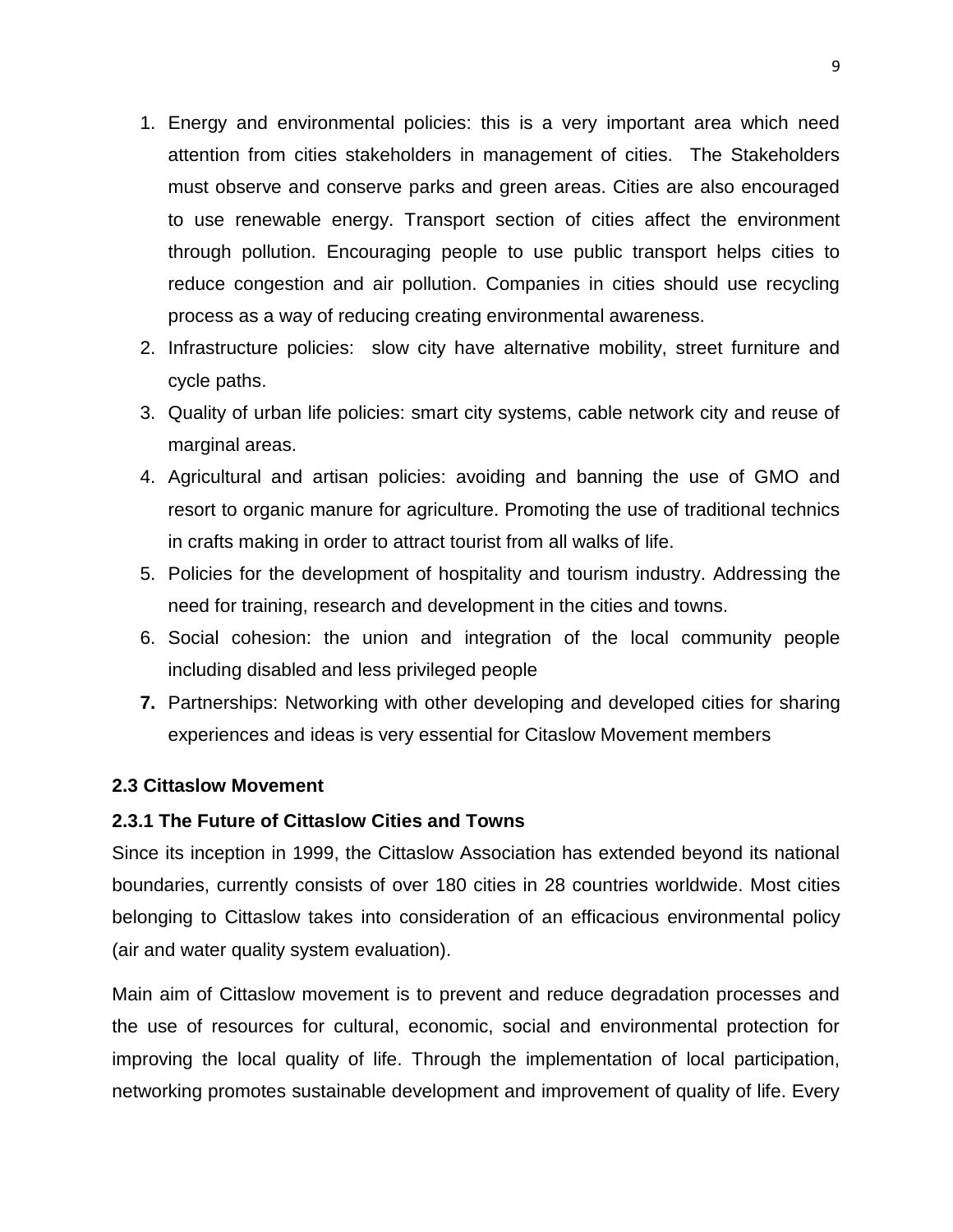1. Energy and environmental policies: this is a very important area which need attention from cities stakeholders in management of cities. The Stakeholders must observe and conserve parks and green areas. Cities are also encouraged to use renewable energy. Transport section of cities affect the environment through pollution. Encouraging people to use public transport helps cities to reduce congestion and air pollution. Companies in cities should use recycling process as a way of reducing creating environmental awareness.
2. Infrastructure policies: slow city have alternative mobility, street furniture and cycle paths.
3. Quality of urban life policies: smart city systems, cable network city and reuse of marginal areas.
4. Agricultural and artisan policies: avoiding and banning the use of GMO and resort to organic manure for agriculture. Promoting the use of traditional technics in crafts making in order to attract tourist from all walks of life.
5. Policies for the development of hospitality and tourism industry. Addressing the need for training, research and development in the cities and towns.
6. Social cohesion: the union and integration of the local community people including disabled and less privileged people
7. Partnerships: Networking with other developing and developed cities for sharing experiences and ideas is very essential for Citaslow Movement members

### 2.3 Cittaslow Movement

#### 2.3.1 The Future of Cittaslow Cities and Towns

Since its inception in 1999, the Cittaslow Association has extended beyond its national boundaries, currently consists of over 180 cities in 28 countries worldwide. Most cities belonging to Cittaslow takes into consideration of an efficacious environmental policy (air and water quality system evaluation).

Main aim of Cittaslow movement is to prevent and reduce degradation processes and the use of resources for cultural, economic, social and environmental protection for improving the local quality of life. Through the implementation of local participation, networking promotes sustainable development and improvement of quality of life. Every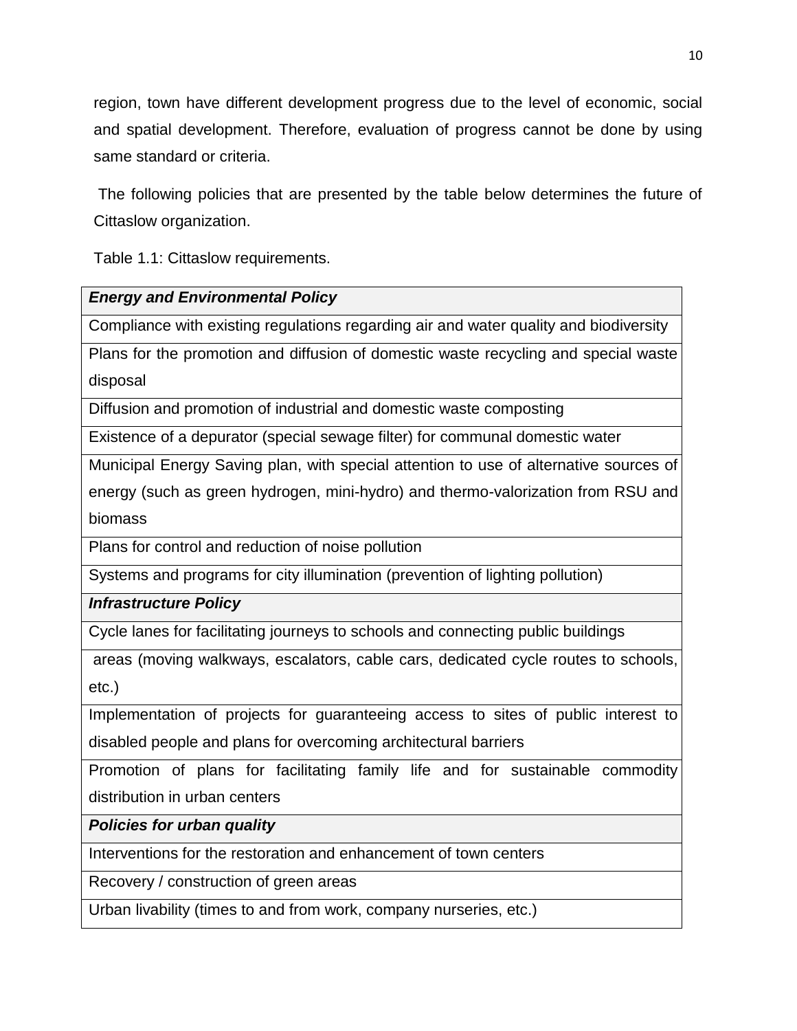region, town have different development progress due to the level of economic, social and spatial development. Therefore, evaluation of progress cannot be done by using same standard or criteria.

The following policies that are presented by the table below determines the future of Cittaslow organization.

Table 1.1: Cittaslow requirements.

| ***Energy and Environmental Policy*** |
|---|
| Compliance with existing regulations regarding air and water quality and biodiversity |
| Plans for the promotion and diffusion of domestic waste recycling and special waste disposal |
| Diffusion and promotion of industrial and domestic waste composting |
| Existence of a depurator (special sewage filter) for communal domestic water |
| Municipal Energy Saving plan, with special attention to use of alternative sources of energy (such as green hydrogen, mini-hydro) and thermo-valorization from RSU and biomass |
| Plans for control and reduction of noise pollution |
| Systems and programs for city illumination (prevention of lighting pollution) |
| ***Infrastructure Policy*** |
| Cycle lanes for facilitating journeys to schools and connecting public buildings |
| areas (moving walkways, escalators, cable cars, dedicated cycle routes to schools, etc.) |
| Implementation of projects for guaranteeing access to sites of public interest to disabled people and plans for overcoming architectural barriers |
| Promotion of plans for facilitating family life and for sustainable commodity distribution in urban centers |
| ***Policies for urban quality*** |
| Interventions for the restoration and enhancement of town centers |
| Recovery / construction of green areas |
| Urban livability (times to and from work, company nurseries, etc.) |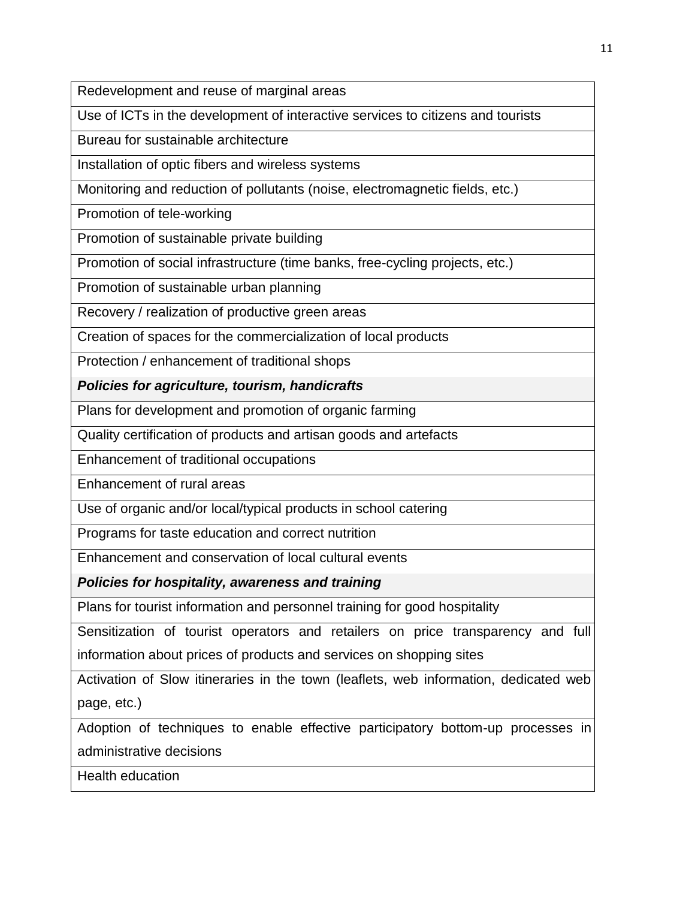| Redevelopment and reuse of marginal areas |
|---|
| Use of ICTs in the development of interactive services to citizens and tourists |
| Bureau for sustainable architecture |
| Installation of optic fibers and wireless systems |
| Monitoring and reduction of pollutants (noise, electromagnetic fields, etc.) |
| Promotion of tele-working |
| Promotion of sustainable private building |
| Promotion of social infrastructure (time banks, free-cycling projects, etc.) |
| Promotion of sustainable urban planning |
| Recovery / realization of productive green areas |
| Creation of spaces for the commercialization of local products |
| Protection / enhancement of traditional shops |
| ***Policies for agriculture, tourism, handicrafts*** |
| Plans for development and promotion of organic farming |
| Quality certification of products and artisan goods and artefacts |
| Enhancement of traditional occupations |
| Enhancement of rural areas |
| Use of organic and/or local/typical products in school catering |
| Programs for taste education and correct nutrition |
| Enhancement and conservation of local cultural events |
| ***Policies for hospitality, awareness and training*** |
| Plans for tourist information and personnel training for good hospitality |
| Sensitization of tourist operators and retailers on price transparency and full information about prices of products and services on shopping sites |
| Activation of Slow itineraries in the town (leaflets, web information, dedicated web page, etc.) |
| Adoption of techniques to enable effective participatory bottom-up processes in administrative decisions |
| Health education |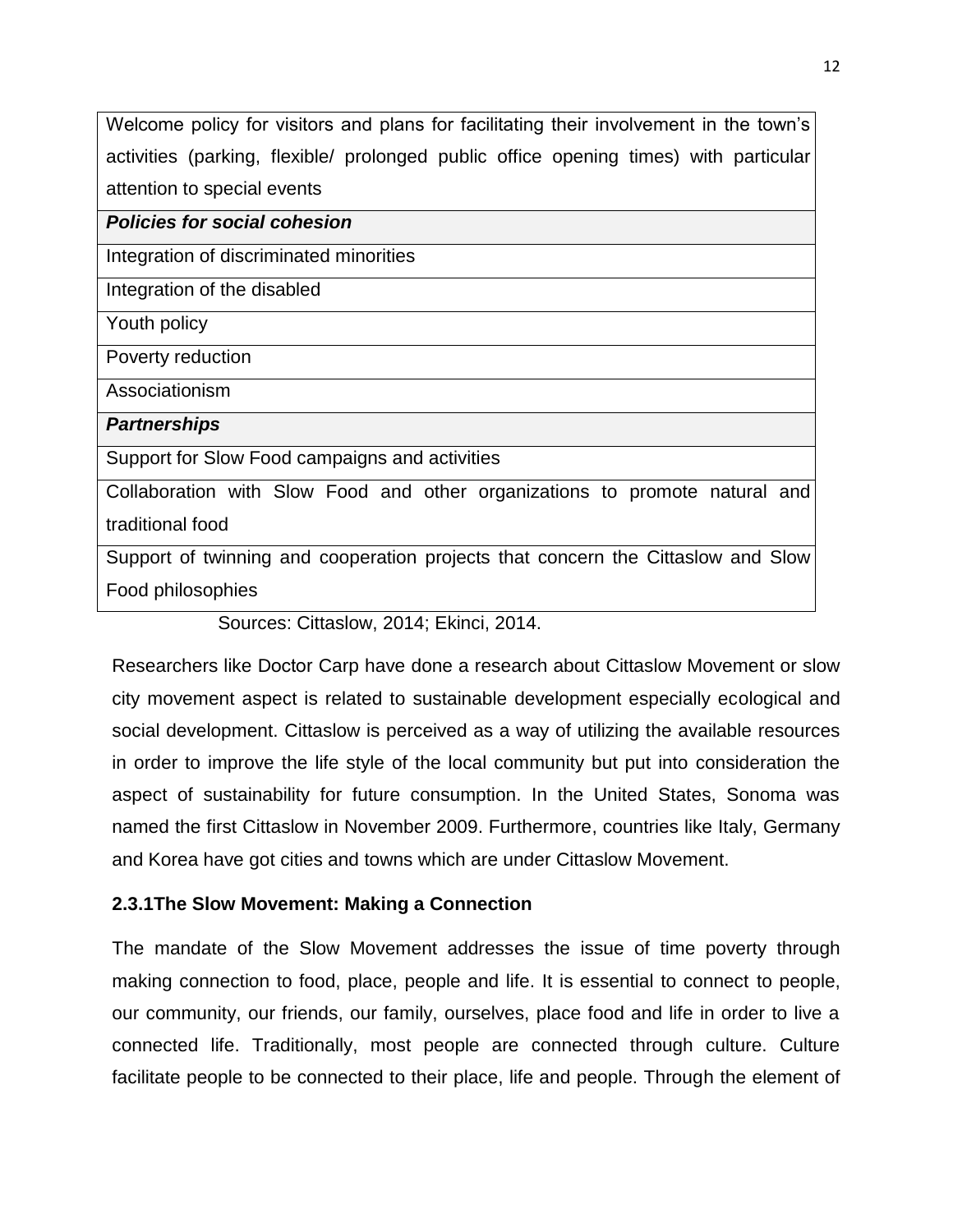| Welcome policy for visitors and plans for facilitating their involvement in the town's activities (parking, flexible/ prolonged public office opening times) with particular attention to special events |
|---|
| ***Policies for social cohesion*** |
| Integration of discriminated minorities |
| Integration of the disabled |
| Youth policy |
| Poverty reduction |
| Associationism |
| ***Partnerships*** |
| Support for Slow Food campaigns and activities |
| Collaboration with Slow Food and other organizations to promote natural and traditional food |
| Support of twinning and cooperation projects that concern the Cittaslow and Slow Food philosophies |

Sources: Cittaslow, 2014; Ekinci, 2014.

Researchers like Doctor Carp have done a research about Cittaslow Movement or slow city movement aspect is related to sustainable development especially ecological and social development. Cittaslow is perceived as a way of utilizing the available resources in order to improve the life style of the local community but put into consideration the aspect of sustainability for future consumption. In the United States, Sonoma was named the first Cittaslow in November 2009. Furthermore, countries like Italy, Germany and Korea have got cities and towns which are under Cittaslow Movement.

### 2.3.1The Slow Movement: Making a Connection

The mandate of the Slow Movement addresses the issue of time poverty through making connection to food, place, people and life. It is essential to connect to people, our community, our friends, our family, ourselves, place food and life in order to live a connected life. Traditionally, most people are connected through culture. Culture facilitate people to be connected to their place, life and people. Through the element of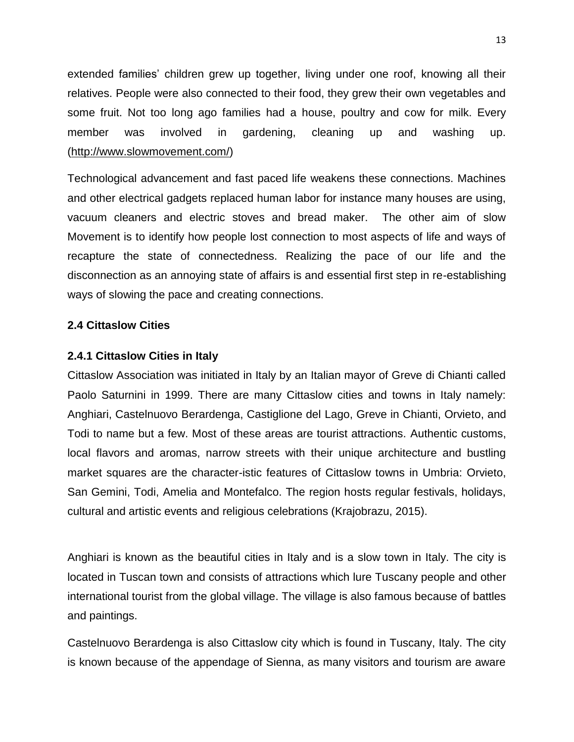extended families' children grew up together, living under one roof, knowing all their relatives. People were also connected to their food, they grew their own vegetables and some fruit. Not too long ago families had a house, poultry and cow for milk. Every member was involved in gardening, cleaning up and washing up. (http://www.slowmovement.com/)

Technological advancement and fast paced life weakens these connections. Machines and other electrical gadgets replaced human labor for instance many houses are using, vacuum cleaners and electric stoves and bread maker. The other aim of slow Movement is to identify how people lost connection to most aspects of life and ways of recapture the state of connectedness. Realizing the pace of our life and the disconnection as an annoying state of affairs is and essential first step in re-establishing ways of slowing the pace and creating connections.

### 2.4 Cittaslow Cities

#### 2.4.1 Cittaslow Cities in Italy

Cittaslow Association was initiated in Italy by an Italian mayor of Greve di Chianti called Paolo Saturnini in 1999. There are many Cittaslow cities and towns in Italy namely: Anghiari, Castelnuovo Berardenga, Castiglione del Lago, Greve in Chianti, Orvieto, and Todi to name but a few. Most of these areas are tourist attractions. Authentic customs, local flavors and aromas, narrow streets with their unique architecture and bustling market squares are the character-istic features of Cittaslow towns in Umbria: Orvieto, San Gemini, Todi, Amelia and Montefalco. The region hosts regular festivals, holidays, cultural and artistic events and religious celebrations (Krajobrazu, 2015).

Anghiari is known as the beautiful cities in Italy and is a slow town in Italy. The city is located in Tuscan town and consists of attractions which lure Tuscany people and other international tourist from the global village. The village is also famous because of battles and paintings.

Castelnuovo Berardenga is also Cittaslow city which is found in Tuscany, Italy. The city is known because of the appendage of Sienna, as many visitors and tourism are aware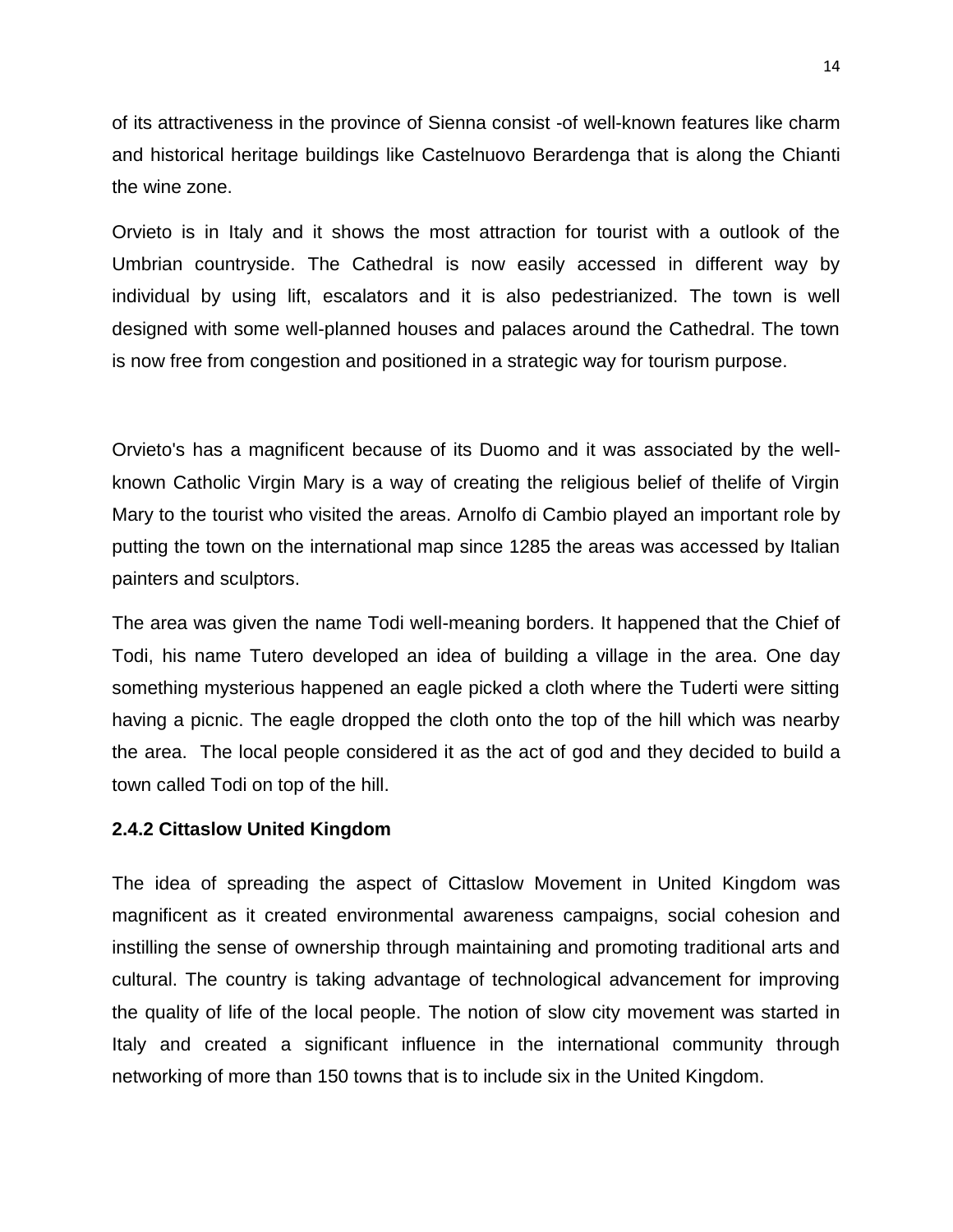of its attractiveness in the province of Sienna consist -of well-known features like charm and historical heritage buildings like Castelnuovo Berardenga that is along the Chianti the wine zone.

Orvieto is in Italy and it shows the most attraction for tourist with a outlook of the Umbrian countryside. The Cathedral is now easily accessed in different way by individual by using lift, escalators and it is also pedestrianized. The town is well designed with some well-planned houses and palaces around the Cathedral. The town is now free from congestion and positioned in a strategic way for tourism purpose.

Orvieto's has a magnificent because of its Duomo and it was associated by the well-known Catholic Virgin Mary is a way of creating the religious belief of thelife of Virgin Mary to the tourist who visited the areas. Arnolfo di Cambio played an important role by putting the town on the international map since 1285 the areas was accessed by Italian painters and sculptors.

The area was given the name Todi well-meaning borders. It happened that the Chief of Todi, his name Tutero developed an idea of building a village in the area. One day something mysterious happened an eagle picked a cloth where the Tuderti were sitting having a picnic. The eagle dropped the cloth onto the top of the hill which was nearby the area.  The local people considered it as the act of god and they decided to build a town called Todi on top of the hill.

### 2.4.2 Cittaslow United Kingdom

The idea of spreading the aspect of Cittaslow Movement in United Kingdom was magnificent as it created environmental awareness campaigns, social cohesion and instilling the sense of ownership through maintaining and promoting traditional arts and cultural. The country is taking advantage of technological advancement for improving the quality of life of the local people. The notion of slow city movement was started in Italy and created a significant influence in the international community through networking of more than 150 towns that is to include six in the United Kingdom.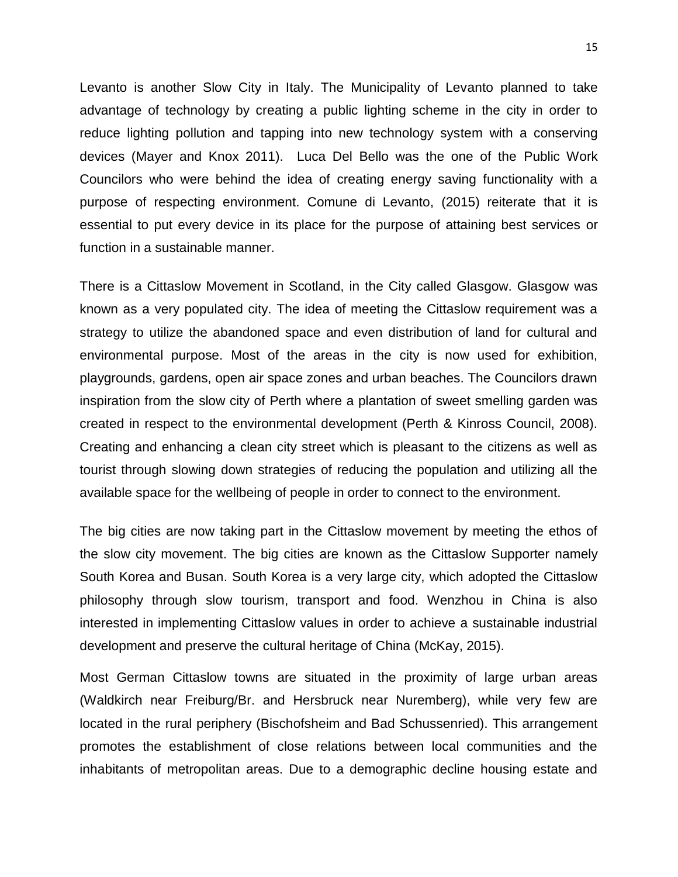Levanto is another Slow City in Italy. The Municipality of Levanto planned to take advantage of technology by creating a public lighting scheme in the city in order to reduce lighting pollution and tapping into new technology system with a conserving devices (Mayer and Knox 2011). Luca Del Bello was the one of the Public Work Councilors who were behind the idea of creating energy saving functionality with a purpose of respecting environment. Comune di Levanto, (2015) reiterate that it is essential to put every device in its place for the purpose of attaining best services or function in a sustainable manner.

There is a Cittaslow Movement in Scotland, in the City called Glasgow. Glasgow was known as a very populated city. The idea of meeting the Cittaslow requirement was a strategy to utilize the abandoned space and even distribution of land for cultural and environmental purpose. Most of the areas in the city is now used for exhibition, playgrounds, gardens, open air space zones and urban beaches. The Councilors drawn inspiration from the slow city of Perth where a plantation of sweet smelling garden was created in respect to the environmental development (Perth & Kinross Council, 2008). Creating and enhancing a clean city street which is pleasant to the citizens as well as tourist through slowing down strategies of reducing the population and utilizing all the available space for the wellbeing of people in order to connect to the environment.

The big cities are now taking part in the Cittaslow movement by meeting the ethos of the slow city movement. The big cities are known as the Cittaslow Supporter namely South Korea and Busan. South Korea is a very large city, which adopted the Cittaslow philosophy through slow tourism, transport and food. Wenzhou in China is also interested in implementing Cittaslow values in order to achieve a sustainable industrial development and preserve the cultural heritage of China (McKay, 2015).

Most German Cittaslow towns are situated in the proximity of large urban areas (Waldkirch near Freiburg/Br. and Hersbruck near Nuremberg), while very few are located in the rural periphery (Bischofsheim and Bad Schussenried). This arrangement promotes the establishment of close relations between local communities and the inhabitants of metropolitan areas. Due to a demographic decline housing estate and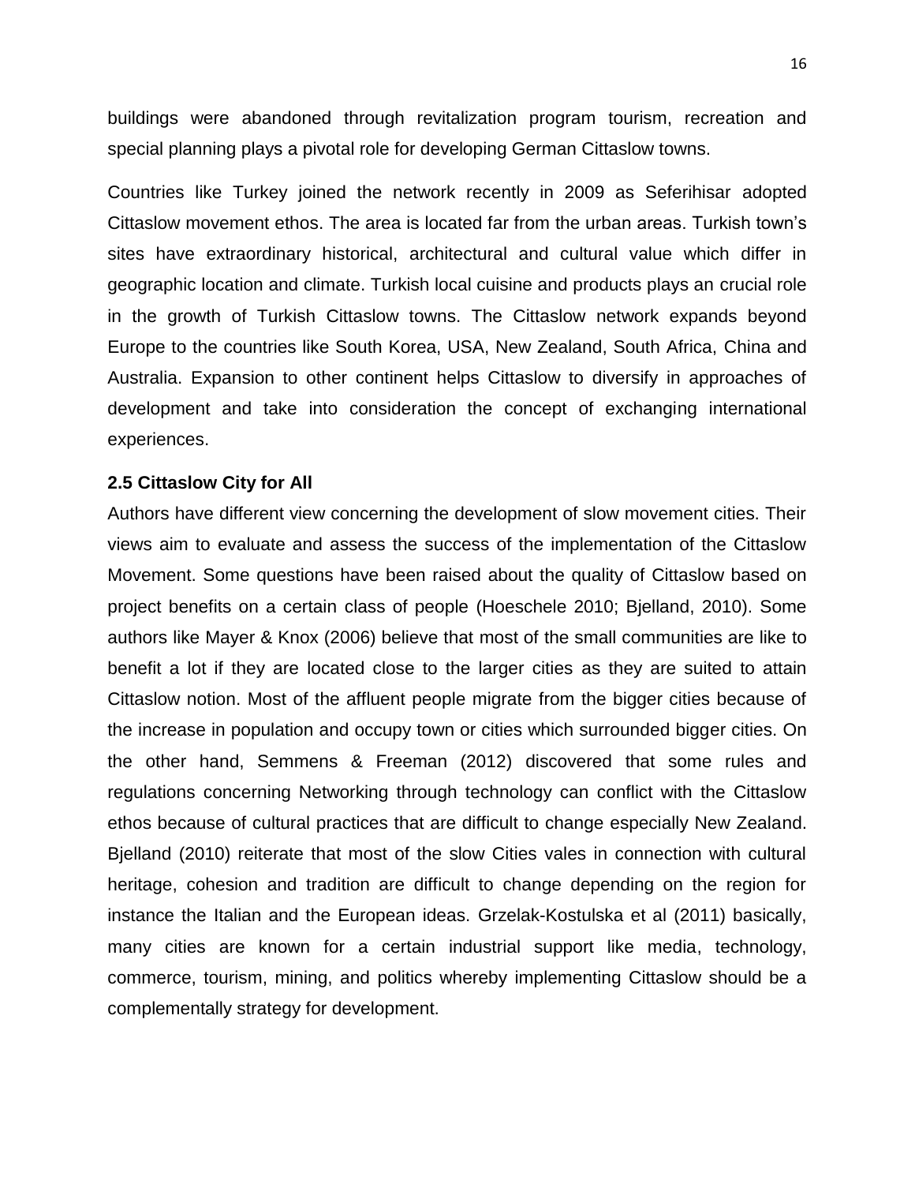buildings were abandoned through revitalization program tourism, recreation and special planning plays a pivotal role for developing German Cittaslow towns.

Countries like Turkey joined the network recently in 2009 as Seferihisar adopted Cittaslow movement ethos. The area is located far from the urban areas. Turkish town's sites have extraordinary historical, architectural and cultural value which differ in geographic location and climate. Turkish local cuisine and products plays an crucial role in the growth of Turkish Cittaslow towns. The Cittaslow network expands beyond Europe to the countries like South Korea, USA, New Zealand, South Africa, China and Australia. Expansion to other continent helps Cittaslow to diversify in approaches of development and take into consideration the concept of exchanging international experiences.

**2.5 Cittaslow City for All**

Authors have different view concerning the development of slow movement cities. Their views aim to evaluate and assess the success of the implementation of the Cittaslow Movement. Some questions have been raised about the quality of Cittaslow based on project benefits on a certain class of people (Hoeschele 2010; Bjelland, 2010). Some authors like Mayer & Knox (2006) believe that most of the small communities are like to benefit a lot if they are located close to the larger cities as they are suited to attain Cittaslow notion. Most of the affluent people migrate from the bigger cities because of the increase in population and occupy town or cities which surrounded bigger cities. On the other hand, Semmens & Freeman (2012) discovered that some rules and regulations concerning Networking through technology can conflict with the Cittaslow ethos because of cultural practices that are difficult to change especially New Zealand. Bjelland (2010) reiterate that most of the slow Cities vales in connection with cultural heritage, cohesion and tradition are difficult to change depending on the region for instance the Italian and the European ideas. Grzelak-Kostulska et al (2011) basically, many cities are known for a certain industrial support like media, technology, commerce, tourism, mining, and politics whereby implementing Cittaslow should be a complementally strategy for development.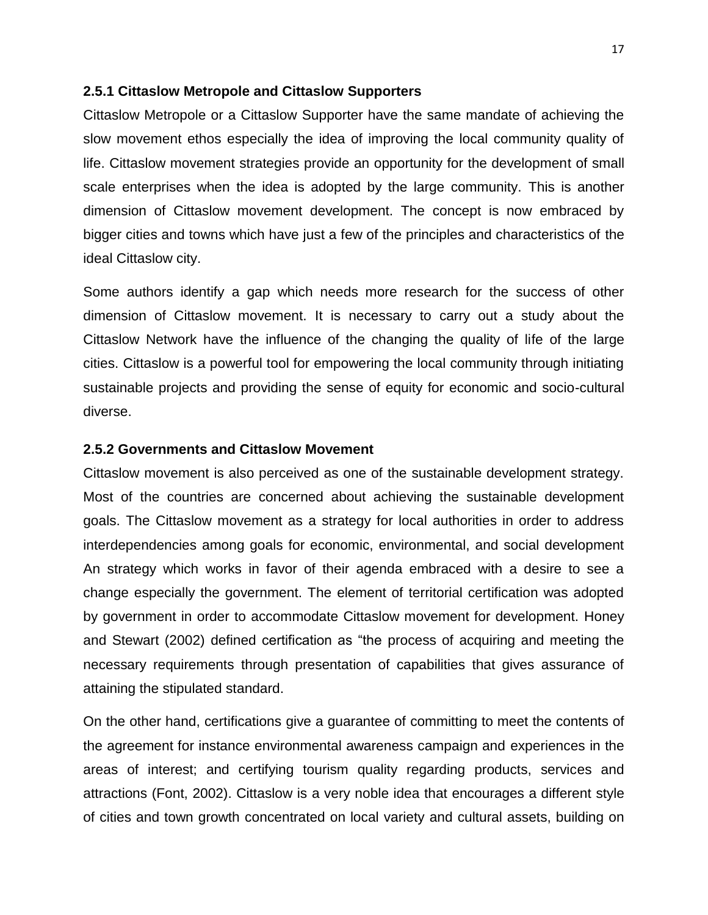### 2.5.1 Cittaslow Metropole and Cittaslow Supporters

Cittaslow Metropole or a Cittaslow Supporter have the same mandate of achieving the slow movement ethos especially the idea of improving the local community quality of life. Cittaslow movement strategies provide an opportunity for the development of small scale enterprises when the idea is adopted by the large community. This is another dimension of Cittaslow movement development. The concept is now embraced by bigger cities and towns which have just a few of the principles and characteristics of the ideal Cittaslow city.

Some authors identify a gap which needs more research for the success of other dimension of Cittaslow movement. It is necessary to carry out a study about the Cittaslow Network have the influence of the changing the quality of life of the large cities. Cittaslow is a powerful tool for empowering the local community through initiating sustainable projects and providing the sense of equity for economic and socio-cultural diverse.

### 2.5.2 Governments and Cittaslow Movement

Cittaslow movement is also perceived as one of the sustainable development strategy. Most of the countries are concerned about achieving the sustainable development goals. The Cittaslow movement as a strategy for local authorities in order to address interdependencies among goals for economic, environmental, and social development An strategy which works in favor of their agenda embraced with a desire to see a change especially the government. The element of territorial certification was adopted by government in order to accommodate Cittaslow movement for development. Honey and Stewart (2002) defined certification as "the process of acquiring and meeting the necessary requirements through presentation of capabilities that gives assurance of attaining the stipulated standard.

On the other hand, certifications give a guarantee of committing to meet the contents of the agreement for instance environmental awareness campaign and experiences in the areas of interest; and certifying tourism quality regarding products, services and attractions (Font, 2002). Cittaslow is a very noble idea that encourages a different style of cities and town growth concentrated on local variety and cultural assets, building on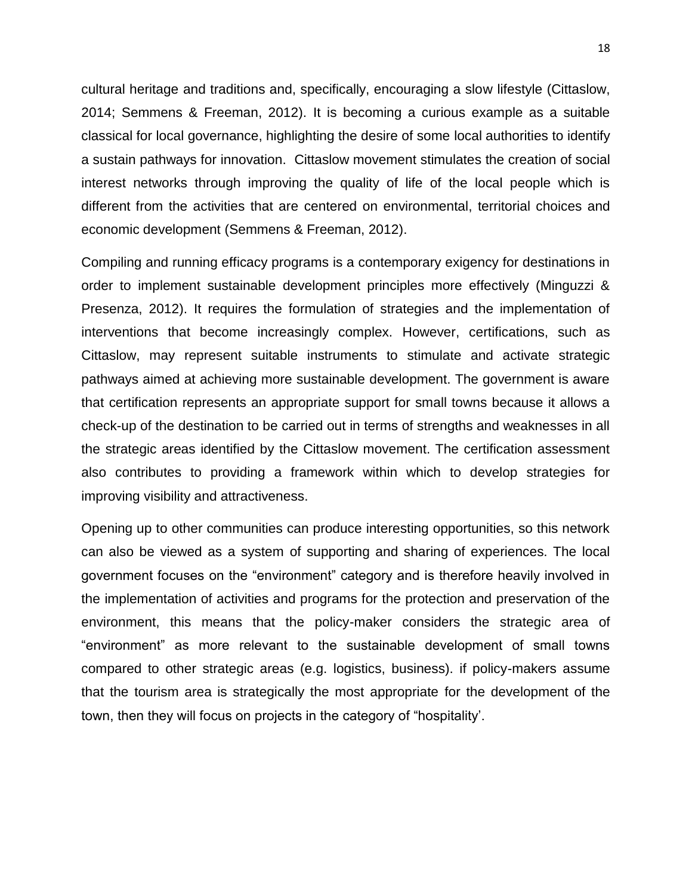cultural heritage and traditions and, specifically, encouraging a slow lifestyle (Cittaslow, 2014; Semmens & Freeman, 2012). It is becoming a curious example as a suitable classical for local governance, highlighting the desire of some local authorities to identify a sustain pathways for innovation. Cittaslow movement stimulates the creation of social interest networks through improving the quality of life of the local people which is different from the activities that are centered on environmental, territorial choices and economic development (Semmens & Freeman, 2012).

Compiling and running efficacy programs is a contemporary exigency for destinations in order to implement sustainable development principles more effectively (Minguzzi & Presenza, 2012). It requires the formulation of strategies and the implementation of interventions that become increasingly complex. However, certifications, such as Cittaslow, may represent suitable instruments to stimulate and activate strategic pathways aimed at achieving more sustainable development. The government is aware that certification represents an appropriate support for small towns because it allows a check-up of the destination to be carried out in terms of strengths and weaknesses in all the strategic areas identified by the Cittaslow movement. The certification assessment also contributes to providing a framework within which to develop strategies for improving visibility and attractiveness.

Opening up to other communities can produce interesting opportunities, so this network can also be viewed as a system of supporting and sharing of experiences. The local government focuses on the "environment" category and is therefore heavily involved in the implementation of activities and programs for the protection and preservation of the environment, this means that the policy-maker considers the strategic area of "environment" as more relevant to the sustainable development of small towns compared to other strategic areas (e.g. logistics, business). if policy-makers assume that the tourism area is strategically the most appropriate for the development of the town, then they will focus on projects in the category of "hospitality'.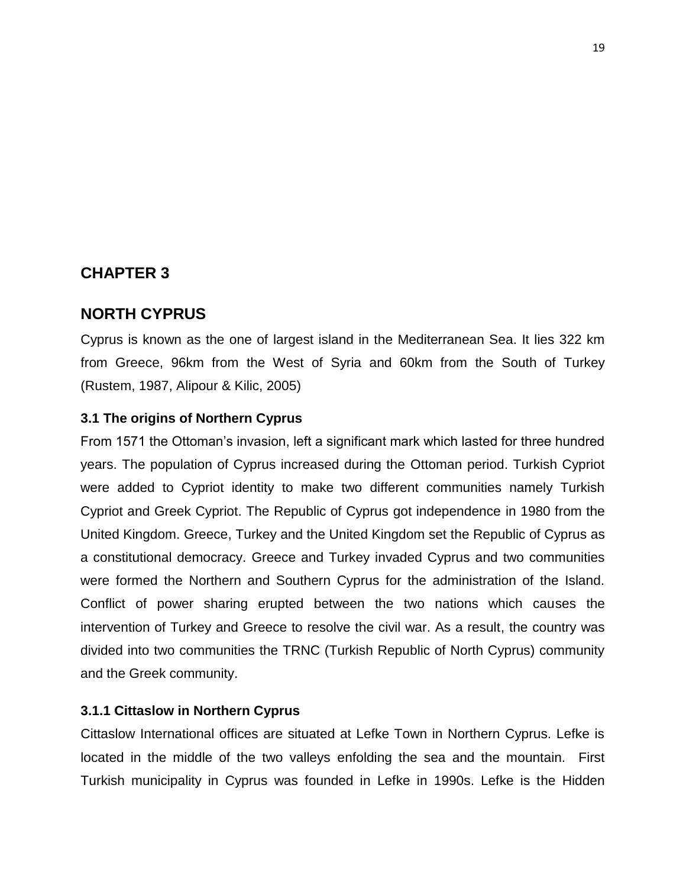# CHAPTER 3

# NORTH CYPRUS

Cyprus is known as the one of largest island in the Mediterranean Sea. It lies 322 km from Greece, 96km from the West of Syria and 60km from the South of Turkey (Rustem, 1987, Alipour & Kilic, 2005)

### 3.1 The origins of Northern Cyprus

From 1571 the Ottoman's invasion, left a significant mark which lasted for three hundred years. The population of Cyprus increased during the Ottoman period. Turkish Cypriot were added to Cypriot identity to make two different communities namely Turkish Cypriot and Greek Cypriot. The Republic of Cyprus got independence in 1980 from the United Kingdom. Greece, Turkey and the United Kingdom set the Republic of Cyprus as a constitutional democracy. Greece and Turkey invaded Cyprus and two communities were formed the Northern and Southern Cyprus for the administration of the Island. Conflict of power sharing erupted between the two nations which causes the intervention of Turkey and Greece to resolve the civil war. As a result, the country was divided into two communities the TRNC (Turkish Republic of North Cyprus) community and the Greek community.

#### 3.1.1 Cittaslow in Northern Cyprus

Cittaslow International offices are situated at Lefke Town in Northern Cyprus. Lefke is located in the middle of the two valleys enfolding the sea and the mountain. First Turkish municipality in Cyprus was founded in Lefke in 1990s. Lefke is the Hidden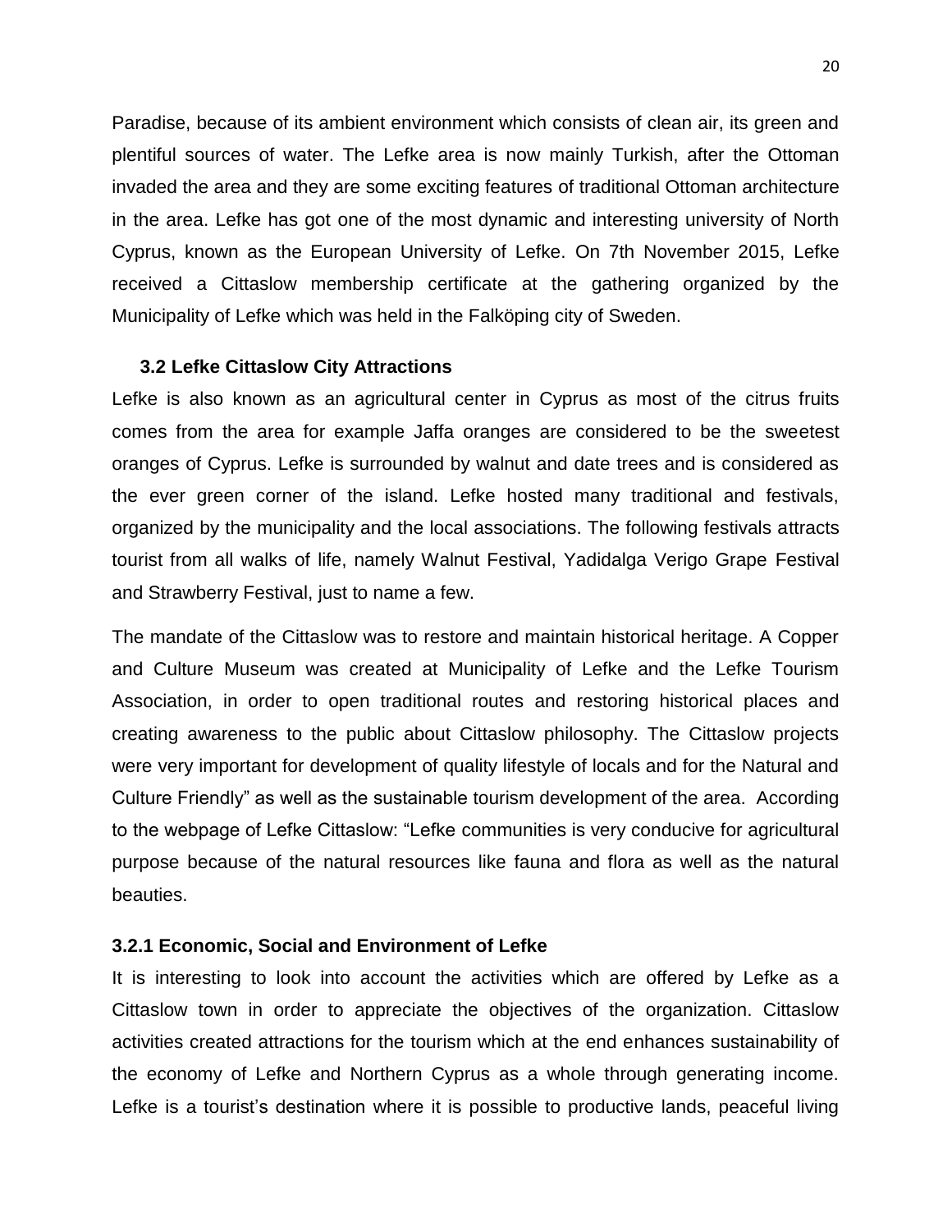Paradise, because of its ambient environment which consists of clean air, its green and plentiful sources of water. The Lefke area is now mainly Turkish, after the Ottoman invaded the area and they are some exciting features of traditional Ottoman architecture in the area. Lefke has got one of the most dynamic and interesting university of North Cyprus, known as the European University of Lefke. On 7th November 2015, Lefke received a Cittaslow membership certificate at the gathering organized by the Municipality of Lefke which was held in the Falköping city of Sweden.

### 3.2 Lefke Cittaslow City Attractions

Lefke is also known as an agricultural center in Cyprus as most of the citrus fruits comes from the area for example Jaffa oranges are considered to be the sweetest oranges of Cyprus. Lefke is surrounded by walnut and date trees and is considered as the ever green corner of the island. Lefke hosted many traditional and festivals, organized by the municipality and the local associations. The following festivals attracts tourist from all walks of life, namely Walnut Festival, Yadidalga Verigo Grape Festival and Strawberry Festival, just to name a few.

The mandate of the Cittaslow was to restore and maintain historical heritage. A Copper and Culture Museum was created at Municipality of Lefke and the Lefke Tourism Association, in order to open traditional routes and restoring historical places and creating awareness to the public about Cittaslow philosophy. The Cittaslow projects were very important for development of quality lifestyle of locals and for the Natural and Culture Friendly" as well as the sustainable tourism development of the area. According to the webpage of Lefke Cittaslow: "Lefke communities is very conducive for agricultural purpose because of the natural resources like fauna and flora as well as the natural beauties.

#### 3.2.1 Economic, Social and Environment of Lefke

It is interesting to look into account the activities which are offered by Lefke as a Cittaslow town in order to appreciate the objectives of the organization. Cittaslow activities created attractions for the tourism which at the end enhances sustainability of the economy of Lefke and Northern Cyprus as a whole through generating income. Lefke is a tourist's destination where it is possible to productive lands, peaceful living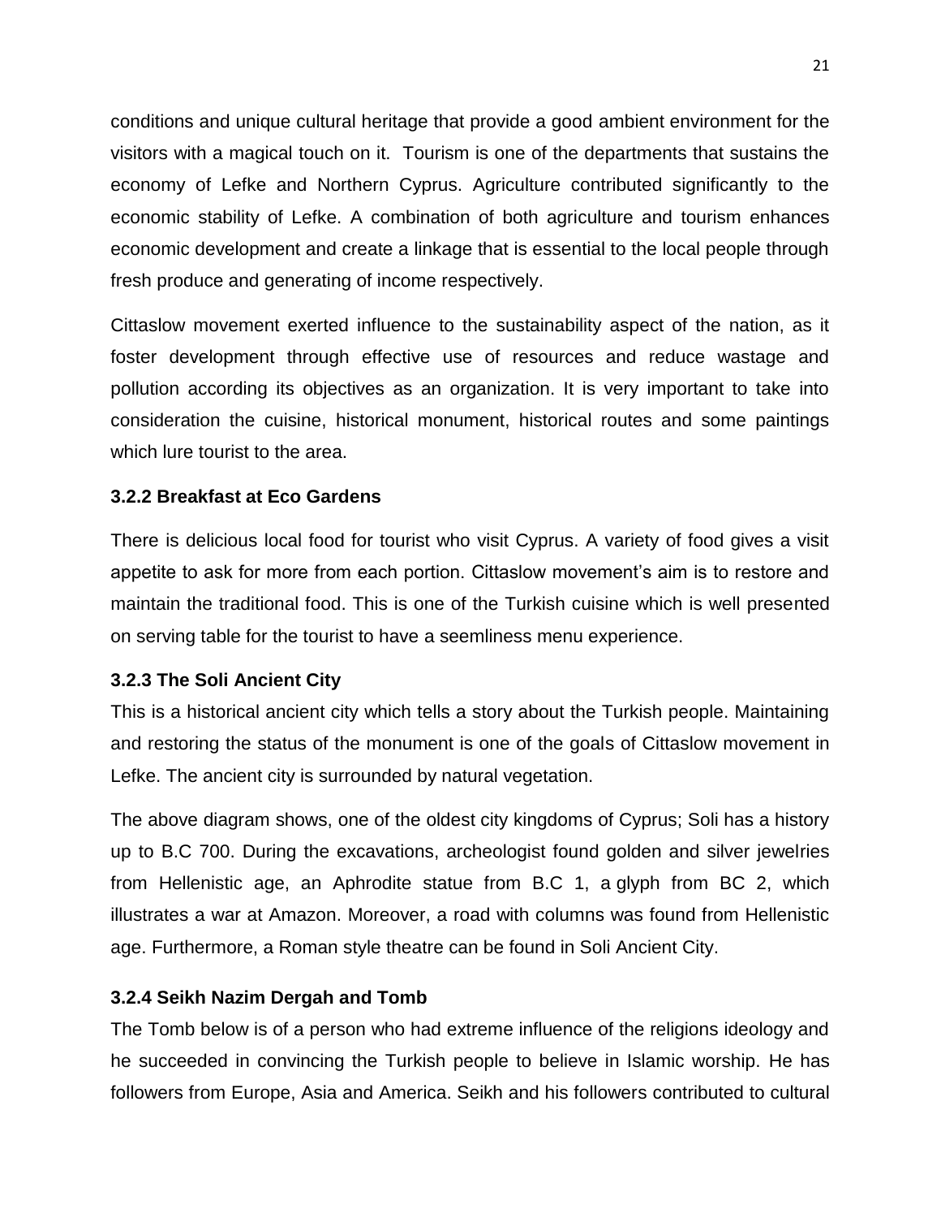conditions and unique cultural heritage that provide a good ambient environment for the visitors with a magical touch on it. Tourism is one of the departments that sustains the economy of Lefke and Northern Cyprus. Agriculture contributed significantly to the economic stability of Lefke. A combination of both agriculture and tourism enhances economic development and create a linkage that is essential to the local people through fresh produce and generating of income respectively.

Cittaslow movement exerted influence to the sustainability aspect of the nation, as it foster development through effective use of resources and reduce wastage and pollution according its objectives as an organization. It is very important to take into consideration the cuisine, historical monument, historical routes and some paintings which lure tourist to the area.

### 3.2.2 Breakfast at Eco Gardens

There is delicious local food for tourist who visit Cyprus. A variety of food gives a visit appetite to ask for more from each portion. Cittaslow movement's aim is to restore and maintain the traditional food. This is one of the Turkish cuisine which is well presented on serving table for the tourist to have a seemliness menu experience.

### 3.2.3 The Soli Ancient City

This is a historical ancient city which tells a story about the Turkish people. Maintaining and restoring the status of the monument is one of the goals of Cittaslow movement in Lefke. The ancient city is surrounded by natural vegetation.

The above diagram shows, one of the oldest city kingdoms of Cyprus; Soli has a history up to B.C 700. During the excavations, archeologist found golden and silver jewelries from Hellenistic age, an Aphrodite statue from B.C 1, a glyph from BC 2, which illustrates a war at Amazon. Moreover, a road with columns was found from Hellenistic age. Furthermore, a Roman style theatre can be found in Soli Ancient City.

### 3.2.4 Seikh Nazim Dergah and Tomb

The Tomb below is of a person who had extreme influence of the religions ideology and he succeeded in convincing the Turkish people to believe in Islamic worship. He has followers from Europe, Asia and America. Seikh and his followers contributed to cultural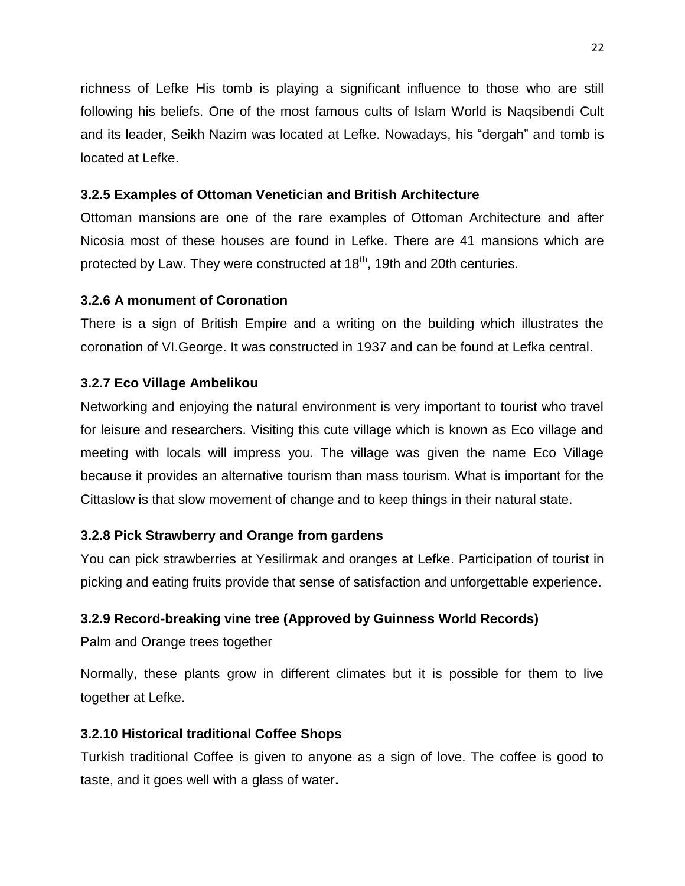richness of Lefke His tomb is playing a significant influence to those who are still following his beliefs. One of the most famous cults of Islam World is Naqsibendi Cult and its leader, Seikh Nazim was located at Lefke. Nowadays, his “dergah” and tomb is located at Lefke.

### 3.2.5 Examples of Ottoman Venetician and British Architecture

Ottoman mansions are one of the rare examples of Ottoman Architecture and after Nicosia most of these houses are found in Lefke. There are 41 mansions which are protected by Law. They were constructed at 18th, 19th and 20th centuries.

### 3.2.6 A monument of Coronation

There is a sign of British Empire and a writing on the building which illustrates the coronation of VI.George. It was constructed in 1937 and can be found at Lefka central.

### 3.2.7 Eco Village Ambelikou

Networking and enjoying the natural environment is very important to tourist who travel for leisure and researchers. Visiting this cute village which is known as Eco village and meeting with locals will impress you. The village was given the name Eco Village because it provides an alternative tourism than mass tourism. What is important for the Cittaslow is that slow movement of change and to keep things in their natural state.

### 3.2.8 Pick Strawberry and Orange from gardens

You can pick strawberries at Yesilirmak and oranges at Lefke. Participation of tourist in picking and eating fruits provide that sense of satisfaction and unforgettable experience.

### 3.2.9 Record-breaking vine tree (Approved by Guinness World Records)

Palm and Orange trees together

Normally, these plants grow in different climates but it is possible for them to live together at Lefke.

### 3.2.10 Historical traditional Coffee Shops

Turkish traditional Coffee is given to anyone as a sign of love. The coffee is good to taste, and it goes well with a glass of water.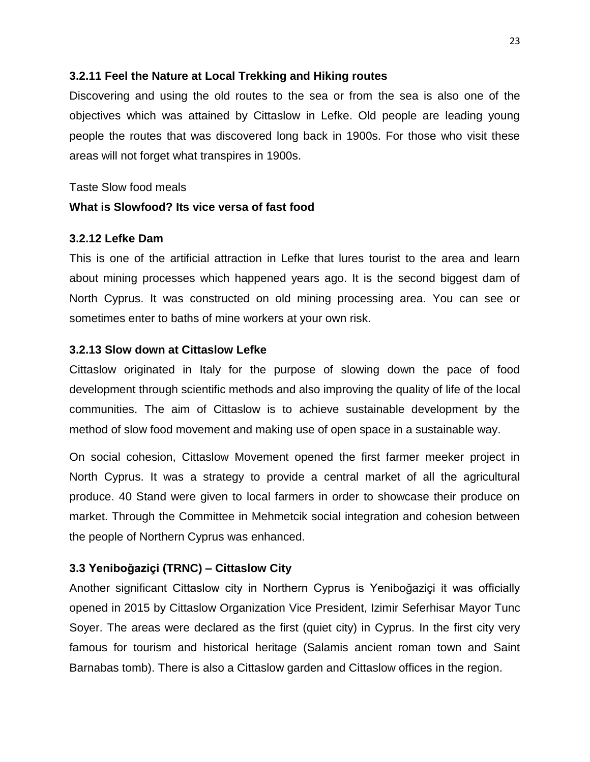### 3.2.11 Feel the Nature at Local Trekking and Hiking routes

Discovering and using the old routes to the sea or from the sea is also one of the objectives which was attained by Cittaslow in Lefke. Old people are leading young people the routes that was discovered long back in 1900s. For those who visit these areas will not forget what transpires in 1900s.

Taste Slow food meals

**What is Slowfood? Its vice versa of fast food**

### 3.2.12 Lefke Dam

This is one of the artificial attraction in Lefke that lures tourist to the area and learn about mining processes which happened years ago. It is the second biggest dam of North Cyprus. It was constructed on old mining processing area. You can see or sometimes enter to baths of mine workers at your own risk.

### 3.2.13 Slow down at Cittaslow Lefke

Cittaslow originated in Italy for the purpose of slowing down the pace of food development through scientific methods and also improving the quality of life of the local communities. The aim of Cittaslow is to achieve sustainable development by the method of slow food movement and making use of open space in a sustainable way.

On social cohesion, Cittaslow Movement opened the first farmer meeker project in North Cyprus. It was a strategy to provide a central market of all the agricultural produce. 40 Stand were given to local farmers in order to showcase their produce on market. Through the Committee in Mehmetcik social integration and cohesion between the people of Northern Cyprus was enhanced.

## 3.3 Yeniboğaziçi (TRNC) – Cittaslow City

Another significant Cittaslow city in Northern Cyprus is Yeniboğaziçi it was officially opened in 2015 by Cittaslow Organization Vice President, Izimir Seferhisar Mayor Tunc Soyer. The areas were declared as the first (quiet city) in Cyprus. In the first city very famous for tourism and historical heritage (Salamis ancient roman town and Saint Barnabas tomb). There is also a Cittaslow garden and Cittaslow offices in the region.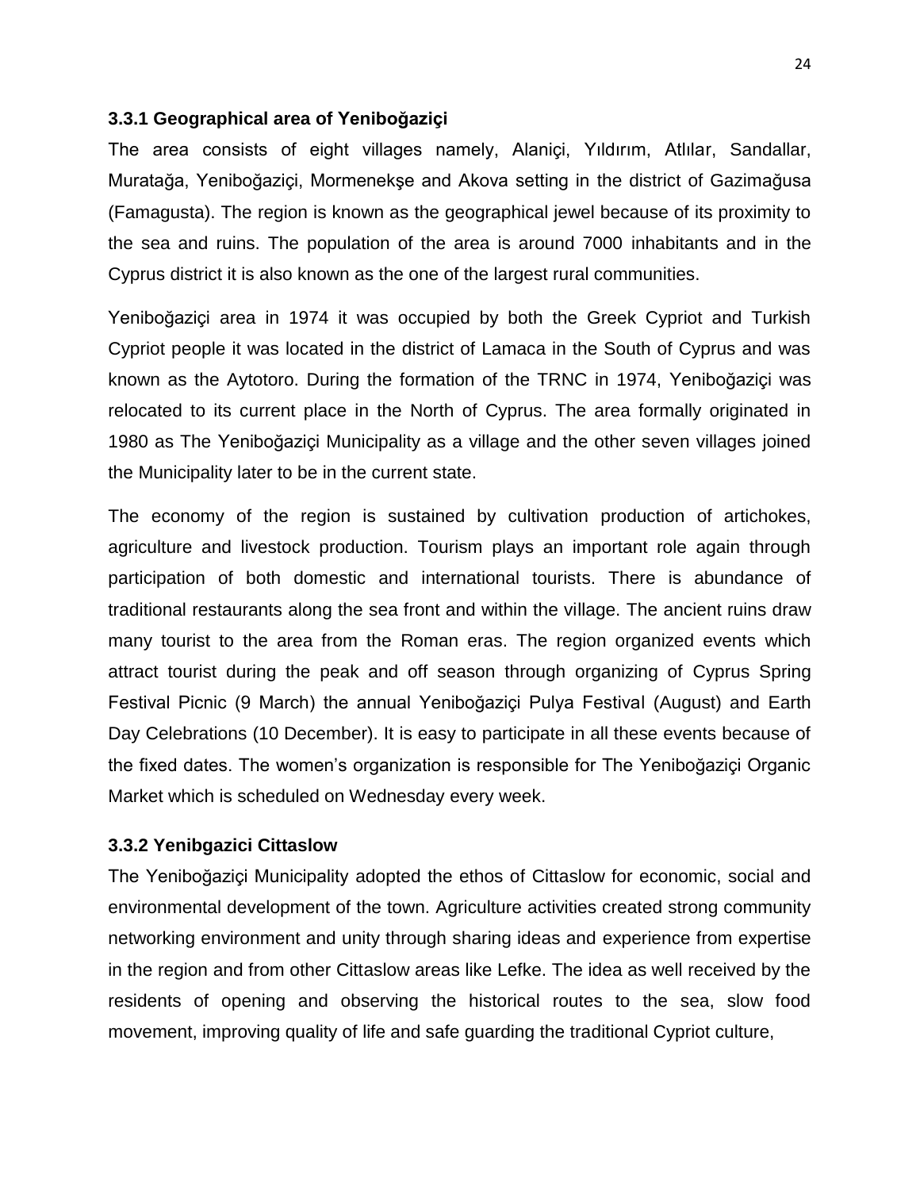### 3.3.1 Geographical area of Yeniboğaziçi

The area consists of eight villages namely, Alaniçi, Yıldırım, Atlılar, Sandallar, Muratağa, Yeniboğaziçi, Mormenekşe and Akova setting in the district of Gazimağusa (Famagusta). The region is known as the geographical jewel because of its proximity to the sea and ruins. The population of the area is around 7000 inhabitants and in the Cyprus district it is also known as the one of the largest rural communities.

Yeniboğaziçi area in 1974 it was occupied by both the Greek Cypriot and Turkish Cypriot people it was located in the district of Lamaca in the South of Cyprus and was known as the Aytotoro. During the formation of the TRNC in 1974, Yeniboğaziçi was relocated to its current place in the North of Cyprus. The area formally originated in 1980 as The Yeniboğaziçi Municipality as a village and the other seven villages joined the Municipality later to be in the current state.

The economy of the region is sustained by cultivation production of artichokes, agriculture and livestock production. Tourism plays an important role again through participation of both domestic and international tourists. There is abundance of traditional restaurants along the sea front and within the village. The ancient ruins draw many tourist to the area from the Roman eras. The region organized events which attract tourist during the peak and off season through organizing of Cyprus Spring Festival Picnic (9 March) the annual Yeniboğaziçi Pulya Festival (August) and Earth Day Celebrations (10 December). It is easy to participate in all these events because of the fixed dates. The women's organization is responsible for The Yeniboğaziçi Organic Market which is scheduled on Wednesday every week.

### 3.3.2 Yenibgazici Cittaslow

The Yeniboğaziçi Municipality adopted the ethos of Cittaslow for economic, social and environmental development of the town. Agriculture activities created strong community networking environment and unity through sharing ideas and experience from expertise in the region and from other Cittaslow areas like Lefke. The idea as well received by the residents of opening and observing the historical routes to the sea, slow food movement, improving quality of life and safe guarding the traditional Cypriot culture,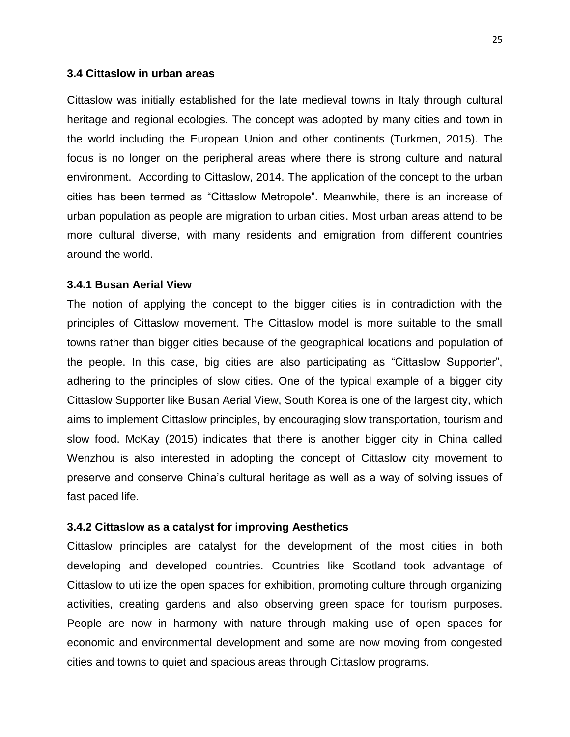### 3.4 Cittaslow in urban areas

Cittaslow was initially established for the late medieval towns in Italy through cultural heritage and regional ecologies. The concept was adopted by many cities and town in the world including the European Union and other continents (Turkmen, 2015). The focus is no longer on the peripheral areas where there is strong culture and natural environment. According to Cittaslow, 2014. The application of the concept to the urban cities has been termed as "Cittaslow Metropole". Meanwhile, there is an increase of urban population as people are migration to urban cities. Most urban areas attend to be more cultural diverse, with many residents and emigration from different countries around the world.

#### 3.4.1 Busan Aerial View

The notion of applying the concept to the bigger cities is in contradiction with the principles of Cittaslow movement. The Cittaslow model is more suitable to the small towns rather than bigger cities because of the geographical locations and population of the people. In this case, big cities are also participating as "Cittaslow Supporter", adhering to the principles of slow cities. One of the typical example of a bigger city Cittaslow Supporter like Busan Aerial View, South Korea is one of the largest city, which aims to implement Cittaslow principles, by encouraging slow transportation, tourism and slow food. McKay (2015) indicates that there is another bigger city in China called Wenzhou is also interested in adopting the concept of Cittaslow city movement to preserve and conserve China's cultural heritage as well as a way of solving issues of fast paced life.

#### 3.4.2 Cittaslow as a catalyst for improving Aesthetics

Cittaslow principles are catalyst for the development of the most cities in both developing and developed countries. Countries like Scotland took advantage of Cittaslow to utilize the open spaces for exhibition, promoting culture through organizing activities, creating gardens and also observing green space for tourism purposes. People are now in harmony with nature through making use of open spaces for economic and environmental development and some are now moving from congested cities and towns to quiet and spacious areas through Cittaslow programs.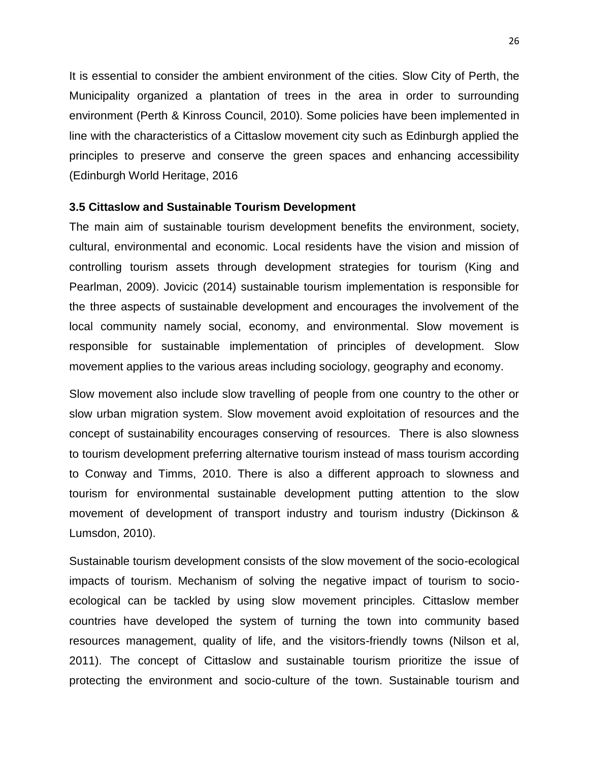It is essential to consider the ambient environment of the cities. Slow City of Perth, the Municipality organized a plantation of trees in the area in order to surrounding environment (Perth & Kinross Council, 2010). Some policies have been implemented in line with the characteristics of a Cittaslow movement city such as Edinburgh applied the principles to preserve and conserve the green spaces and enhancing accessibility (Edinburgh World Heritage, 2016

### 3.5 Cittaslow and Sustainable Tourism Development

The main aim of sustainable tourism development benefits the environment, society, cultural, environmental and economic. Local residents have the vision and mission of controlling tourism assets through development strategies for tourism (King and Pearlman, 2009). Jovicic (2014) sustainable tourism implementation is responsible for the three aspects of sustainable development and encourages the involvement of the local community namely social, economy, and environmental. Slow movement is responsible for sustainable implementation of principles of development. Slow movement applies to the various areas including sociology, geography and economy.

Slow movement also include slow travelling of people from one country to the other or slow urban migration system. Slow movement avoid exploitation of resources and the concept of sustainability encourages conserving of resources. There is also slowness to tourism development preferring alternative tourism instead of mass tourism according to Conway and Timms, 2010. There is also a different approach to slowness and tourism for environmental sustainable development putting attention to the slow movement of development of transport industry and tourism industry (Dickinson & Lumsdon, 2010).

Sustainable tourism development consists of the slow movement of the socio-ecological impacts of tourism. Mechanism of solving the negative impact of tourism to socio-ecological can be tackled by using slow movement principles. Cittaslow member countries have developed the system of turning the town into community based resources management, quality of life, and the visitors-friendly towns (Nilson et al, 2011). The concept of Cittaslow and sustainable tourism prioritize the issue of protecting the environment and socio-culture of the town. Sustainable tourism and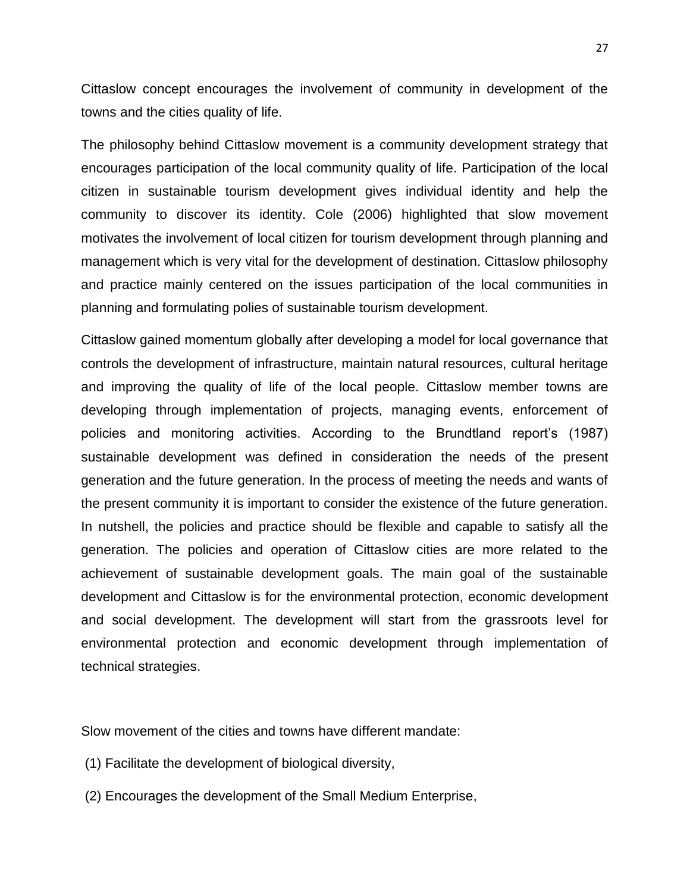Cittaslow concept encourages the involvement of community in development of the towns and the cities quality of life.

The philosophy behind Cittaslow movement is a community development strategy that encourages participation of the local community quality of life. Participation of the local citizen in sustainable tourism development gives individual identity and help the community to discover its identity. Cole (2006) highlighted that slow movement motivates the involvement of local citizen for tourism development through planning and management which is very vital for the development of destination. Cittaslow philosophy and practice mainly centered on the issues participation of the local communities in planning and formulating polies of sustainable tourism development.

Cittaslow gained momentum globally after developing a model for local governance that controls the development of infrastructure, maintain natural resources, cultural heritage and improving the quality of life of the local people. Cittaslow member towns are developing through implementation of projects, managing events, enforcement of policies and monitoring activities. According to the Brundtland report's (1987) sustainable development was defined in consideration the needs of the present generation and the future generation. In the process of meeting the needs and wants of the present community it is important to consider the existence of the future generation. In nutshell, the policies and practice should be flexible and capable to satisfy all the generation. The policies and operation of Cittaslow cities are more related to the achievement of sustainable development goals. The main goal of the sustainable development and Cittaslow is for the environmental protection, economic development and social development. The development will start from the grassroots level for environmental protection and economic development through implementation of technical strategies.

Slow movement of the cities and towns have different mandate:

(1) Facilitate the development of biological diversity,

(2) Encourages the development of the Small Medium Enterprise,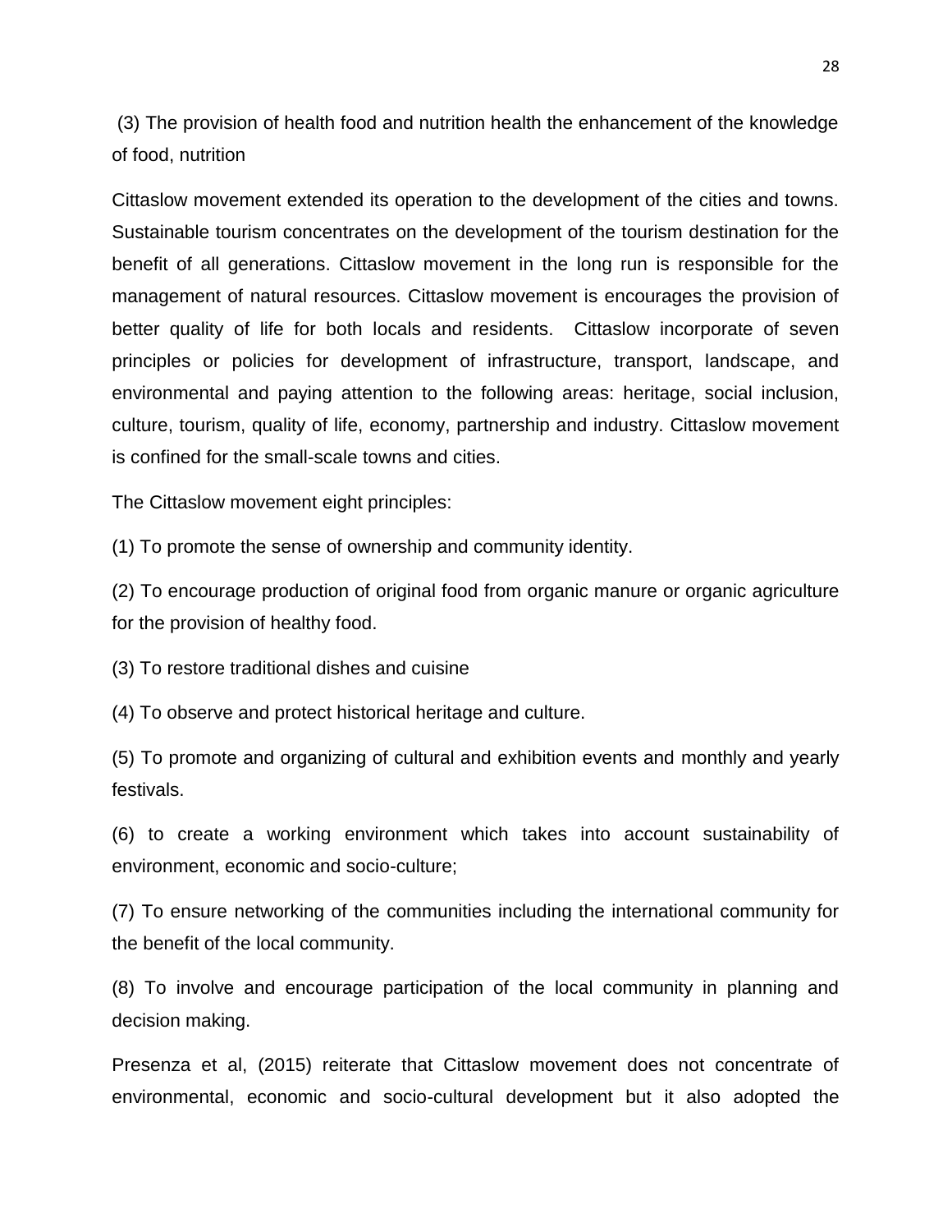(3) The provision of health food and nutrition health the enhancement of the knowledge of food, nutrition

Cittaslow movement extended its operation to the development of the cities and towns. Sustainable tourism concentrates on the development of the tourism destination for the benefit of all generations. Cittaslow movement in the long run is responsible for the management of natural resources. Cittaslow movement is encourages the provision of better quality of life for both locals and residents. Cittaslow incorporate of seven principles or policies for development of infrastructure, transport, landscape, and environmental and paying attention to the following areas: heritage, social inclusion, culture, tourism, quality of life, economy, partnership and industry. Cittaslow movement is confined for the small-scale towns and cities.

The Cittaslow movement eight principles:

(1) To promote the sense of ownership and community identity.

(2) To encourage production of original food from organic manure or organic agriculture for the provision of healthy food.

(3) To restore traditional dishes and cuisine

(4) To observe and protect historical heritage and culture.

(5) To promote and organizing of cultural and exhibition events and monthly and yearly festivals.

(6) to create a working environment which takes into account sustainability of environment, economic and socio-culture;

(7) To ensure networking of the communities including the international community for the benefit of the local community.

(8) To involve and encourage participation of the local community in planning and decision making.

Presenza et al, (2015) reiterate that Cittaslow movement does not concentrate of environmental, economic and socio-cultural development but it also adopted the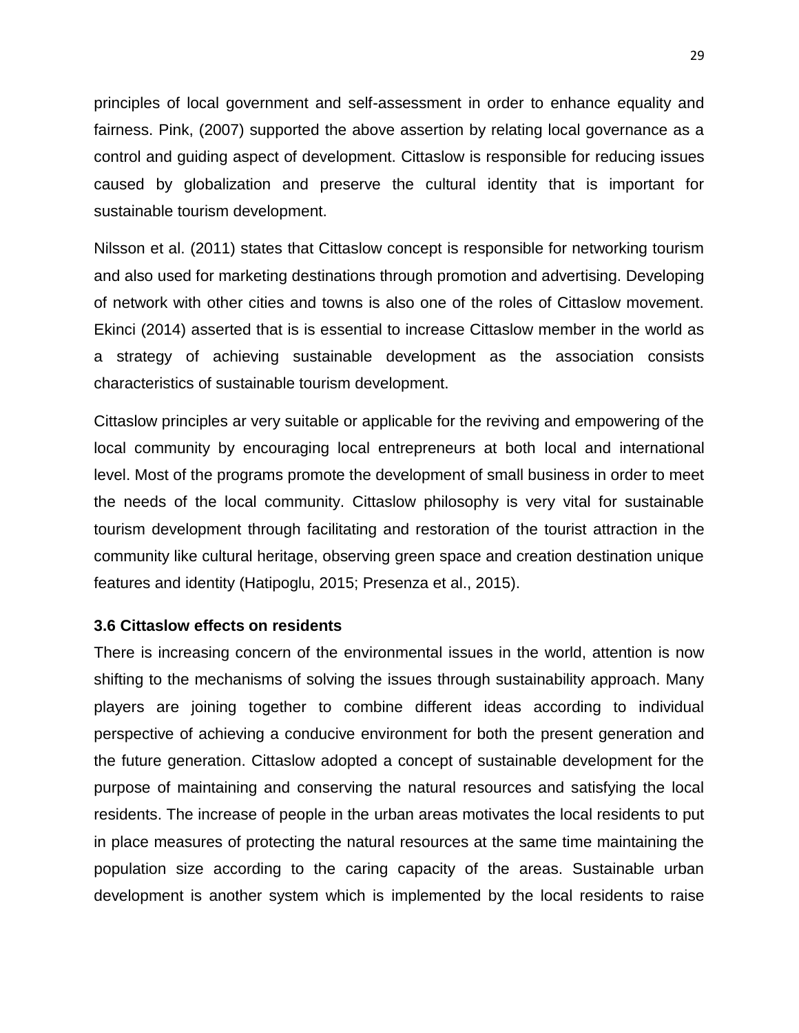principles of local government and self-assessment in order to enhance equality and fairness. Pink, (2007) supported the above assertion by relating local governance as a control and guiding aspect of development. Cittaslow is responsible for reducing issues caused by globalization and preserve the cultural identity that is important for sustainable tourism development.

Nilsson et al. (2011) states that Cittaslow concept is responsible for networking tourism and also used for marketing destinations through promotion and advertising. Developing of network with other cities and towns is also one of the roles of Cittaslow movement. Ekinci (2014) asserted that is is essential to increase Cittaslow member in the world as a strategy of achieving sustainable development as the association consists characteristics of sustainable tourism development.

Cittaslow principles ar very suitable or applicable for the reviving and empowering of the local community by encouraging local entrepreneurs at both local and international level. Most of the programs promote the development of small business in order to meet the needs of the local community. Cittaslow philosophy is very vital for sustainable tourism development through facilitating and restoration of the tourist attraction in the community like cultural heritage, observing green space and creation destination unique features and identity (Hatipoglu, 2015; Presenza et al., 2015).

### 3.6 Cittaslow effects on residents

There is increasing concern of the environmental issues in the world, attention is now shifting to the mechanisms of solving the issues through sustainability approach. Many players are joining together to combine different ideas according to individual perspective of achieving a conducive environment for both the present generation and the future generation. Cittaslow adopted a concept of sustainable development for the purpose of maintaining and conserving the natural resources and satisfying the local residents. The increase of people in the urban areas motivates the local residents to put in place measures of protecting the natural resources at the same time maintaining the population size according to the caring capacity of the areas. Sustainable urban development is another system which is implemented by the local residents to raise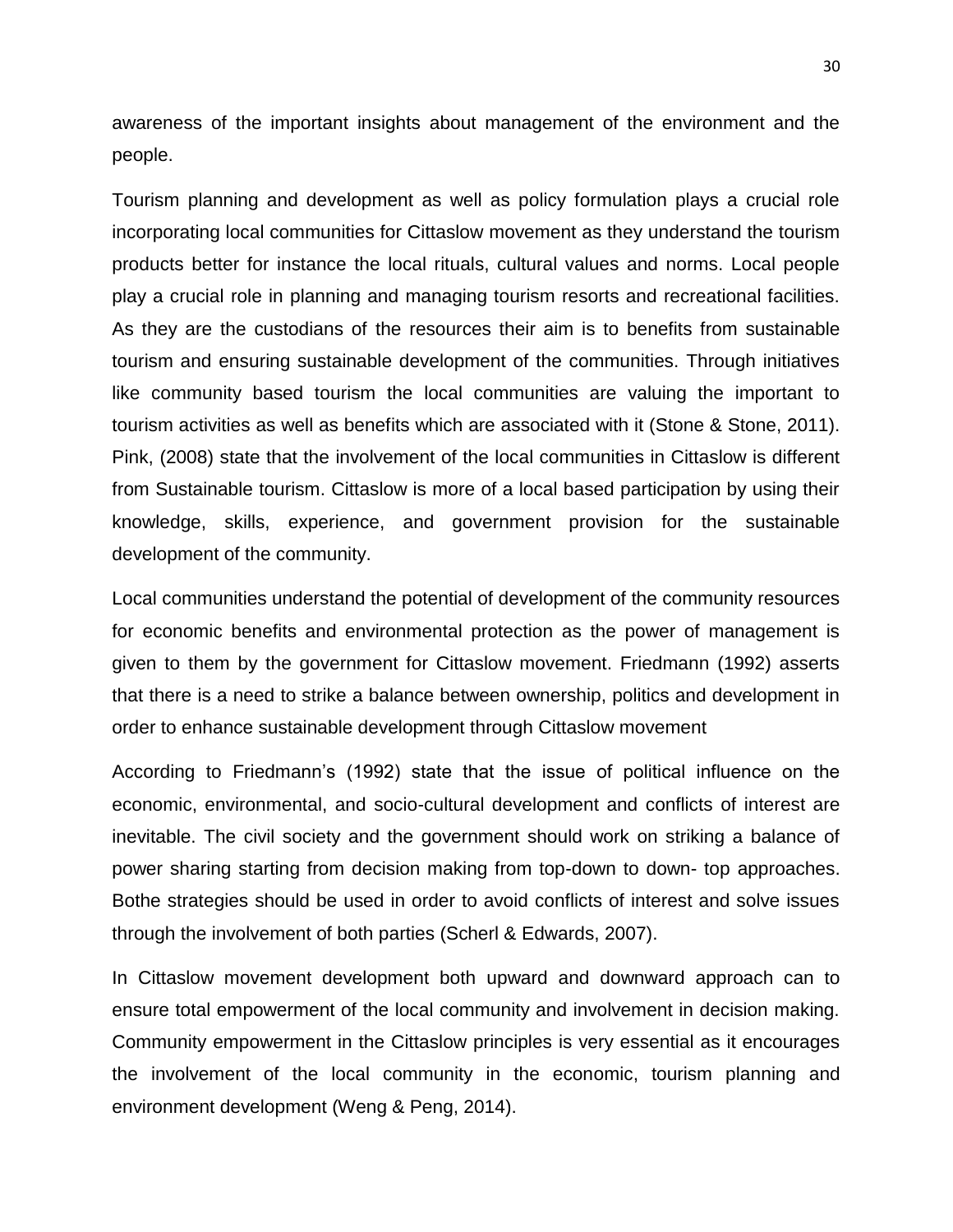awareness of the important insights about management of the environment and the people.

Tourism planning and development as well as policy formulation plays a crucial role incorporating local communities for Cittaslow movement as they understand the tourism products better for instance the local rituals, cultural values and norms. Local people play a crucial role in planning and managing tourism resorts and recreational facilities. As they are the custodians of the resources their aim is to benefits from sustainable tourism and ensuring sustainable development of the communities. Through initiatives like community based tourism the local communities are valuing the important to tourism activities as well as benefits which are associated with it (Stone & Stone, 2011). Pink, (2008) state that the involvement of the local communities in Cittaslow is different from Sustainable tourism. Cittaslow is more of a local based participation by using their knowledge, skills, experience, and government provision for the sustainable development of the community.

Local communities understand the potential of development of the community resources for economic benefits and environmental protection as the power of management is given to them by the government for Cittaslow movement. Friedmann (1992) asserts that there is a need to strike a balance between ownership, politics and development in order to enhance sustainable development through Cittaslow movement

According to Friedmann's (1992) state that the issue of political influence on the economic, environmental, and socio-cultural development and conflicts of interest are inevitable. The civil society and the government should work on striking a balance of power sharing starting from decision making from top-down to down- top approaches. Bothe strategies should be used in order to avoid conflicts of interest and solve issues through the involvement of both parties (Scherl & Edwards, 2007).

In Cittaslow movement development both upward and downward approach can to ensure total empowerment of the local community and involvement in decision making. Community empowerment in the Cittaslow principles is very essential as it encourages the involvement of the local community in the economic, tourism planning and environment development (Weng & Peng, 2014).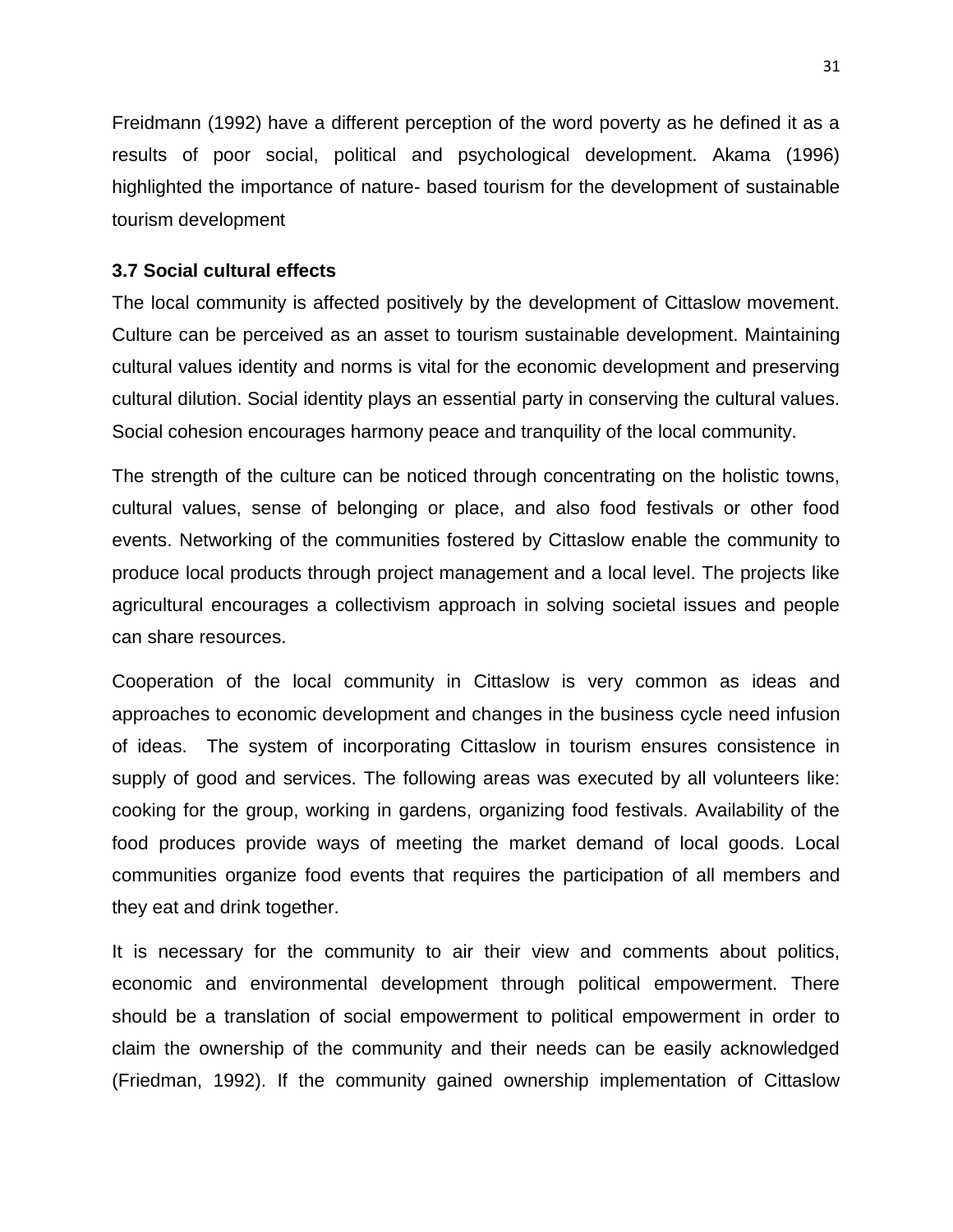Freidmann (1992) have a different perception of the word poverty as he defined it as a results of poor social, political and psychological development. Akama (1996) highlighted the importance of nature- based tourism for the development of sustainable tourism development

### 3.7 Social cultural effects

The local community is affected positively by the development of Cittaslow movement. Culture can be perceived as an asset to tourism sustainable development. Maintaining cultural values identity and norms is vital for the economic development and preserving cultural dilution. Social identity plays an essential party in conserving the cultural values. Social cohesion encourages harmony peace and tranquility of the local community.

The strength of the culture can be noticed through concentrating on the holistic towns, cultural values, sense of belonging or place, and also food festivals or other food events. Networking of the communities fostered by Cittaslow enable the community to produce local products through project management and a local level. The projects like agricultural encourages a collectivism approach in solving societal issues and people can share resources.

Cooperation of the local community in Cittaslow is very common as ideas and approaches to economic development and changes in the business cycle need infusion of ideas. The system of incorporating Cittaslow in tourism ensures consistence in supply of good and services. The following areas was executed by all volunteers like: cooking for the group, working in gardens, organizing food festivals. Availability of the food produces provide ways of meeting the market demand of local goods. Local communities organize food events that requires the participation of all members and they eat and drink together.

It is necessary for the community to air their view and comments about politics, economic and environmental development through political empowerment. There should be a translation of social empowerment to political empowerment in order to claim the ownership of the community and their needs can be easily acknowledged (Friedman, 1992). If the community gained ownership implementation of Cittaslow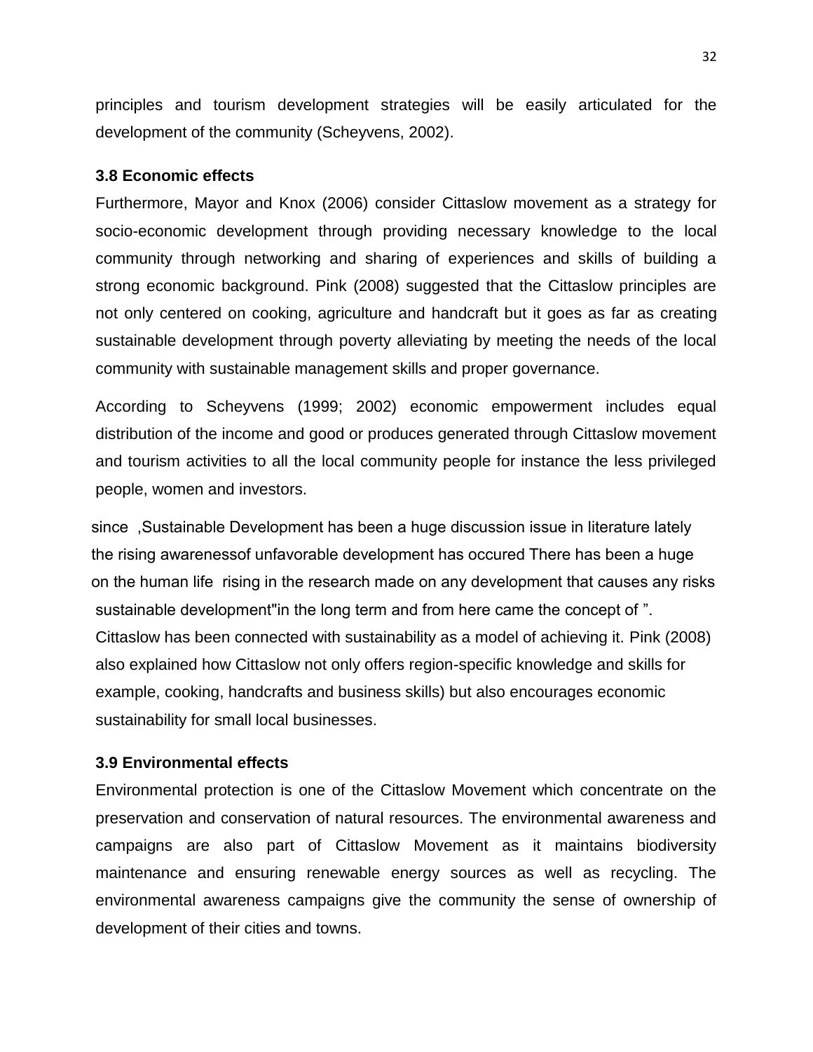principles and tourism development strategies will be easily articulated for the development of the community (Scheyvens, 2002).

### 3.8 Economic effects

Furthermore, Mayor and Knox (2006) consider Cittaslow movement as a strategy for socio-economic development through providing necessary knowledge to the local community through networking and sharing of experiences and skills of building a strong economic background. Pink (2008) suggested that the Cittaslow principles are not only centered on cooking, agriculture and handcraft but it goes as far as creating sustainable development through poverty alleviating by meeting the needs of the local community with sustainable management skills and proper governance.

According to Scheyvens (1999; 2002) economic empowerment includes equal distribution of the income and good or produces generated through Cittaslow movement and tourism activities to all the local community people for instance the less privileged people, women and investors.

since ,Sustainable Development has been a huge discussion issue in literature lately the rising awarenessof unfavorable development has occured There has been a huge on the human life rising in the research made on any development that causes any risks sustainable development"in the long term and from here came the concept of ". Cittaslow has been connected with sustainability as a model of achieving it. Pink (2008) also explained how Cittaslow not only offers region-specific knowledge and skills for example, cooking, handcrafts and business skills) but also encourages economic sustainability for small local businesses.

### 3.9 Environmental effects

Environmental protection is one of the Cittaslow Movement which concentrate on the preservation and conservation of natural resources. The environmental awareness and campaigns are also part of Cittaslow Movement as it maintains biodiversity maintenance and ensuring renewable energy sources as well as recycling. The environmental awareness campaigns give the community the sense of ownership of development of their cities and towns.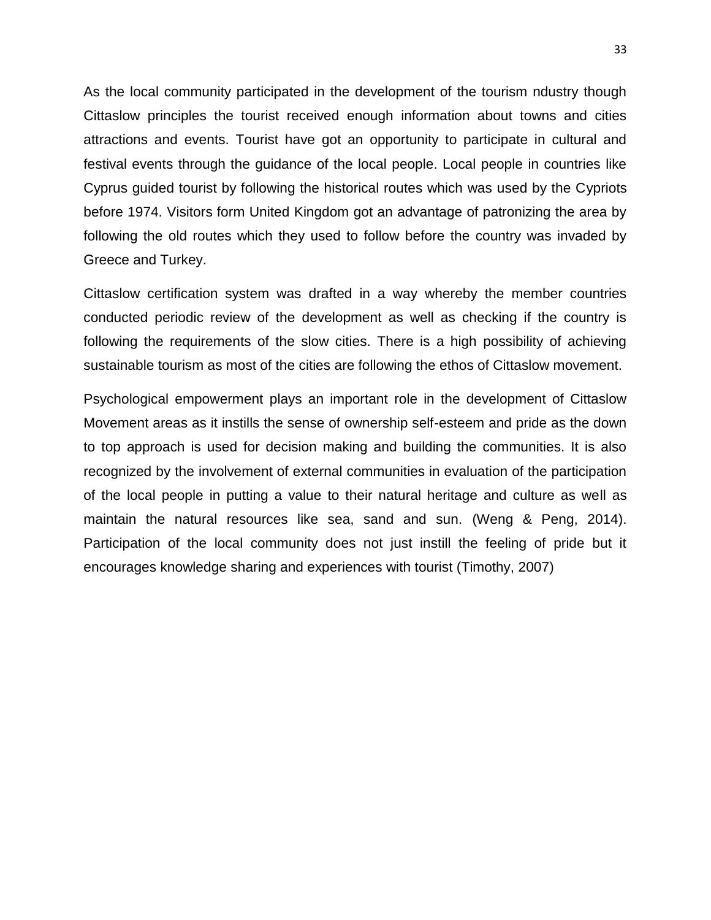As the local community participated in the development of the tourism ndustry though Cittaslow principles the tourist received enough information about towns and cities attractions and events. Tourist have got an opportunity to participate in cultural and festival events through the guidance of the local people. Local people in countries like Cyprus guided tourist by following the historical routes which was used by the Cypriots before 1974. Visitors form United Kingdom got an advantage of patronizing the area by following the old routes which they used to follow before the country was invaded by Greece and Turkey.

Cittaslow certification system was drafted in a way whereby the member countries conducted periodic review of the development as well as checking if the country is following the requirements of the slow cities. There is a high possibility of achieving sustainable tourism as most of the cities are following the ethos of Cittaslow movement.

Psychological empowerment plays an important role in the development of Cittaslow Movement areas as it instills the sense of ownership self-esteem and pride as the down to top approach is used for decision making and building the communities. It is also recognized by the involvement of external communities in evaluation of the participation of the local people in putting a value to their natural heritage and culture as well as maintain the natural resources like sea, sand and sun. (Weng & Peng, 2014). Participation of the local community does not just instill the feeling of pride but it encourages knowledge sharing and experiences with tourist (Timothy, 2007)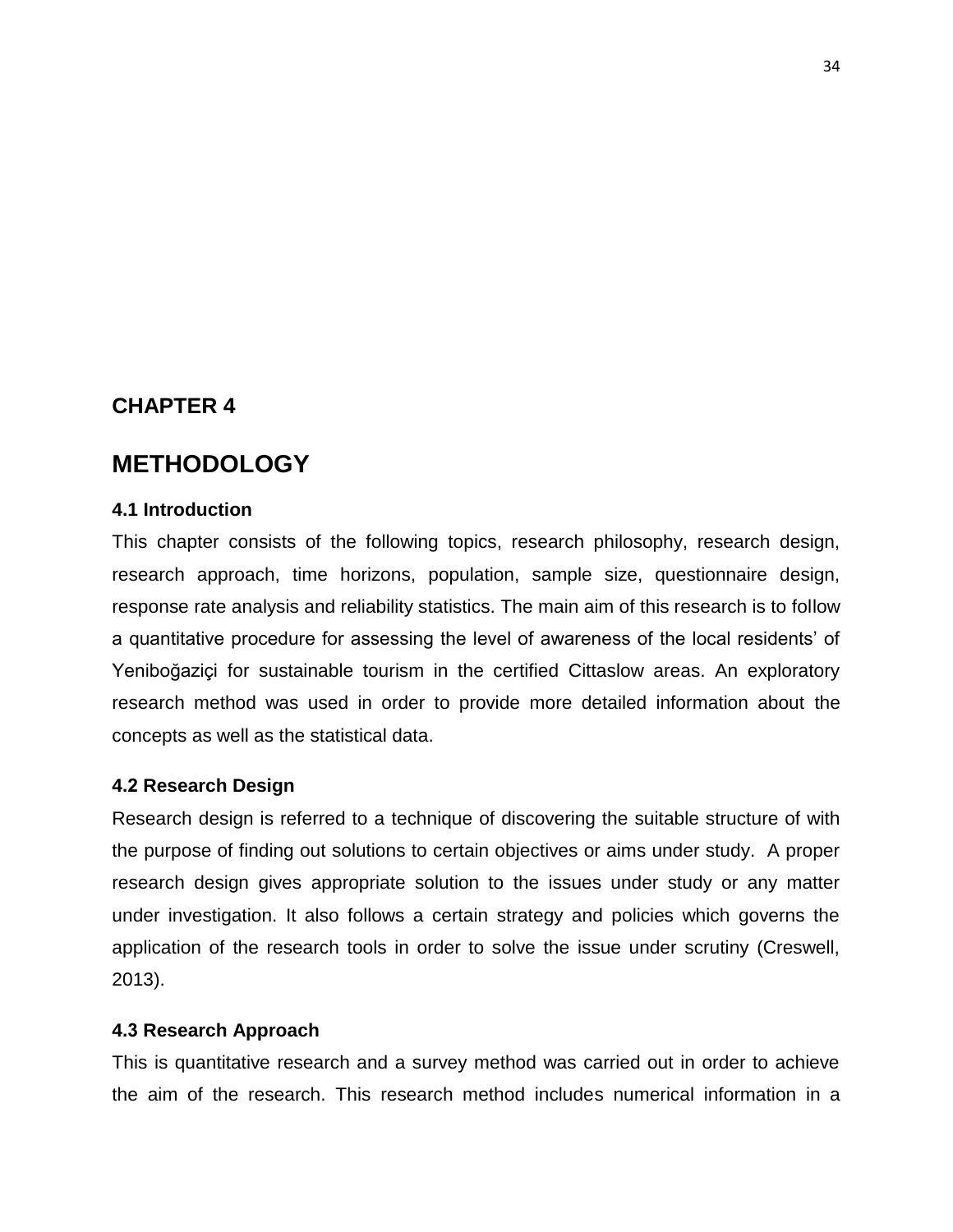# CHAPTER 4

# METHODOLOGY

### 4.1 Introduction

This chapter consists of the following topics, research philosophy, research design, research approach, time horizons, population, sample size, questionnaire design, response rate analysis and reliability statistics. The main aim of this research is to follow a quantitative procedure for assessing the level of awareness of the local residents' of Yeniboğaziçi for sustainable tourism in the certified Cittaslow areas. An exploratory research method was used in order to provide more detailed information about the concepts as well as the statistical data.

### 4.2 Research Design

Research design is referred to a technique of discovering the suitable structure of with the purpose of finding out solutions to certain objectives or aims under study. A proper research design gives appropriate solution to the issues under study or any matter under investigation. It also follows a certain strategy and policies which governs the application of the research tools in order to solve the issue under scrutiny (Creswell, 2013).

### 4.3 Research Approach

This is quantitative research and a survey method was carried out in order to achieve the aim of the research. This research method includes numerical information in a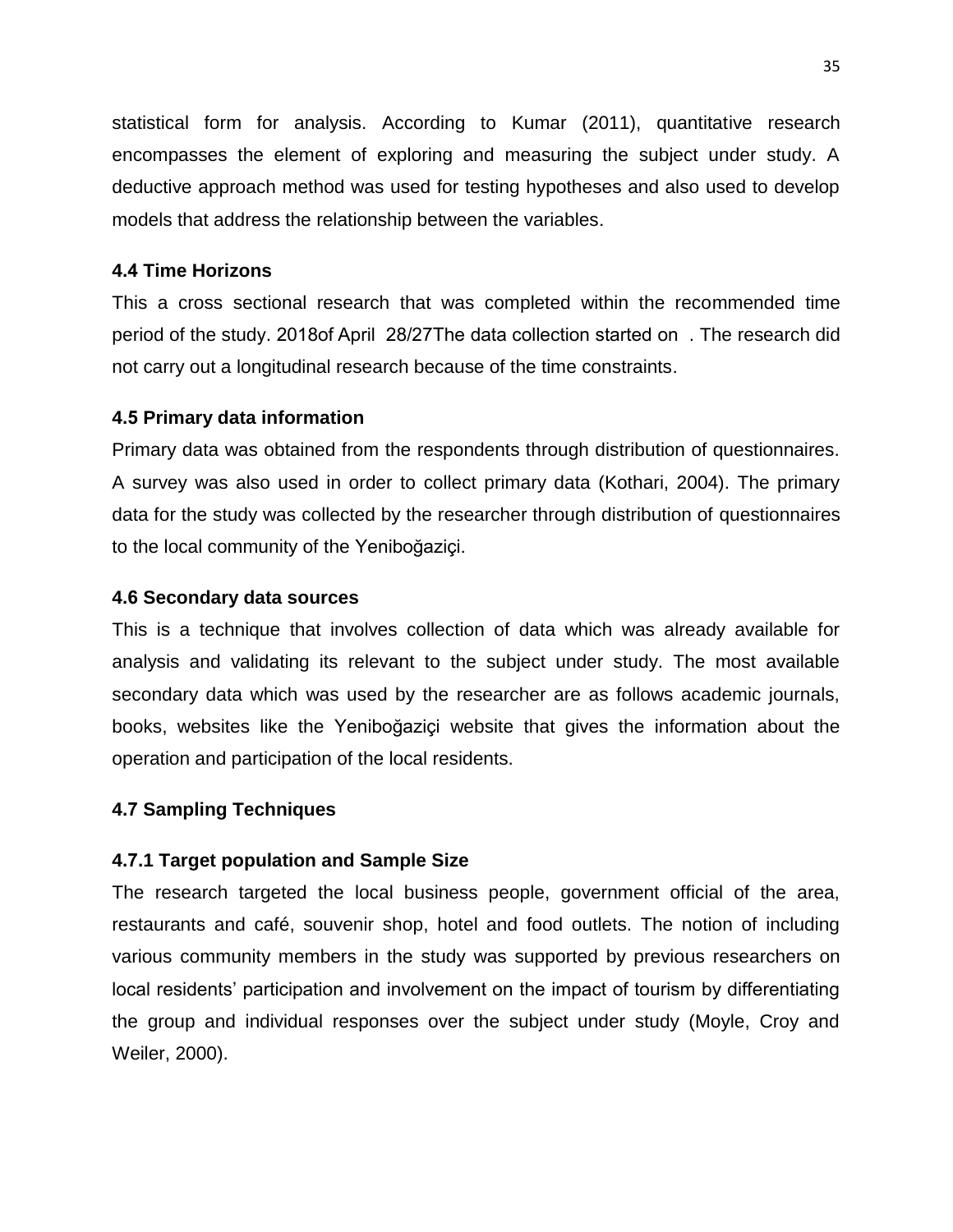statistical form for analysis. According to Kumar (2011), quantitative research encompasses the element of exploring and measuring the subject under study. A deductive approach method was used for testing hypotheses and also used to develop models that address the relationship between the variables.

### 4.4 Time Horizons

This a cross sectional research that was completed within the recommended time period of the study. 2018of April 28/27The data collection started on . The research did not carry out a longitudinal research because of the time constraints.

### 4.5 Primary data information

Primary data was obtained from the respondents through distribution of questionnaires. A survey was also used in order to collect primary data (Kothari, 2004). The primary data for the study was collected by the researcher through distribution of questionnaires to the local community of the Yeniboğaziçi.

### 4.6 Secondary data sources

This is a technique that involves collection of data which was already available for analysis and validating its relevant to the subject under study. The most available secondary data which was used by the researcher are as follows academic journals, books, websites like the Yeniboğaziçi website that gives the information about the operation and participation of the local residents.

### 4.7 Sampling Techniques

#### 4.7.1 Target population and Sample Size

The research targeted the local business people, government official of the area, restaurants and café, souvenir shop, hotel and food outlets. The notion of including various community members in the study was supported by previous researchers on local residents' participation and involvement on the impact of tourism by differentiating the group and individual responses over the subject under study (Moyle, Croy and Weiler, 2000).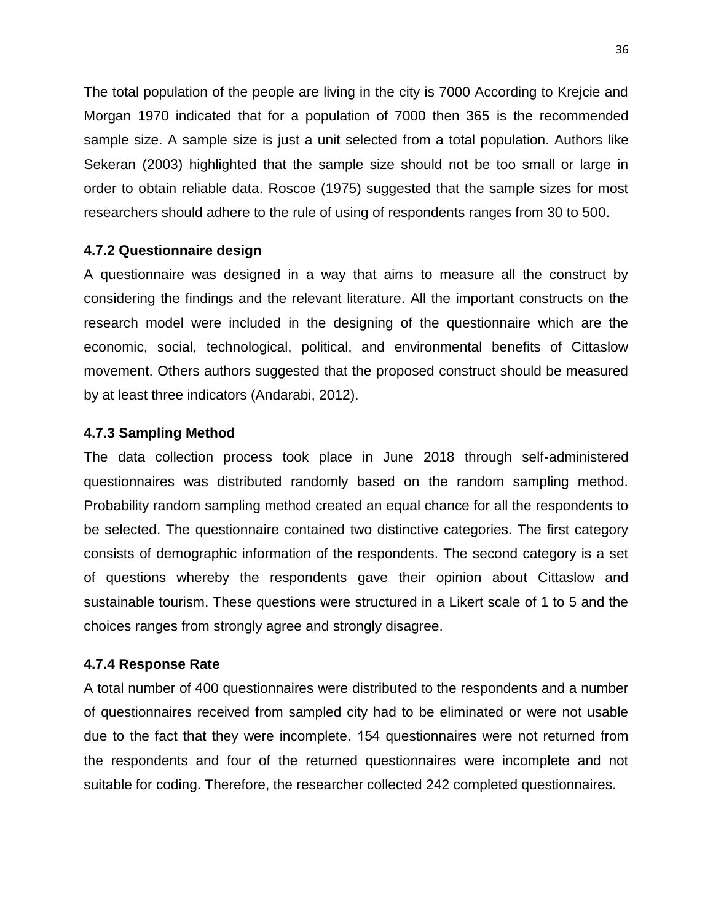The total population of the people are living in the city is 7000 According to Krejcie and Morgan 1970 indicated that for a population of 7000 then 365 is the recommended sample size. A sample size is just a unit selected from a total population. Authors like Sekeran (2003) highlighted that the sample size should not be too small or large in order to obtain reliable data. Roscoe (1975) suggested that the sample sizes for most researchers should adhere to the rule of using of respondents ranges from 30 to 500.

### 4.7.2 Questionnaire design

A questionnaire was designed in a way that aims to measure all the construct by considering the findings and the relevant literature. All the important constructs on the research model were included in the designing of the questionnaire which are the economic, social, technological, political, and environmental benefits of Cittaslow movement. Others authors suggested that the proposed construct should be measured by at least three indicators (Andarabi, 2012).

### 4.7.3 Sampling Method

The data collection process took place in June 2018 through self-administered questionnaires was distributed randomly based on the random sampling method. Probability random sampling method created an equal chance for all the respondents to be selected. The questionnaire contained two distinctive categories. The first category consists of demographic information of the respondents. The second category is a set of questions whereby the respondents gave their opinion about Cittaslow and sustainable tourism. These questions were structured in a Likert scale of 1 to 5 and the choices ranges from strongly agree and strongly disagree.

### 4.7.4 Response Rate

A total number of 400 questionnaires were distributed to the respondents and a number of questionnaires received from sampled city had to be eliminated or were not usable due to the fact that they were incomplete. 154 questionnaires were not returned from the respondents and four of the returned questionnaires were incomplete and not suitable for coding. Therefore, the researcher collected 242 completed questionnaires.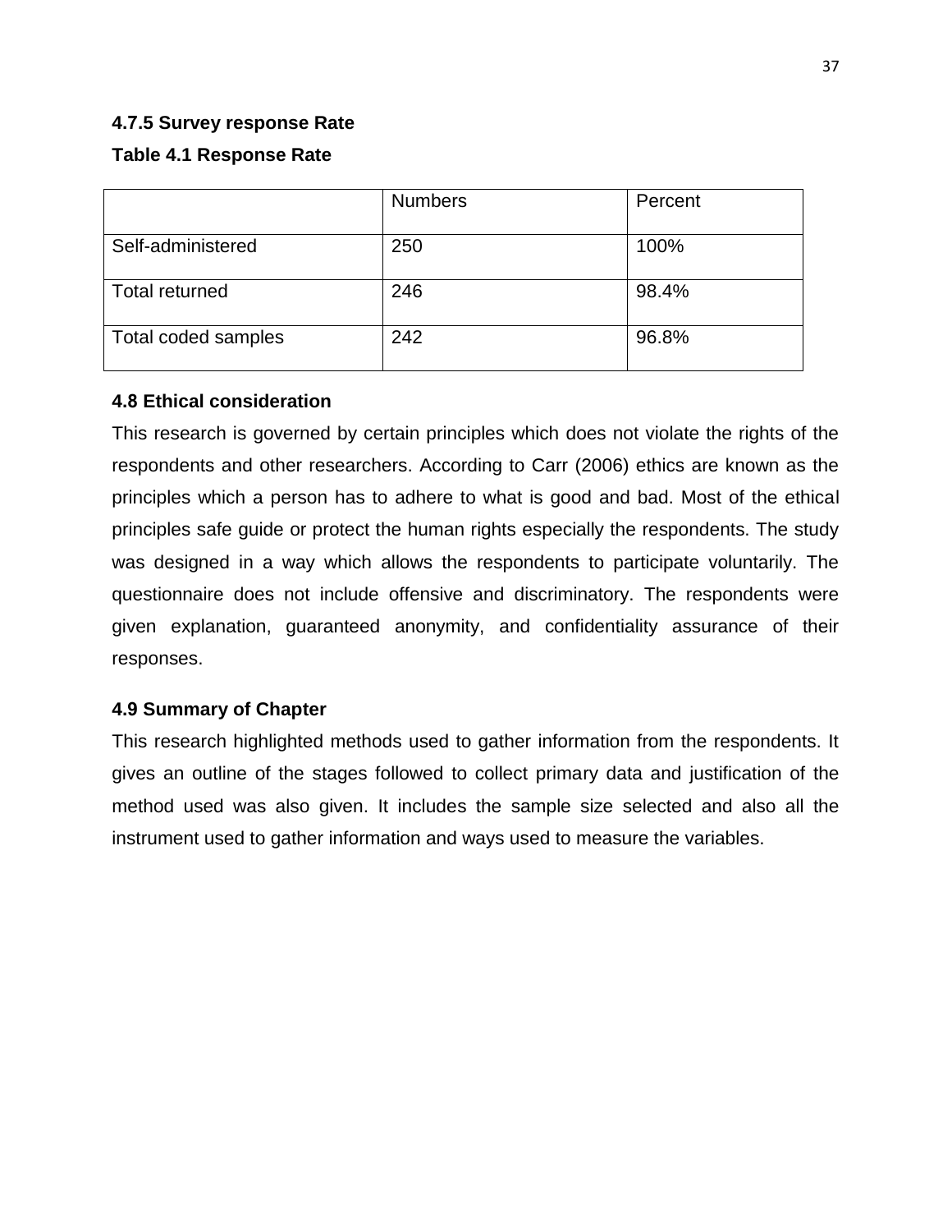### 4.7.5 Survey response Rate

**Table 4.1 Response Rate**

| | Numbers | Percent |
|---|---|---|
| Self-administered | 250 | 100% |
| Total returned | 246 | 98.4% |
| Total coded samples | 242 | 96.8% |

### 4.8 Ethical consideration

This research is governed by certain principles which does not violate the rights of the respondents and other researchers. According to Carr (2006) ethics are known as the principles which a person has to adhere to what is good and bad. Most of the ethical principles safe guide or protect the human rights especially the respondents. The study was designed in a way which allows the respondents to participate voluntarily. The questionnaire does not include offensive and discriminatory. The respondents were given explanation, guaranteed anonymity, and confidentiality assurance of their responses.

### 4.9 Summary of Chapter

This research highlighted methods used to gather information from the respondents. It gives an outline of the stages followed to collect primary data and justification of the method used was also given. It includes the sample size selected and also all the instrument used to gather information and ways used to measure the variables.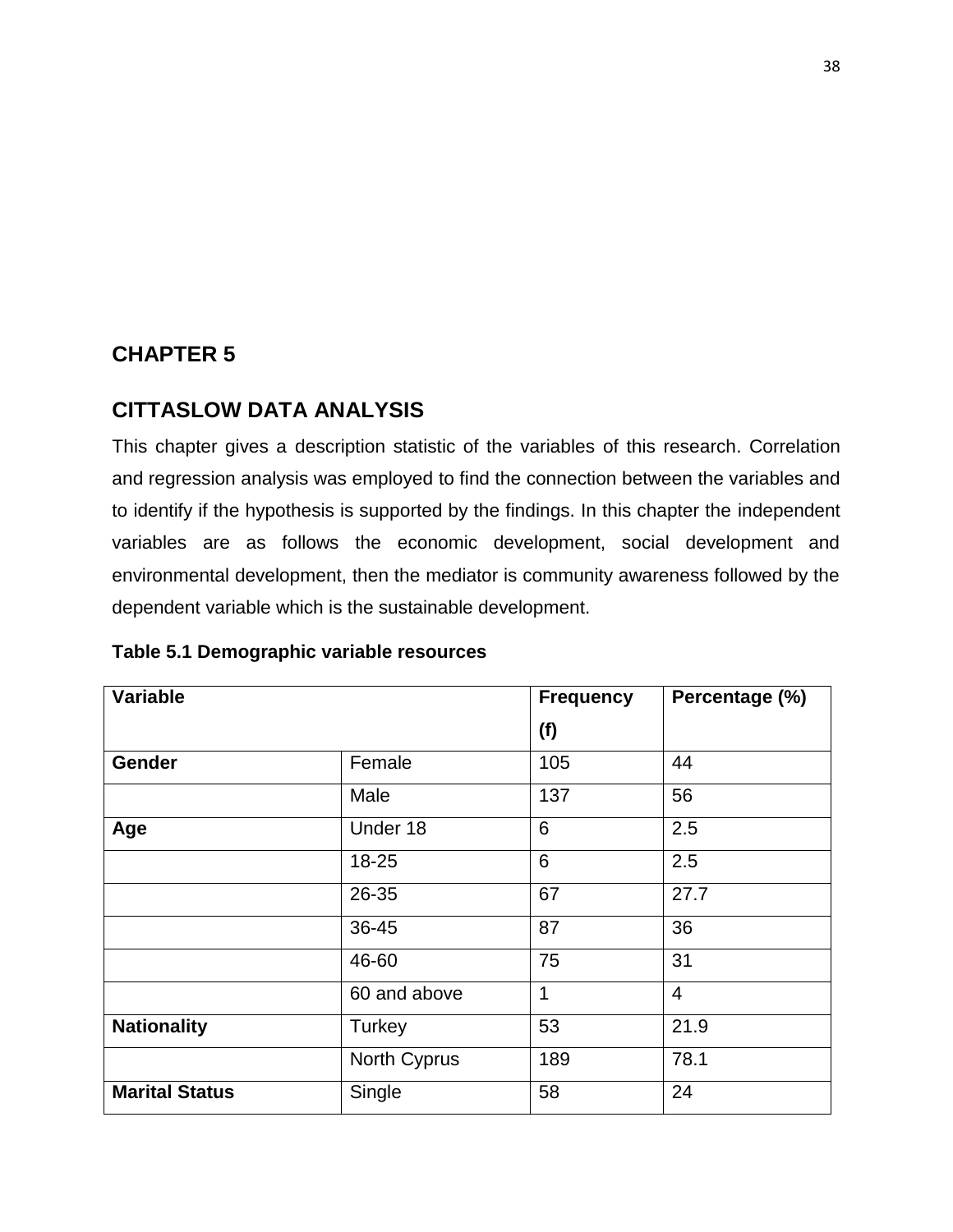# CHAPTER 5

## CITTASLOW DATA ANALYSIS

This chapter gives a description statistic of the variables of this research. Correlation and regression analysis was employed to find the connection between the variables and to identify if the hypothesis is supported by the findings. In this chapter the independent variables are as follows the economic development, social development and environmental development, then the mediator is community awareness followed by the dependent variable which is the sustainable development.

**Table 5.1 Demographic variable resources**

| Variable | | Frequency (f) | Percentage (%) |
|---|---|---|---|
| **Gender** | Female | 105 | 44 |
| | Male | 137 | 56 |
| **Age** | Under 18 | 6 | 2.5 |
| | 18-25 | 6 | 2.5 |
| | 26-35 | 67 | 27.7 |
| | 36-45 | 87 | 36 |
| | 46-60 | 75 | 31 |
| | 60 and above | 1 | 4 |
| **Nationality** | Turkey | 53 | 21.9 |
| | North Cyprus | 189 | 78.1 |
| **Marital Status** | Single | 58 | 24 |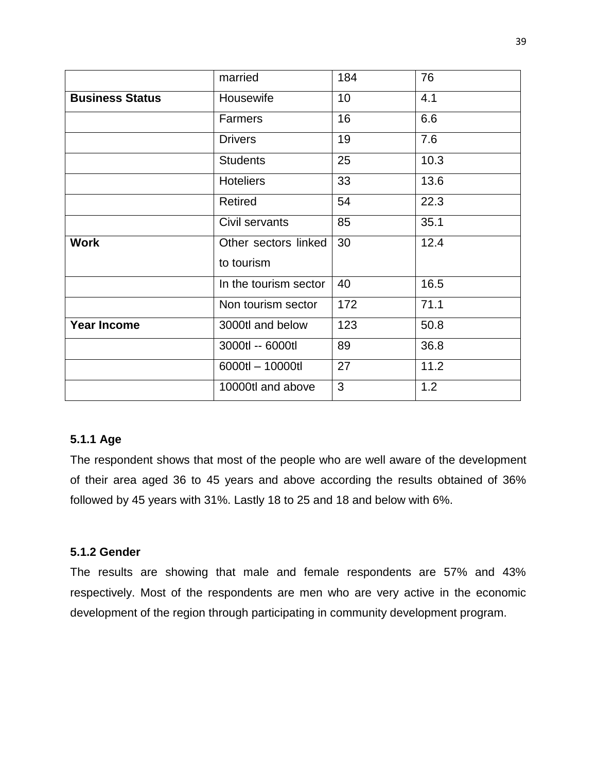|  | married | 184 | 76 |
| --- | --- | --- | --- |
| **Business Status** | Housewife | 10 | 4.1 |
|  | Farmers | 16 | 6.6 |
|  | Drivers | 19 | 7.6 |
|  | Students | 25 | 10.3 |
|  | Hoteliers | 33 | 13.6 |
|  | Retired | 54 | 22.3 |
|  | Civil servants | 85 | 35.1 |
| **Work** | Other sectors linked to tourism | 30 | 12.4 |
|  | In the tourism sector | 40 | 16.5 |
|  | Non tourism sector | 172 | 71.1 |
| **Year Income** | 3000tl and below | 123 | 50.8 |
|  | 3000tl -- 6000tl | 89 | 36.8 |
|  | 6000tl – 10000tl | 27 | 11.2 |
|  | 10000tl and above | 3 | 1.2 |

### 5.1.1 Age

The respondent shows that most of the people who are well aware of the development of their area aged 36 to 45 years and above according the results obtained of 36% followed by 45 years with 31%. Lastly 18 to 25 and 18 and below with 6%.

### 5.1.2 Gender

The results are showing that male and female respondents are 57% and 43% respectively. Most of the respondents are men who are very active in the economic development of the region through participating in community development program.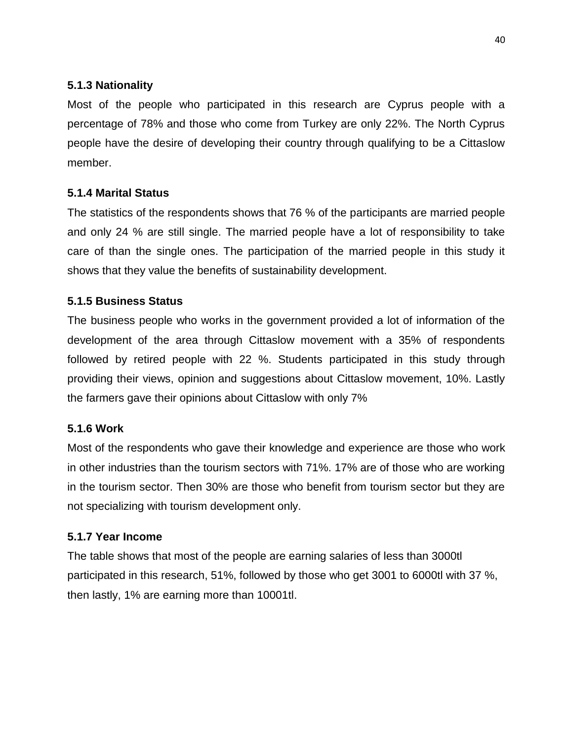### 5.1.3 Nationality

Most of the people who participated in this research are Cyprus people with a percentage of 78% and those who come from Turkey are only 22%. The North Cyprus people have the desire of developing their country through qualifying to be a Cittaslow member.

### 5.1.4 Marital Status

The statistics of the respondents shows that 76 % of the participants are married people and only 24 % are still single. The married people have a lot of responsibility to take care of than the single ones. The participation of the married people in this study it shows that they value the benefits of sustainability development.

### 5.1.5 Business Status

The business people who works in the government provided a lot of information of the development of the area through Cittaslow movement with a 35% of respondents followed by retired people with 22 %. Students participated in this study through providing their views, opinion and suggestions about Cittaslow movement, 10%. Lastly the farmers gave their opinions about Cittaslow with only 7%

### 5.1.6 Work

Most of the respondents who gave their knowledge and experience are those who work in other industries than the tourism sectors with 71%. 17% are of those who are working in the tourism sector. Then 30% are those who benefit from tourism sector but they are not specializing with tourism development only.

### 5.1.7 Year Income

The table shows that most of the people are earning salaries of less than 3000tl participated in this research, 51%, followed by those who get 3001 to 6000tl with 37 %, then lastly, 1% are earning more than 10001tl.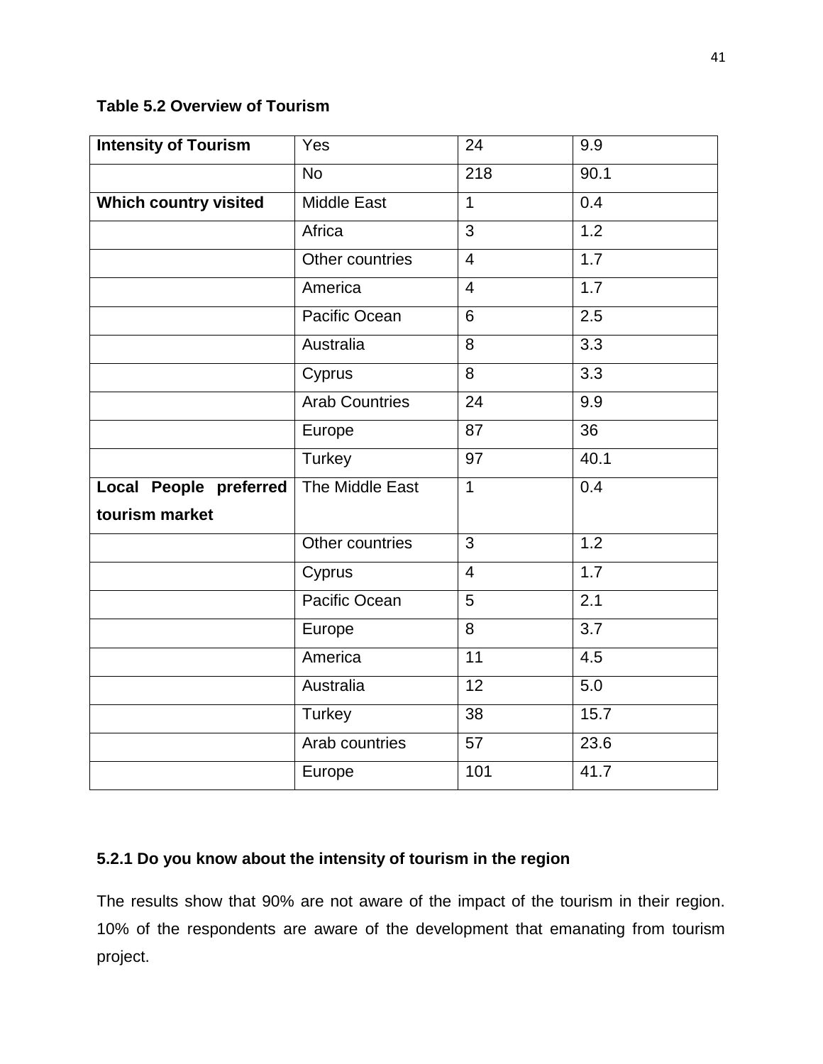**Table 5.2 Overview of Tourism**

| | | | |
|---|---|---|---|
| **Intensity of Tourism** | Yes | 24 | 9.9 |
| | No | 218 | 90.1 |
| **Which country visited** | Middle East | 1 | 0.4 |
| | Africa | 3 | 1.2 |
| | Other countries | 4 | 1.7 |
| | America | 4 | 1.7 |
| | Pacific Ocean | 6 | 2.5 |
| | Australia | 8 | 3.3 |
| | Cyprus | 8 | 3.3 |
| | Arab Countries | 24 | 9.9 |
| | Europe | 87 | 36 |
| | Turkey | 97 | 40.1 |
| **Local People preferred tourism market** | The Middle East | 1 | 0.4 |
| | Other countries | 3 | 1.2 |
| | Cyprus | 4 | 1.7 |
| | Pacific Ocean | 5 | 2.1 |
| | Europe | 8 | 3.7 |
| | America | 11 | 4.5 |
| | Australia | 12 | 5.0 |
| | Turkey | 38 | 15.7 |
| | Arab countries | 57 | 23.6 |
| | Europe | 101 | 41.7 |

### 5.2.1 Do you know about the intensity of tourism in the region

The results show that 90% are not aware of the impact of the tourism in their region. 10% of the respondents are aware of the development that emanating from tourism project.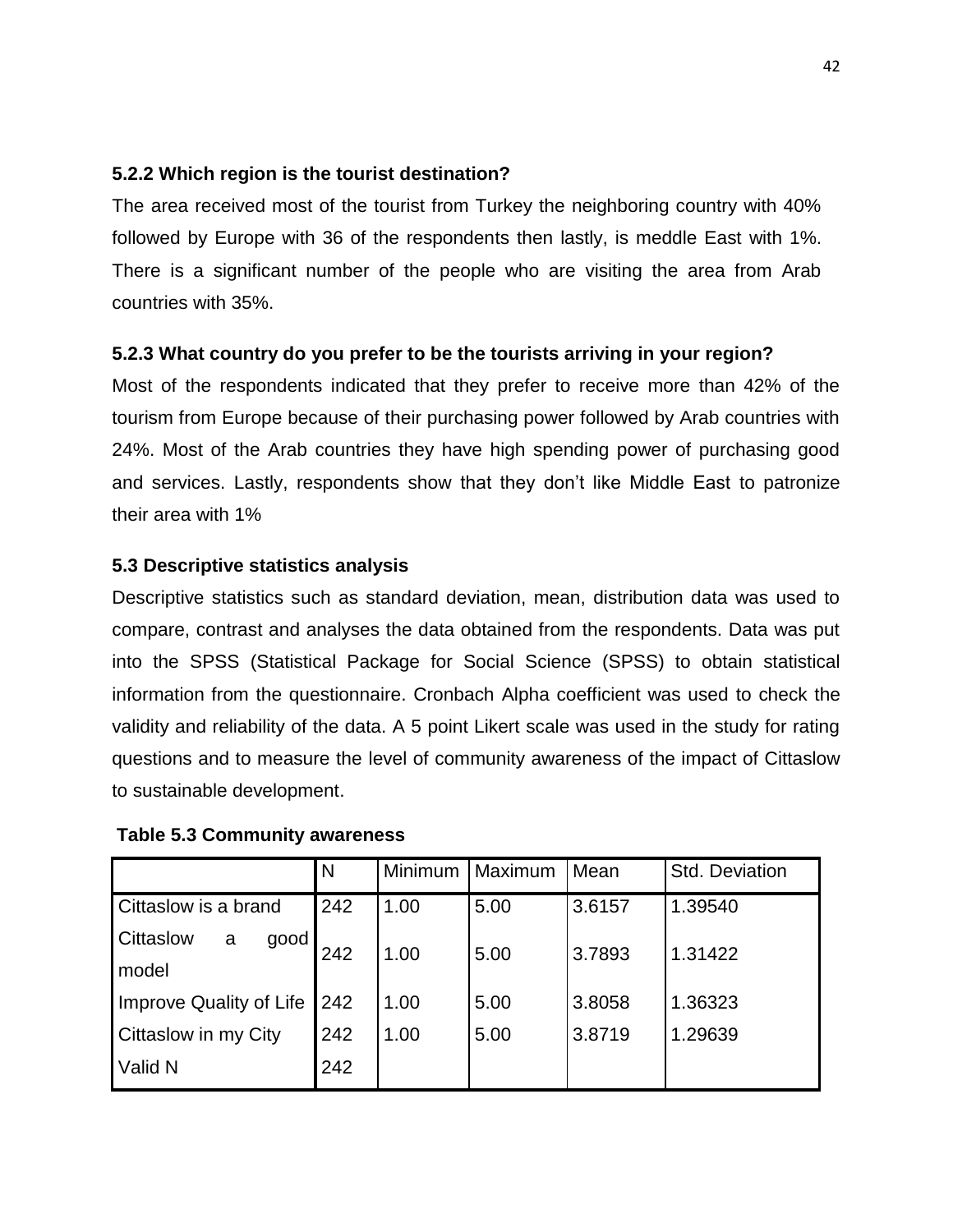### 5.2.2 Which region is the tourist destination?

The area received most of the tourist from Turkey the neighboring country with 40% followed by Europe with 36 of the respondents then lastly, is meddle East with 1%. There is a significant number of the people who are visiting the area from Arab countries with 35%.

### 5.2.3 What country do you prefer to be the tourists arriving in your region?

Most of the respondents indicated that they prefer to receive more than 42% of the tourism from Europe because of their purchasing power followed by Arab countries with 24%. Most of the Arab countries they have high spending power of purchasing good and services. Lastly, respondents show that they don't like Middle East to patronize their area with 1%

### 5.3 Descriptive statistics analysis

Descriptive statistics such as standard deviation, mean, distribution data was used to compare, contrast and analyses the data obtained from the respondents. Data was put into the SPSS (Statistical Package for Social Science (SPSS) to obtain statistical information from the questionnaire. Cronbach Alpha coefficient was used to check the validity and reliability of the data. A 5 point Likert scale was used in the study for rating questions and to measure the level of community awareness of the impact of Cittaslow to sustainable development.

**Table 5.3 Community awareness**

| | N | Minimum | Maximum | Mean | Std. Deviation |
|---|---|---|---|---|---|
| Cittaslow is a brand | 242 | 1.00 | 5.00 | 3.6157 | 1.39540 |
| Cittaslow a good model | 242 | 1.00 | 5.00 | 3.7893 | 1.31422 |
| Improve Quality of Life | 242 | 1.00 | 5.00 | 3.8058 | 1.36323 |
| Cittaslow in my City | 242 | 1.00 | 5.00 | 3.8719 | 1.29639 |
| Valid N | 242 | | | | |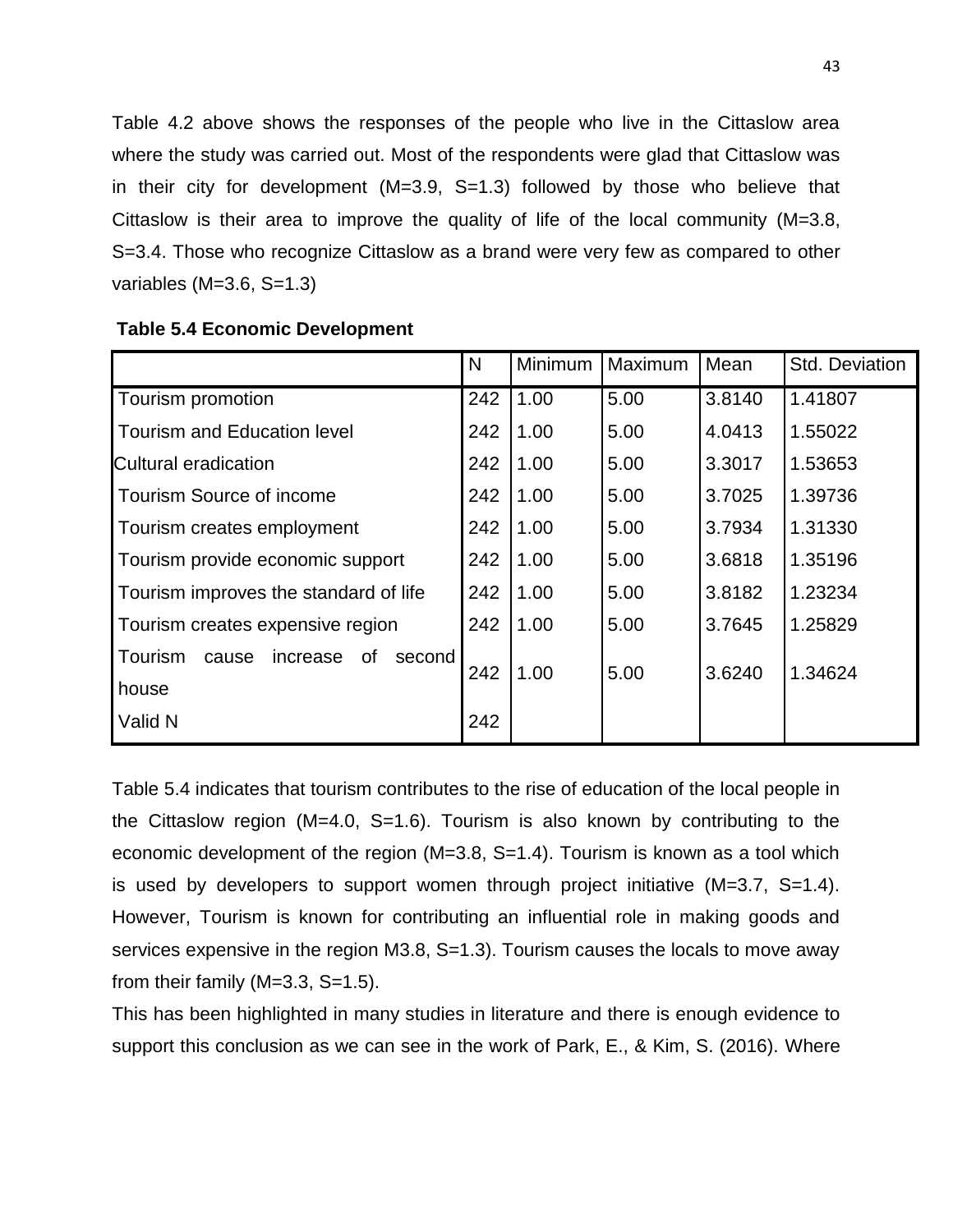Table 4.2 above shows the responses of the people who live in the Cittaslow area where the study was carried out. Most of the respondents were glad that Cittaslow was in their city for development (M=3.9, S=1.3) followed by those who believe that Cittaslow is their area to improve the quality of life of the local community (M=3.8, S=3.4. Those who recognize Cittaslow as a brand were very few as compared to other variables (M=3.6, S=1.3)

**Table 5.4 Economic Development**

| | N | Minimum | Maximum | Mean | Std. Deviation |
|---|---|---|---|---|---|
| Tourism promotion | 242 | 1.00 | 5.00 | 3.8140 | 1.41807 |
| Tourism and Education level | 242 | 1.00 | 5.00 | 4.0413 | 1.55022 |
| Cultural eradication | 242 | 1.00 | 5.00 | 3.3017 | 1.53653 |
| Tourism Source of income | 242 | 1.00 | 5.00 | 3.7025 | 1.39736 |
| Tourism creates employment | 242 | 1.00 | 5.00 | 3.7934 | 1.31330 |
| Tourism provide economic support | 242 | 1.00 | 5.00 | 3.6818 | 1.35196 |
| Tourism improves the standard of life | 242 | 1.00 | 5.00 | 3.8182 | 1.23234 |
| Tourism creates expensive region | 242 | 1.00 | 5.00 | 3.7645 | 1.25829 |
| Tourism cause increase of second house | 242 | 1.00 | 5.00 | 3.6240 | 1.34624 |
| Valid N | 242 | | | | |

Table 5.4 indicates that tourism contributes to the rise of education of the local people in the Cittaslow region (M=4.0, S=1.6). Tourism is also known by contributing to the economic development of the region (M=3.8, S=1.4). Tourism is known as a tool which is used by developers to support women through project initiative (M=3.7, S=1.4). However, Tourism is known for contributing an influential role in making goods and services expensive in the region M3.8, S=1.3). Tourism causes the locals to move away from their family (M=3.3, S=1.5).

This has been highlighted in many studies in literature and there is enough evidence to support this conclusion as we can see in the work of Park, E., & Kim, S. (2016). Where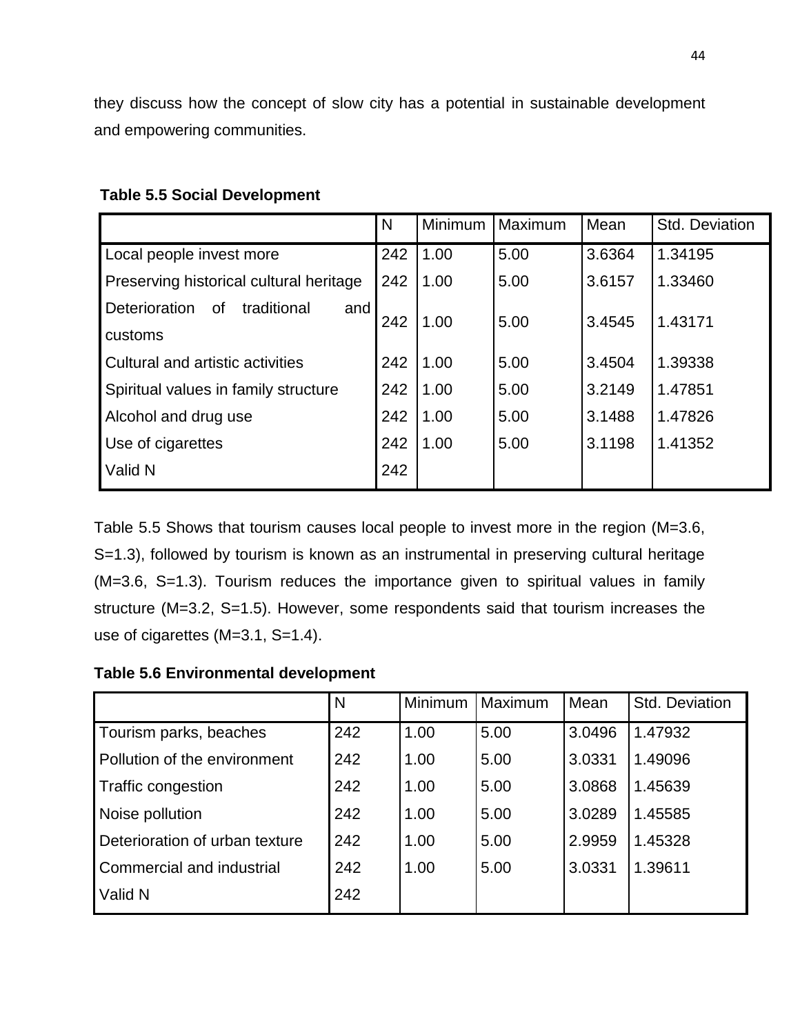they discuss how the concept of slow city has a potential in sustainable development and empowering communities.

**Table 5.5 Social Development**

| | N | Minimum | Maximum | Mean | Std. Deviation |
|---|---|---|---|---|---|
| Local people invest more | 242 | 1.00 | 5.00 | 3.6364 | 1.34195 |
| Preserving historical cultural heritage | 242 | 1.00 | 5.00 | 3.6157 | 1.33460 |
| Deterioration of traditional and customs | 242 | 1.00 | 5.00 | 3.4545 | 1.43171 |
| Cultural and artistic activities | 242 | 1.00 | 5.00 | 3.4504 | 1.39338 |
| Spiritual values in family structure | 242 | 1.00 | 5.00 | 3.2149 | 1.47851 |
| Alcohol and drug use | 242 | 1.00 | 5.00 | 3.1488 | 1.47826 |
| Use of cigarettes | 242 | 1.00 | 5.00 | 3.1198 | 1.41352 |
| Valid N | 242 | | | | |

Table 5.5 Shows that tourism causes local people to invest more in the region (M=3.6, S=1.3), followed by tourism is known as an instrumental in preserving cultural heritage (M=3.6, S=1.3). Tourism reduces the importance given to spiritual values in family structure (M=3.2, S=1.5). However, some respondents said that tourism increases the use of cigarettes (M=3.1, S=1.4).

**Table 5.6 Environmental development**

| | N | Minimum | Maximum | Mean | Std. Deviation |
|---|---|---|---|---|---|
| Tourism parks, beaches | 242 | 1.00 | 5.00 | 3.0496 | 1.47932 |
| Pollution of the environment | 242 | 1.00 | 5.00 | 3.0331 | 1.49096 |
| Traffic congestion | 242 | 1.00 | 5.00 | 3.0868 | 1.45639 |
| Noise pollution | 242 | 1.00 | 5.00 | 3.0289 | 1.45585 |
| Deterioration of urban texture | 242 | 1.00 | 5.00 | 2.9959 | 1.45328 |
| Commercial and industrial | 242 | 1.00 | 5.00 | 3.0331 | 1.39611 |
| Valid N | 242 | | | | |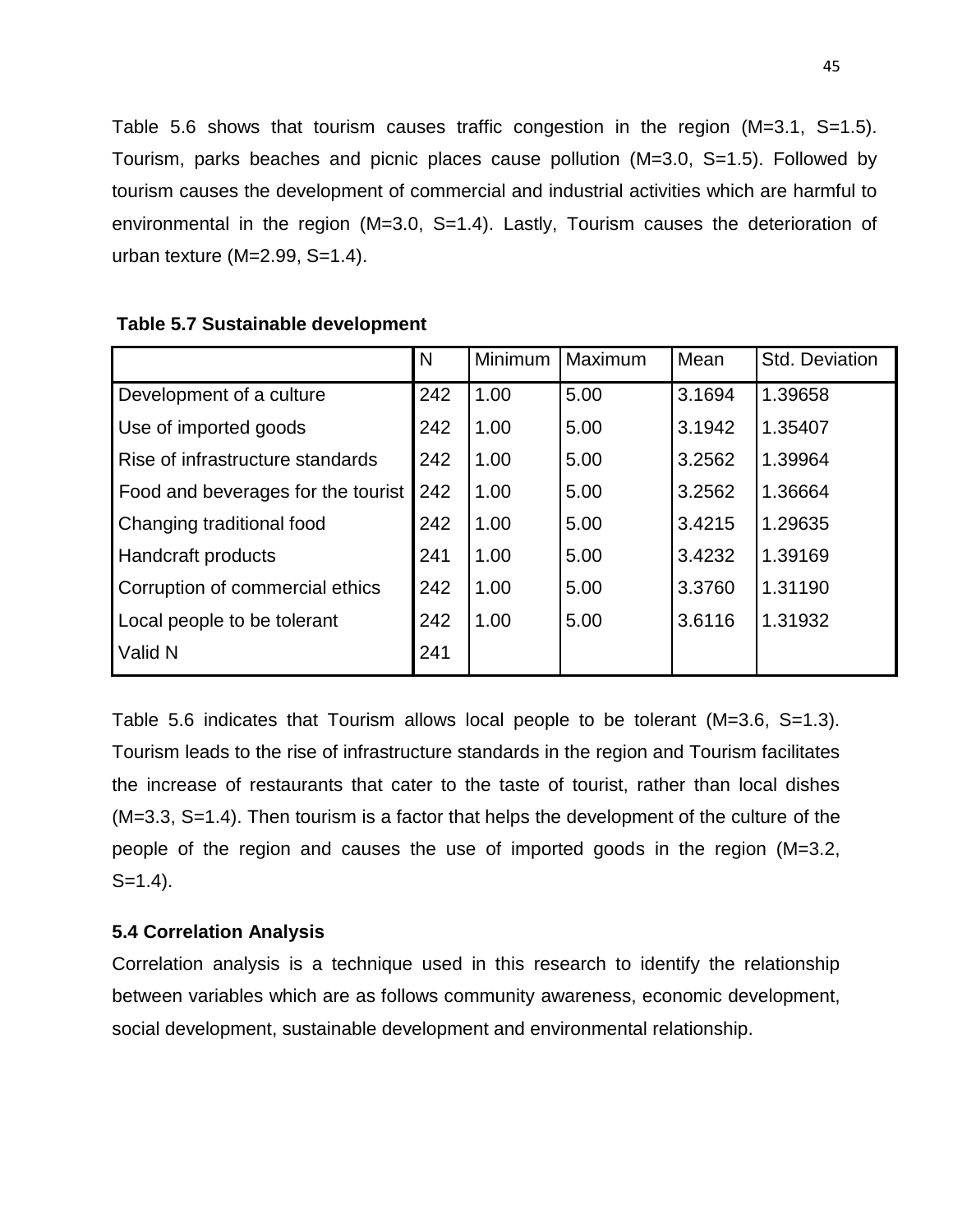Table 5.6 shows that tourism causes traffic congestion in the region (M=3.1, S=1.5). Tourism, parks beaches and picnic places cause pollution (M=3.0, S=1.5). Followed by tourism causes the development of commercial and industrial activities which are harmful to environmental in the region (M=3.0, S=1.4). Lastly, Tourism causes the deterioration of urban texture (M=2.99, S=1.4).

**Table 5.7 Sustainable development**

| | N | Minimum | Maximum | Mean | Std. Deviation |
|---|---|---|---|---|---|
| Development of a culture | 242 | 1.00 | 5.00 | 3.1694 | 1.39658 |
| Use of imported goods | 242 | 1.00 | 5.00 | 3.1942 | 1.35407 |
| Rise of infrastructure standards | 242 | 1.00 | 5.00 | 3.2562 | 1.39964 |
| Food and beverages for the tourist | 242 | 1.00 | 5.00 | 3.2562 | 1.36664 |
| Changing traditional food | 242 | 1.00 | 5.00 | 3.4215 | 1.29635 |
| Handcraft products | 241 | 1.00 | 5.00 | 3.4232 | 1.39169 |
| Corruption of commercial ethics | 242 | 1.00 | 5.00 | 3.3760 | 1.31190 |
| Local people to be tolerant | 242 | 1.00 | 5.00 | 3.6116 | 1.31932 |
| Valid N | 241 | | | | |

Table 5.6 indicates that Tourism allows local people to be tolerant (M=3.6, S=1.3). Tourism leads to the rise of infrastructure standards in the region and Tourism facilitates the increase of restaurants that cater to the taste of tourist, rather than local dishes (M=3.3, S=1.4). Then tourism is a factor that helps the development of the culture of the people of the region and causes the use of imported goods in the region (M=3.2, S=1.4).

### 5.4 Correlation Analysis

Correlation analysis is a technique used in this research to identify the relationship between variables which are as follows community awareness, economic development, social development, sustainable development and environmental relationship.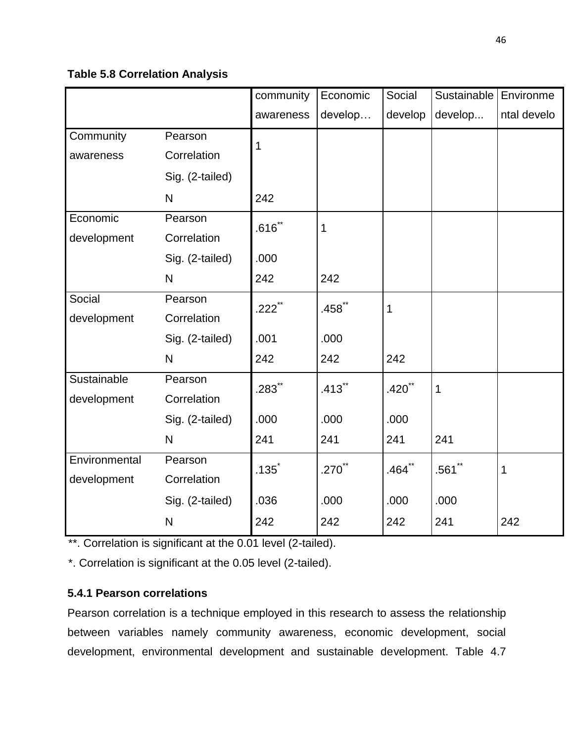**Table 5.8 Correlation Analysis**

| | | community awareness | Economic develop… | Social develop | Sustainable develop... | Environmental develo |
|---|---|---|---|---|---|---|
| Community awareness | Pearson Correlation | 1 | | | | |
| | Sig. (2-tailed) | | | | | |
| | N | 242 | | | | |
| Economic development | Pearson Correlation | .616** | 1 | | | |
| | Sig. (2-tailed) | .000 | | | | |
| | N | 242 | 242 | | | |
| Social development | Pearson Correlation | .222** | .458** | 1 | | |
| | Sig. (2-tailed) | .001 | .000 | | | |
| | N | 242 | 242 | 242 | | |
| Sustainable development | Pearson Correlation | .283** | .413** | .420** | 1 | |
| | Sig. (2-tailed) | .000 | .000 | .000 | | |
| | N | 241 | 241 | 241 | 241 | |
| Environmental development | Pearson Correlation | .135* | .270** | .464** | .561** | 1 |
| | Sig. (2-tailed) | .036 | .000 | .000 | .000 | |
| | N | 242 | 242 | 242 | 241 | 242 |

**. Correlation is significant at the 0.01 level (2-tailed).

*. Correlation is significant at the 0.05 level (2-tailed).

### 5.4.1 Pearson correlations

Pearson correlation is a technique employed in this research to assess the relationship between variables namely community awareness, economic development, social development, environmental development and sustainable development. Table 4.7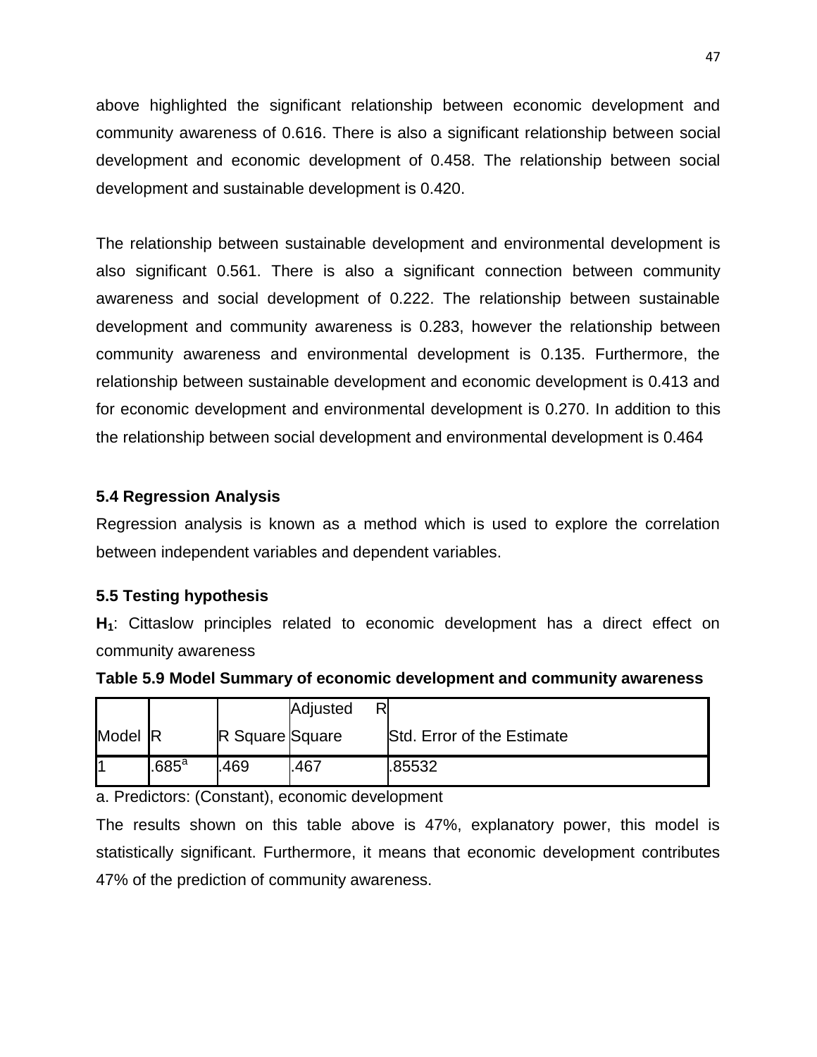above highlighted the significant relationship between economic development and community awareness of 0.616. There is also a significant relationship between social development and economic development of 0.458. The relationship between social development and sustainable development is 0.420.

The relationship between sustainable development and environmental development is also significant 0.561. There is also a significant connection between community awareness and social development of 0.222. The relationship between sustainable development and community awareness is 0.283, however the relationship between community awareness and environmental development is 0.135. Furthermore, the relationship between sustainable development and economic development is 0.413 and for economic development and environmental development is 0.270. In addition to this the relationship between social development and environmental development is 0.464

### 5.4 Regression Analysis

Regression analysis is known as a method which is used to explore the correlation between independent variables and dependent variables.

### 5.5 Testing hypothesis

**$H_1$**: Cittaslow principles related to economic development has a direct effect on community awareness

**Table 5.9 Model Summary of economic development and community awareness**

| Model | R | R Square | Adjusted R Square | Std. Error of the Estimate |
|---|---|---|---|---|
| 1 | .685[a] | .469 | .467 | .85532 |

a. Predictors: (Constant), economic development

The results shown on this table above is 47%, explanatory power, this model is statistically significant. Furthermore, it means that economic development contributes 47% of the prediction of community awareness.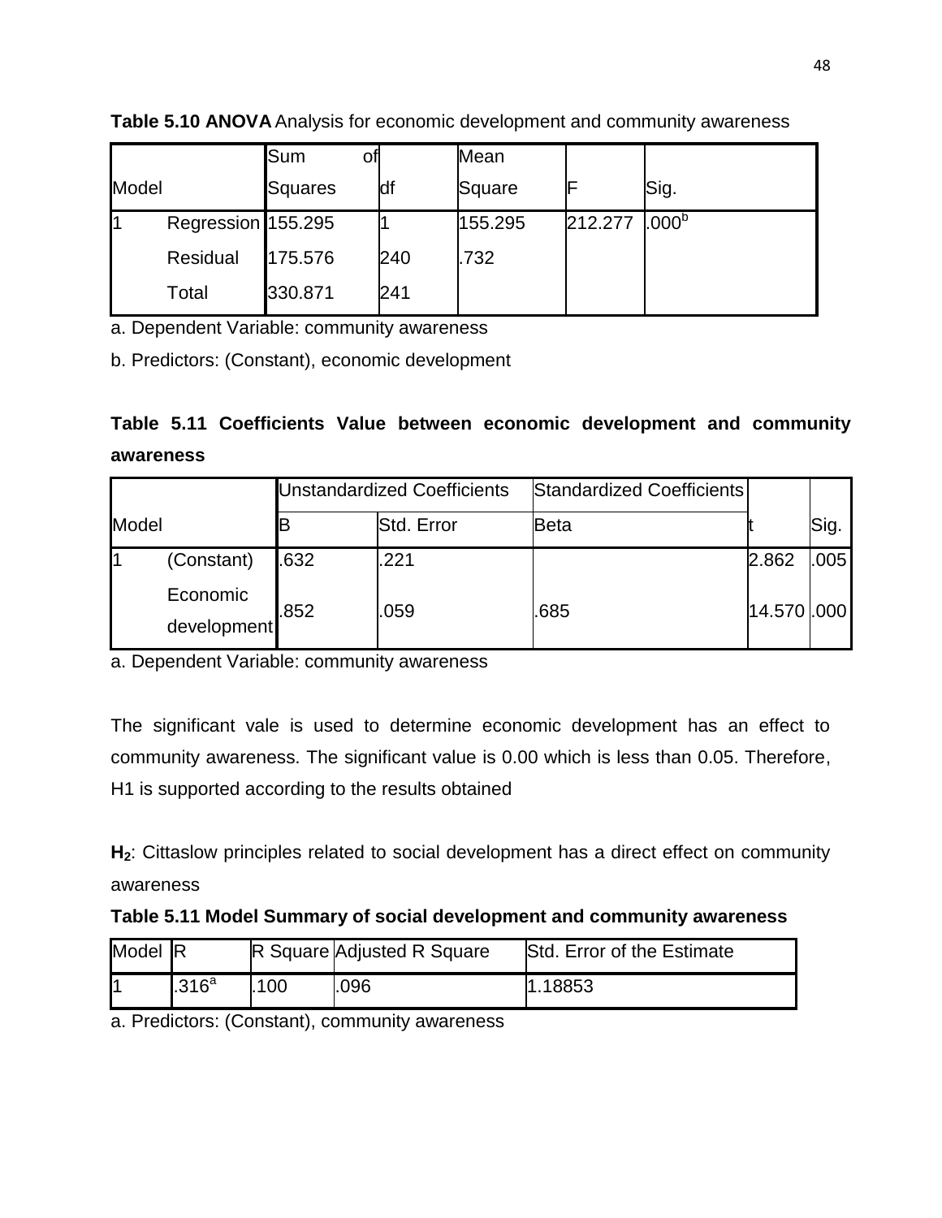**Table 5.10 ANOVA** Analysis for economic development and community awareness

| Model | | Sum of Squares | df | Mean Square | F | Sig. |
|---|---|---|---|---|---|---|
| 1 | Regression | 155.295 | 1 | 155.295 | 212.277 | .000[b] |
| | Residual | 175.576 | 240 | .732 | | |
| | Total | 330.871 | 241 | | | |

a. Dependent Variable: community awareness

b. Predictors: (Constant), economic development

**Table 5.11 Coefficients Value between economic development and community awareness**

| Model | | Unstandardized Coefficients | | Standardized Coefficients | | |
|---|---|---|---|---|---|---|
| | | B | Std. Error | Beta | t | Sig. |
| 1 | (Constant) | .632 | .221 | | 2.862 | .005 |
| | Economic development | .852 | .059 | .685 | 14.570 | .000 |

a. Dependent Variable: community awareness

The significant vale is used to determine economic development has an effect to community awareness. The significant value is 0.00 which is less than 0.05. Therefore, H1 is supported according to the results obtained

**$H_2$**: Cittaslow principles related to social development has a direct effect on community awareness

**Table 5.11 Model Summary of social development and community awareness**

| Model | R | R Square | Adjusted R Square | Std. Error of the Estimate |
|---|---|---|---|---|
| 1 | .316[a] | .100 | .096 | 1.18853 |

a. Predictors: (Constant), community awareness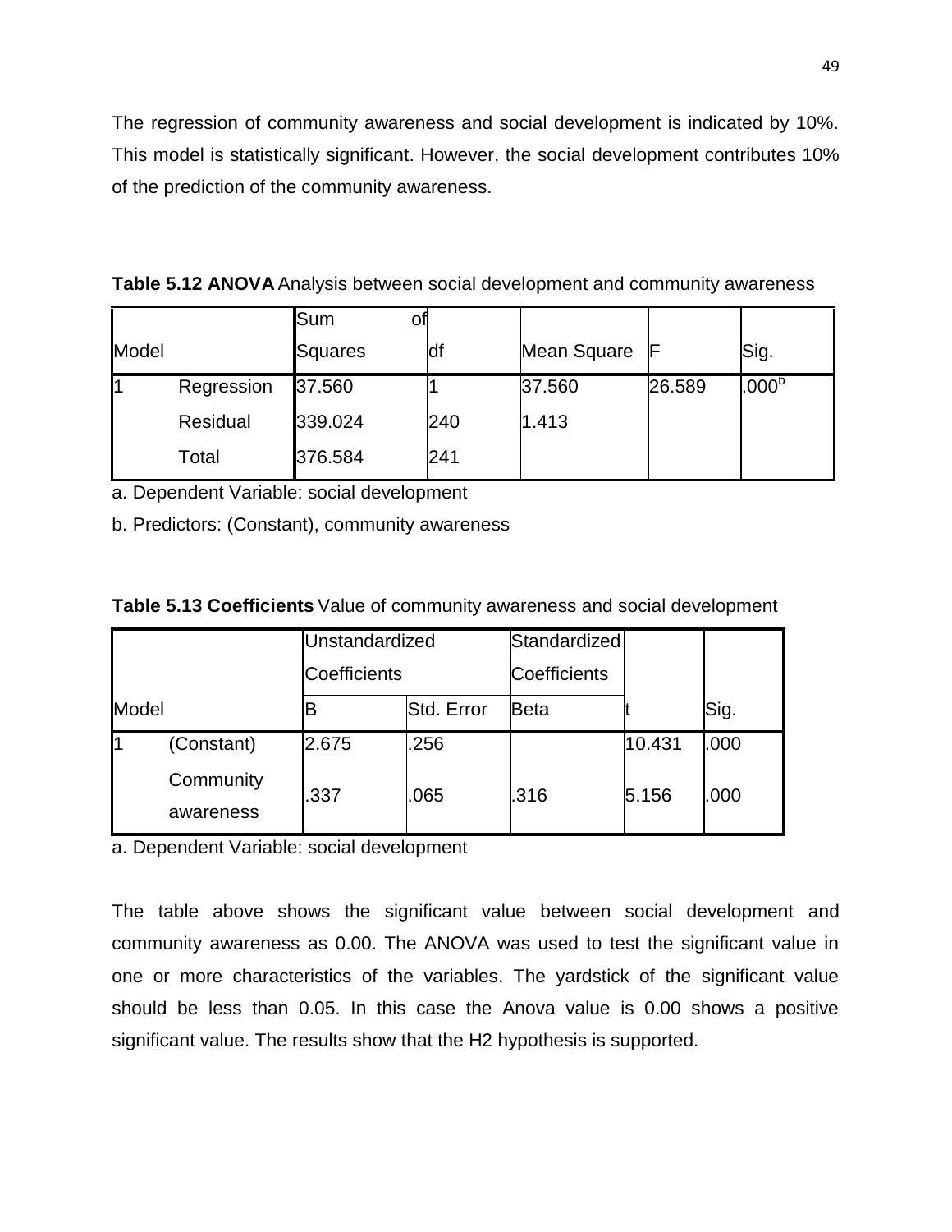The regression of community awareness and social development is indicated by 10%. This model is statistically significant. However, the social development contributes 10% of the prediction of the community awareness.

**Table 5.12 ANOVA** Analysis between social development and community awareness

| Model | | Sum of Squares | df | Mean Square | F | Sig. |
|---|---|---|---|---|---|---|
| 1 | Regression | 37.560 | 1 | 37.560 | 26.589 | .000[b] |
| | Residual | 339.024 | 240 | 1.413 | | |
| | Total | 376.584 | 241 | | | |

a. Dependent Variable: social development

b. Predictors: (Constant), community awareness

**Table 5.13 Coefficients** Value of community awareness and social development

| Model | | Unstandardized Coefficients | | Standardized Coefficients | t | Sig. |
|---|---|---|---|---|---|---|
| | | B | Std. Error | Beta | | |
| 1 | (Constant) | 2.675 | .256 | | 10.431 | .000 |
| | Community awareness | .337 | .065 | .316 | 5.156 | .000 |

a. Dependent Variable: social development

The table above shows the significant value between social development and community awareness as 0.00. The ANOVA was used to test the significant value in one or more characteristics of the variables. The yardstick of the significant value should be less than 0.05. In this case the Anova value is 0.00 shows a positive significant value. The results show that the H2 hypothesis is supported.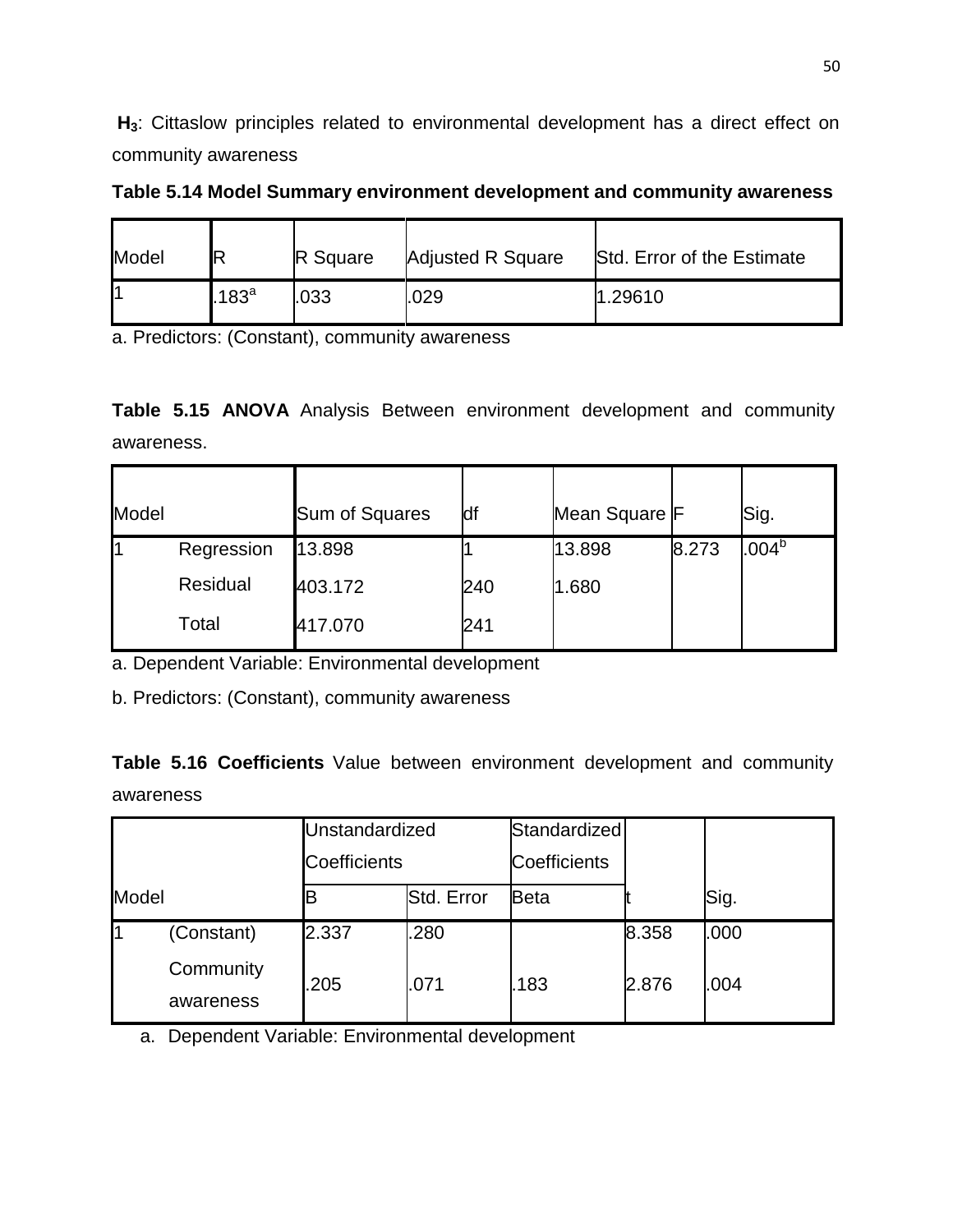**$H_3$**: Cittaslow principles related to environmental development has a direct effect on community awareness

**Table 5.14 Model Summary environment development and community awareness**

| Model | R | R Square | Adjusted R Square | Std. Error of the Estimate |
|---|---|---|---|---|
| 1 | .183[a] | .033 | .029 | 1.29610 |

a. Predictors: (Constant), community awareness

**Table 5.15 ANOVA** Analysis Between environment development and community awareness.

| Model | | Sum of Squares | df | Mean Square | F | Sig. |
|---|---|---|---|---|---|---|
| 1 | Regression | 13.898 | 1 | 13.898 | 8.273 | .004[b] |
| | Residual | 403.172 | 240 | 1.680 | | |
| | Total | 417.070 | 241 | | | |

a. Dependent Variable: Environmental development

b. Predictors: (Constant), community awareness

**Table 5.16 Coefficients** Value between environment development and community awareness

| Model | | Unstandardized Coefficients | | Standardized Coefficients | t | Sig. |
|---|---|---|---|---|---|---|
| | | B | Std. Error | Beta | | |
| 1 | (Constant) | 2.337 | .280 | | 8.358 | .000 |
| | Community awareness | .205 | .071 | .183 | 2.876 | .004 |

a. Dependent Variable: Environmental development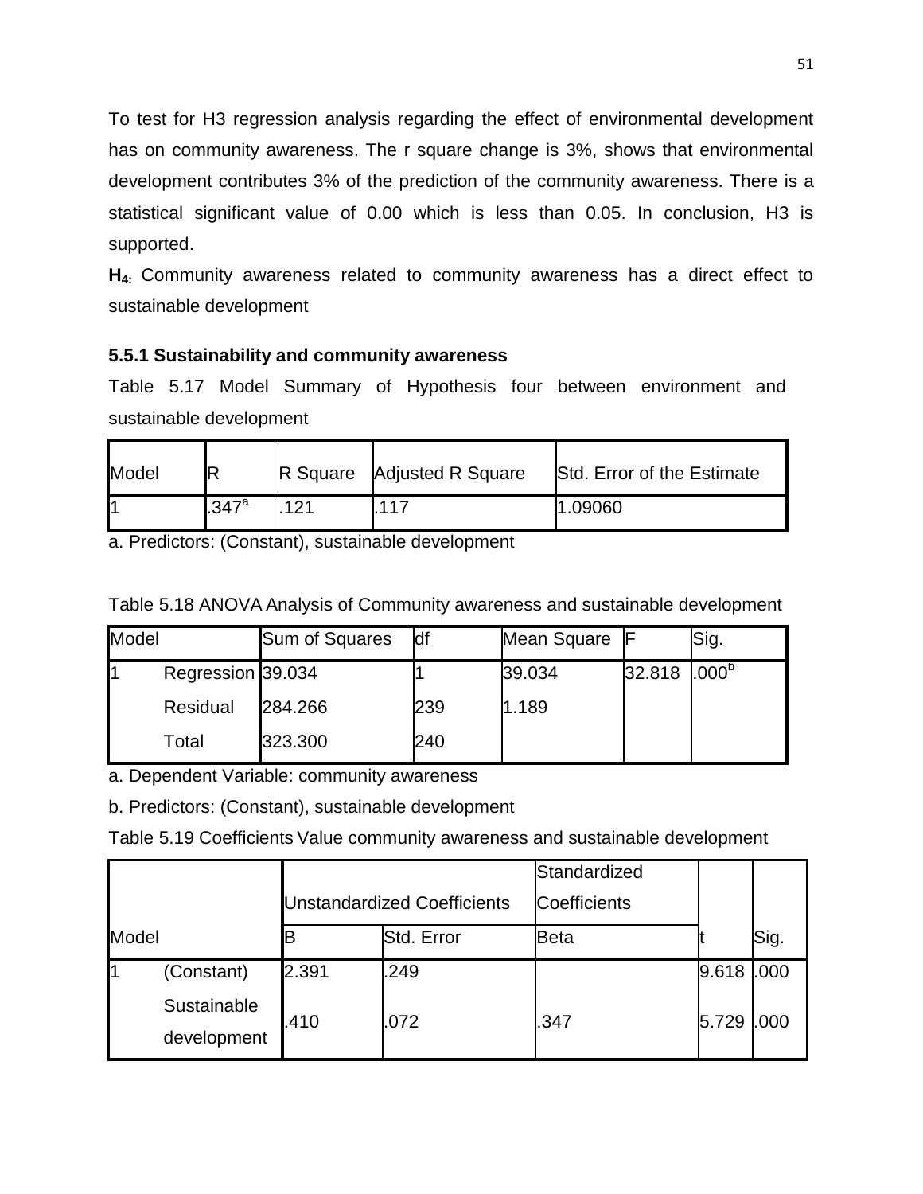To test for H3 regression analysis regarding the effect of environmental development has on community awareness. The r square change is 3%, shows that environmental development contributes 3% of the prediction of the community awareness. There is a statistical significant value of 0.00 which is less than 0.05. In conclusion, H3 is supported.

**$H_4$:** Community awareness related to community awareness has a direct effect to sustainable development

### 5.5.1 Sustainability and community awareness

Table 5.17 Model Summary of Hypothesis four between environment and sustainable development

| Model | R | R Square | Adjusted R Square | Std. Error of the Estimate |
|---|---|---|---|---|
| 1 | .347[a] | .121 | .117 | 1.09060 |

a. Predictors: (Constant), sustainable development

Table 5.18 ANOVA Analysis of Community awareness and sustainable development

| Model | | Sum of Squares | df | Mean Square | F | Sig. |
|---|---|---|---|---|---|---|
| 1 | Regression | 39.034 | 1 | 39.034 | 32.818 | .000[b] |
| | Residual | 284.266 | 239 | 1.189 | | |
| | Total | 323.300 | 240 | | | |

a. Dependent Variable: community awareness

b. Predictors: (Constant), sustainable development

Table 5.19 Coefficients Value community awareness and sustainable development

| Model | | Unstandardized Coefficients | | Standardized Coefficients | | |
|---|---|---|---|---|---|---|
| | | B | Std. Error | Beta | t | Sig. |
| 1 | (Constant) | 2.391 | .249 | | 9.618 | .000 |
| | Sustainable development | .410 | .072 | .347 | 5.729 | .000 |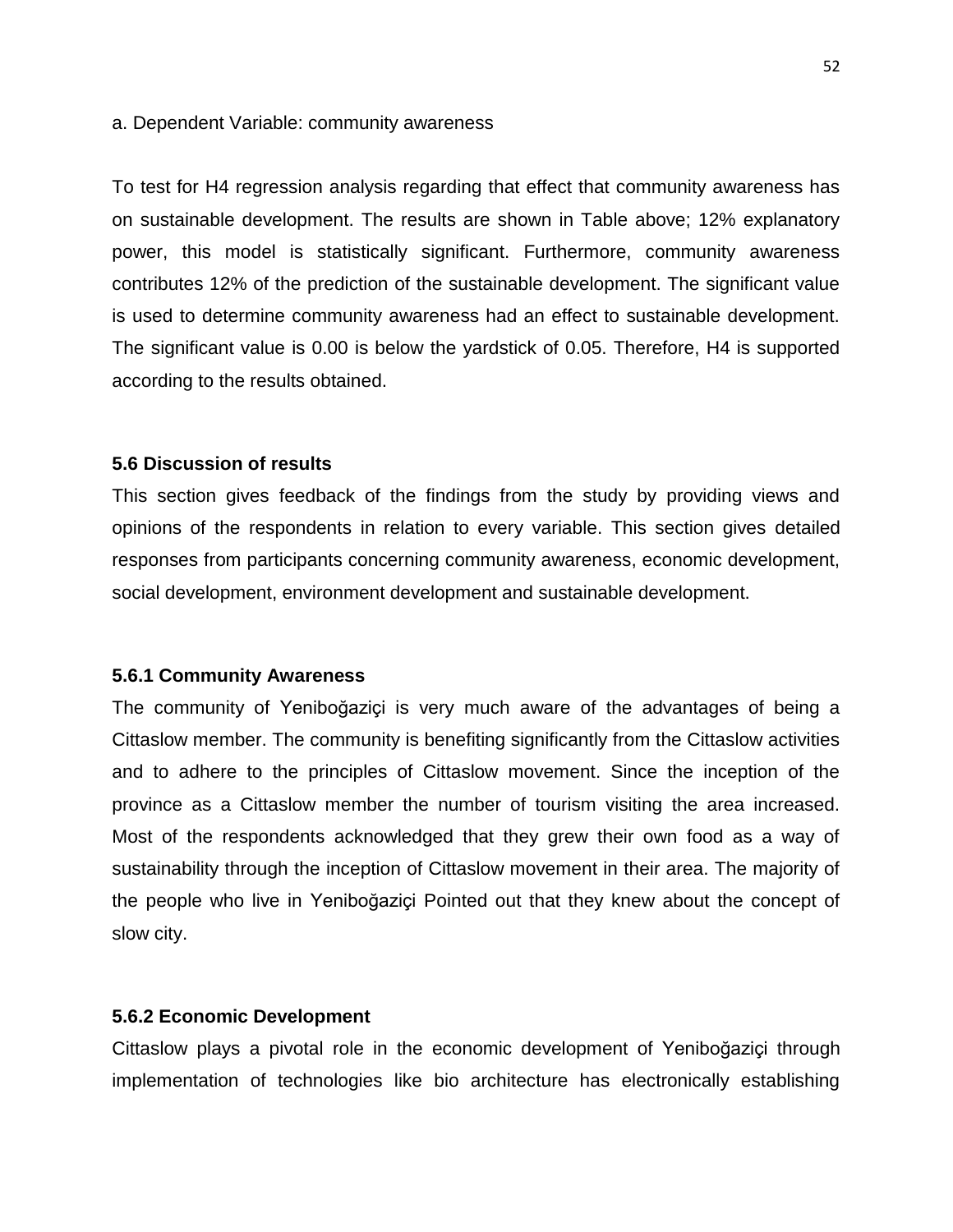a. Dependent Variable: community awareness

To test for H4 regression analysis regarding that effect that community awareness has on sustainable development. The results are shown in Table above; 12% explanatory power, this model is statistically significant. Furthermore, community awareness contributes 12% of the prediction of the sustainable development. The significant value is used to determine community awareness had an effect to sustainable development. The significant value is 0.00 is below the yardstick of 0.05. Therefore, H4 is supported according to the results obtained.

### 5.6 Discussion of results

This section gives feedback of the findings from the study by providing views and opinions of the respondents in relation to every variable. This section gives detailed responses from participants concerning community awareness, economic development, social development, environment development and sustainable development.

#### 5.6.1 Community Awareness

The community of Yeniboğaziçi is very much aware of the advantages of being a Cittaslow member. The community is benefiting significantly from the Cittaslow activities and to adhere to the principles of Cittaslow movement. Since the inception of the province as a Cittaslow member the number of tourism visiting the area increased. Most of the respondents acknowledged that they grew their own food as a way of sustainability through the inception of Cittaslow movement in their area. The majority of the people who live in Yeniboğaziçi Pointed out that they knew about the concept of slow city.

#### 5.6.2 Economic Development

Cittaslow plays a pivotal role in the economic development of Yeniboğaziçi through implementation of technologies like bio architecture has electronically establishing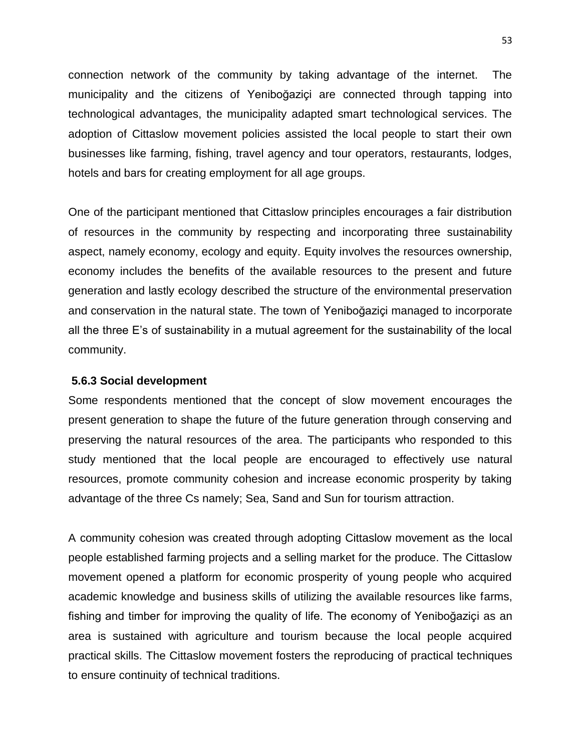connection network of the community by taking advantage of the internet. The municipality and the citizens of Yeniboğaziçi are connected through tapping into technological advantages, the municipality adapted smart technological services. The adoption of Cittaslow movement policies assisted the local people to start their own businesses like farming, fishing, travel agency and tour operators, restaurants, lodges, hotels and bars for creating employment for all age groups.

One of the participant mentioned that Cittaslow principles encourages a fair distribution of resources in the community by respecting and incorporating three sustainability aspect, namely economy, ecology and equity. Equity involves the resources ownership, economy includes the benefits of the available resources to the present and future generation and lastly ecology described the structure of the environmental preservation and conservation in the natural state. The town of Yeniboğaziçi managed to incorporate all the three E's of sustainability in a mutual agreement for the sustainability of the local community.

### 5.6.3 Social development

Some respondents mentioned that the concept of slow movement encourages the present generation to shape the future of the future generation through conserving and preserving the natural resources of the area. The participants who responded to this study mentioned that the local people are encouraged to effectively use natural resources, promote community cohesion and increase economic prosperity by taking advantage of the three Cs namely; Sea, Sand and Sun for tourism attraction.

A community cohesion was created through adopting Cittaslow movement as the local people established farming projects and a selling market for the produce. The Cittaslow movement opened a platform for economic prosperity of young people who acquired academic knowledge and business skills of utilizing the available resources like farms, fishing and timber for improving the quality of life. The economy of Yeniboğaziçi as an area is sustained with agriculture and tourism because the local people acquired practical skills. The Cittaslow movement fosters the reproducing of practical techniques to ensure continuity of technical traditions.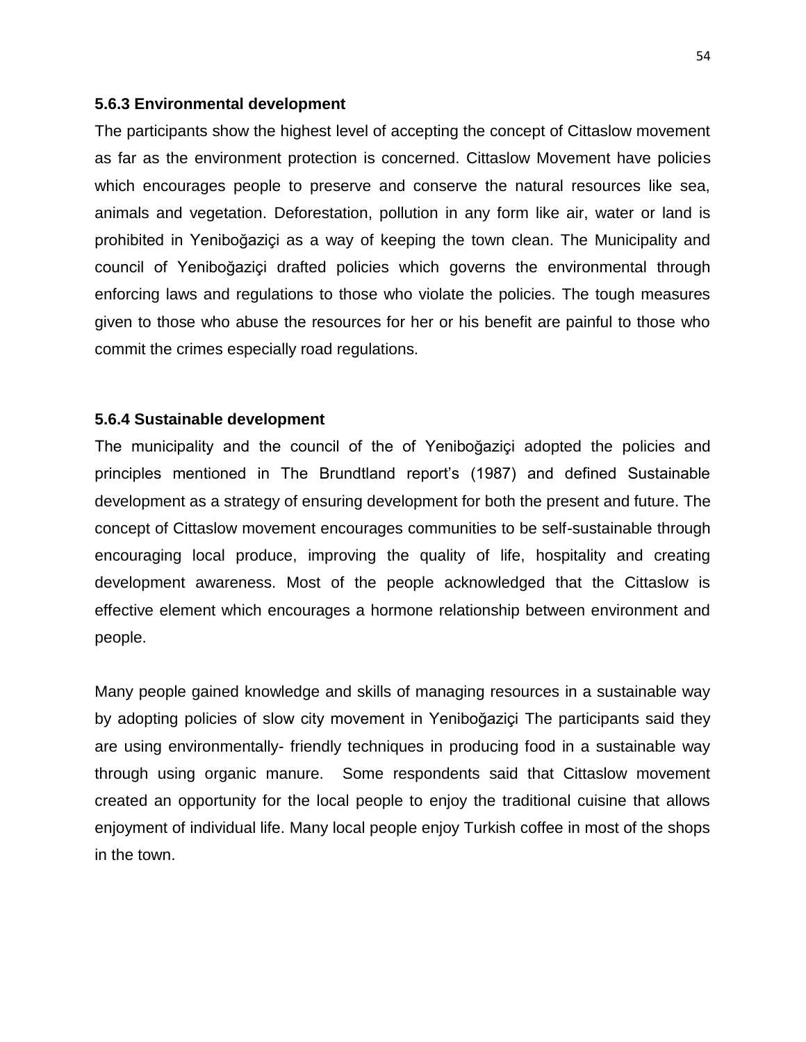### 5.6.3 Environmental development

The participants show the highest level of accepting the concept of Cittaslow movement as far as the environment protection is concerned. Cittaslow Movement have policies which encourages people to preserve and conserve the natural resources like sea, animals and vegetation. Deforestation, pollution in any form like air, water or land is prohibited in Yeniboğaziçi as a way of keeping the town clean. The Municipality and council of Yeniboğaziçi drafted policies which governs the environmental through enforcing laws and regulations to those who violate the policies. The tough measures given to those who abuse the resources for her or his benefit are painful to those who commit the crimes especially road regulations.

### 5.6.4 Sustainable development

The municipality and the council of the of Yeniboğaziçi adopted the policies and principles mentioned in The Brundtland report's (1987) and defined Sustainable development as a strategy of ensuring development for both the present and future. The concept of Cittaslow movement encourages communities to be self-sustainable through encouraging local produce, improving the quality of life, hospitality and creating development awareness. Most of the people acknowledged that the Cittaslow is effective element which encourages a hormone relationship between environment and people.

Many people gained knowledge and skills of managing resources in a sustainable way by adopting policies of slow city movement in Yeniboğaziçi The participants said they are using environmentally- friendly techniques in producing food in a sustainable way through using organic manure. Some respondents said that Cittaslow movement created an opportunity for the local people to enjoy the traditional cuisine that allows enjoyment of individual life. Many local people enjoy Turkish coffee in most of the shops in the town.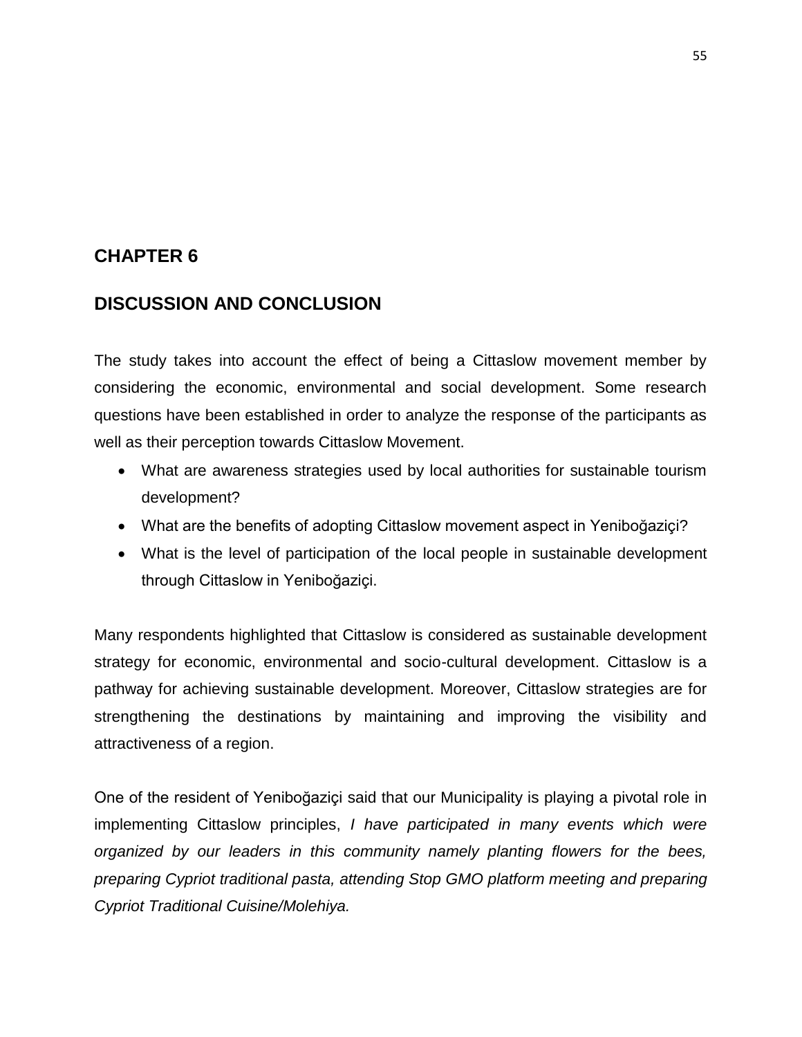# CHAPTER 6

## DISCUSSION AND CONCLUSION

The study takes into account the effect of being a Cittaslow movement member by considering the economic, environmental and social development. Some research questions have been established in order to analyze the response of the participants as well as their perception towards Cittaslow Movement.

- What are awareness strategies used by local authorities for sustainable tourism development?
- What are the benefits of adopting Cittaslow movement aspect in Yeniboğaziçi?
- What is the level of participation of the local people in sustainable development through Cittaslow in Yeniboğaziçi.

Many respondents highlighted that Cittaslow is considered as sustainable development strategy for economic, environmental and socio-cultural development. Cittaslow is a pathway for achieving sustainable development. Moreover, Cittaslow strategies are for strengthening the destinations by maintaining and improving the visibility and attractiveness of a region.

One of the resident of Yeniboğaziçi said that our Municipality is playing a pivotal role in implementing Cittaslow principles, *I have participated in many events which were organized by our leaders in this community namely planting flowers for the bees, preparing Cypriot traditional pasta, attending Stop GMO platform meeting and preparing Cypriot Traditional Cuisine/Molehiya.*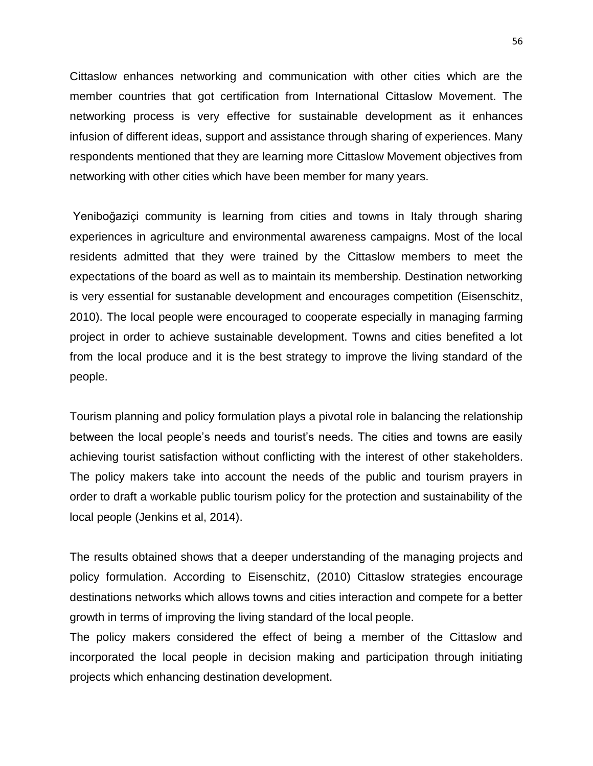Cittaslow enhances networking and communication with other cities which are the member countries that got certification from International Cittaslow Movement. The networking process is very effective for sustainable development as it enhances infusion of different ideas, support and assistance through sharing of experiences. Many respondents mentioned that they are learning more Cittaslow Movement objectives from networking with other cities which have been member for many years.

Yeniboğaziçi community is learning from cities and towns in Italy through sharing experiences in agriculture and environmental awareness campaigns. Most of the local residents admitted that they were trained by the Cittaslow members to meet the expectations of the board as well as to maintain its membership. Destination networking is very essential for sustanable development and encourages competition (Eisenschitz, 2010). The local people were encouraged to cooperate especially in managing farming project in order to achieve sustainable development. Towns and cities benefited a lot from the local produce and it is the best strategy to improve the living standard of the people.

Tourism planning and policy formulation plays a pivotal role in balancing the relationship between the local people's needs and tourist's needs. The cities and towns are easily achieving tourist satisfaction without conflicting with the interest of other stakeholders. The policy makers take into account the needs of the public and tourism prayers in order to draft a workable public tourism policy for the protection and sustainability of the local people (Jenkins et al, 2014).

The results obtained shows that a deeper understanding of the managing projects and policy formulation. According to Eisenschitz, (2010) Cittaslow strategies encourage destinations networks which allows towns and cities interaction and compete for a better growth in terms of improving the living standard of the local people.

The policy makers considered the effect of being a member of the Cittaslow and incorporated the local people in decision making and participation through initiating projects which enhancing destination development.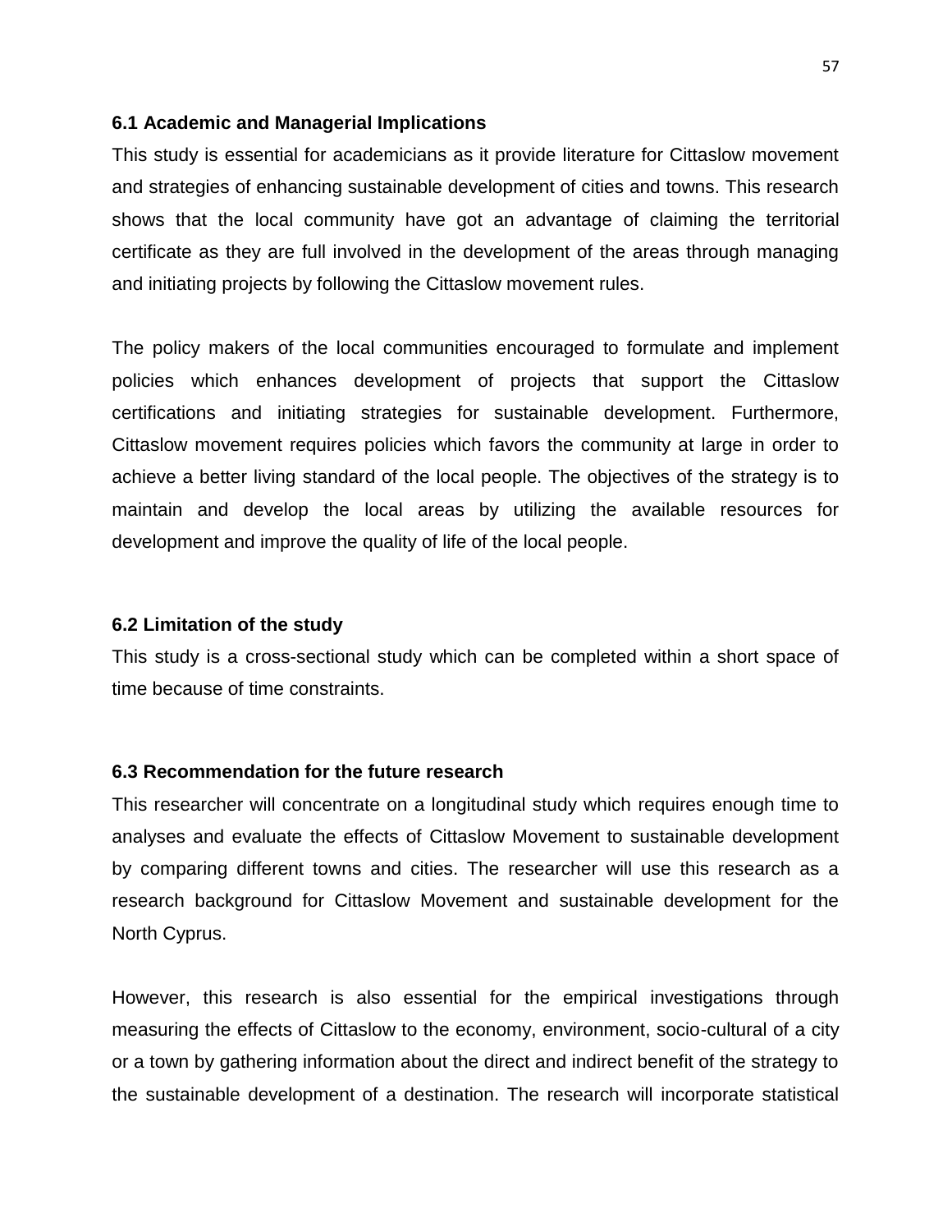### 6.1 Academic and Managerial Implications

This study is essential for academicians as it provide literature for Cittaslow movement and strategies of enhancing sustainable development of cities and towns. This research shows that the local community have got an advantage of claiming the territorial certificate as they are full involved in the development of the areas through managing and initiating projects by following the Cittaslow movement rules.

The policy makers of the local communities encouraged to formulate and implement policies which enhances development of projects that support the Cittaslow certifications and initiating strategies for sustainable development. Furthermore, Cittaslow movement requires policies which favors the community at large in order to achieve a better living standard of the local people. The objectives of the strategy is to maintain and develop the local areas by utilizing the available resources for development and improve the quality of life of the local people.

### 6.2 Limitation of the study

This study is a cross-sectional study which can be completed within a short space of time because of time constraints.

### 6.3 Recommendation for the future research

This researcher will concentrate on a longitudinal study which requires enough time to analyses and evaluate the effects of Cittaslow Movement to sustainable development by comparing different towns and cities. The researcher will use this research as a research background for Cittaslow Movement and sustainable development for the North Cyprus.

However, this research is also essential for the empirical investigations through measuring the effects of Cittaslow to the economy, environment, socio-cultural of a city or a town by gathering information about the direct and indirect benefit of the strategy to the sustainable development of a destination. The research will incorporate statistical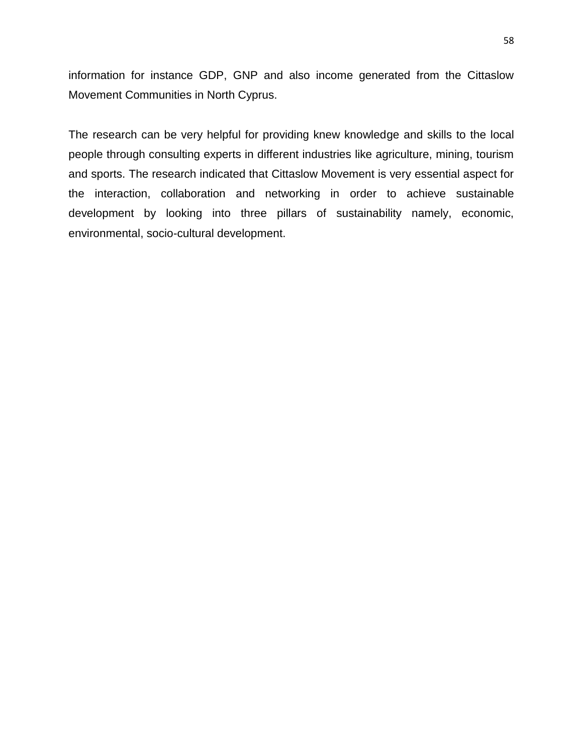information for instance GDP, GNP and also income generated from the Cittaslow Movement Communities in North Cyprus.

The research can be very helpful for providing knew knowledge and skills to the local people through consulting experts in different industries like agriculture, mining, tourism and sports. The research indicated that Cittaslow Movement is very essential aspect for the interaction, collaboration and networking in order to achieve sustainable development by looking into three pillars of sustainability namely, economic, environmental, socio-cultural development.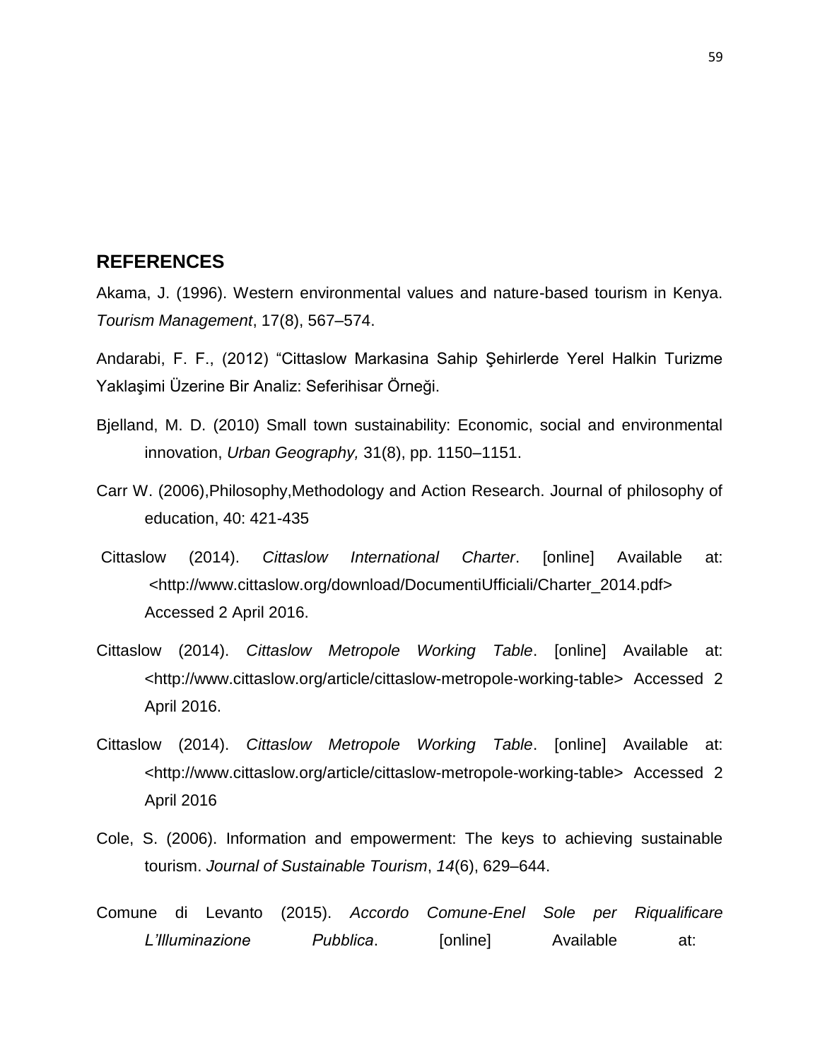## REFERENCES

Akama, J. (1996). Western environmental values and nature-based tourism in Kenya. *Tourism Management*, 17(8), 567–574.

Andarabi, F. F., (2012) "Cittaslow Markasina Sahip Şehirlerde Yerel Halkin Turizme Yaklaşimi Üzerine Bir Analiz: Seferihisar Örneği.

Bjelland, M. D. (2010) Small town sustainability: Economic, social and environmental innovation, *Urban Geography,* 31(8), pp. 1150–1151.

Carr W. (2006),Philosophy,Methodology and Action Research. Journal of philosophy of education, 40: 421-435

Cittaslow (2014). *Cittaslow International Charter*. [online] Available at: <http://www.cittaslow.org/download/DocumentiUfficiali/Charter_2014.pdf> Accessed 2 April 2016.

Cittaslow (2014). *Cittaslow Metropole Working Table*. [online] Available at: <http://www.cittaslow.org/article/cittaslow-metropole-working-table> Accessed 2 April 2016.

Cittaslow (2014). *Cittaslow Metropole Working Table*. [online] Available at: <http://www.cittaslow.org/article/cittaslow-metropole-working-table> Accessed 2 April 2016

Cole, S. (2006). Information and empowerment: The keys to achieving sustainable tourism. *Journal of Sustainable Tourism*, *14*(6), 629–644.

Comune di Levanto (2015). *Accordo Comune-Enel Sole per Riqualificare L'Illuminazione Pubblica*. [online] Available at: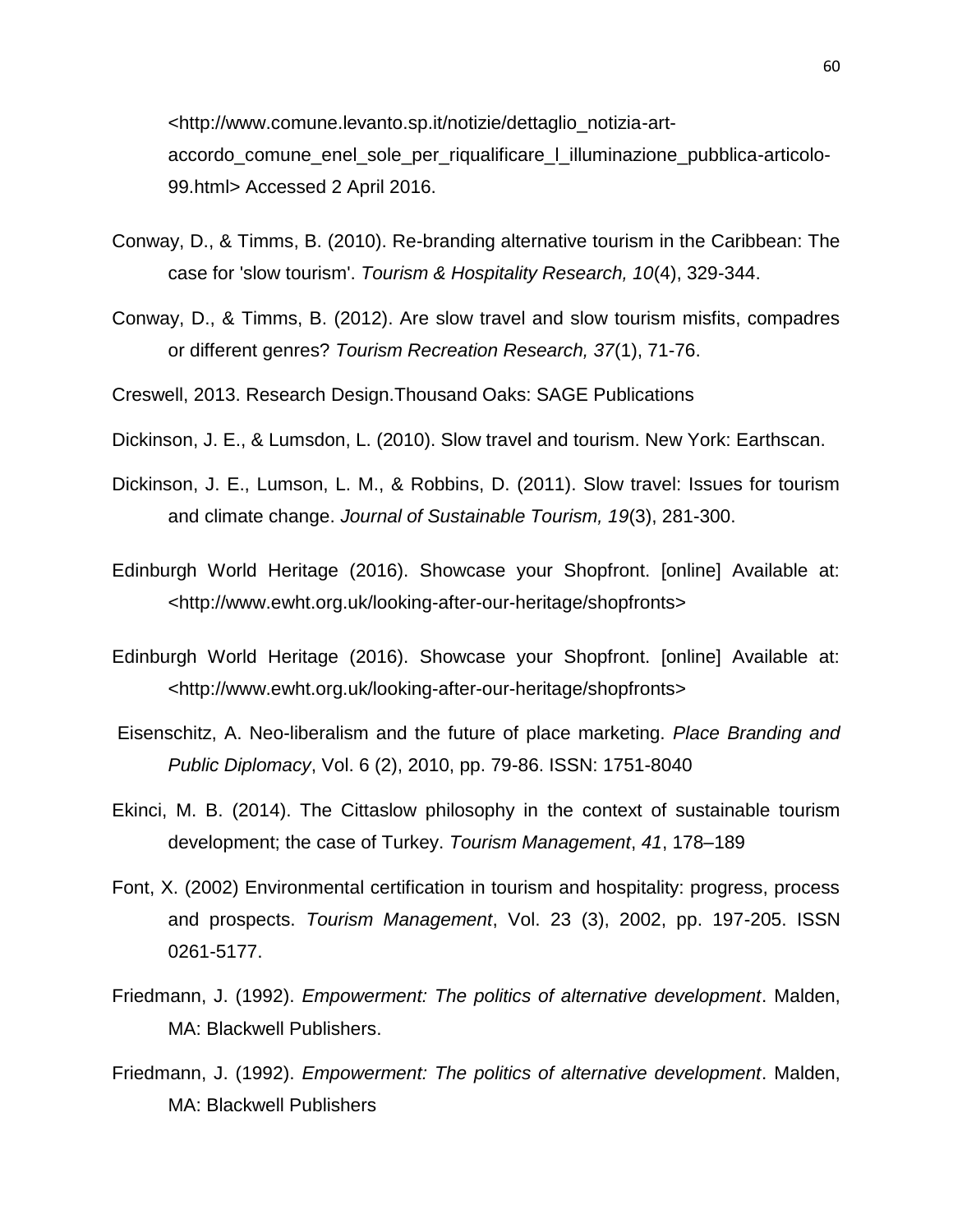<http://www.comune.levanto.sp.it/notizie/dettaglio_notizia-art-accordo_comune_enel_sole_per_riqualificare_l_illuminazione_pubblica-articolo-99.html> Accessed 2 April 2016.

Conway, D., & Timms, B. (2010). Re-branding alternative tourism in the Caribbean: The case for 'slow tourism'. *Tourism & Hospitality Research, 10*(4), 329-344.

Conway, D., & Timms, B. (2012). Are slow travel and slow tourism misfits, compadres or different genres? *Tourism Recreation Research, 37*(1), 71-76.

Creswell, 2013. Research Design.Thousand Oaks: SAGE Publications

Dickinson, J. E., & Lumsdon, L. (2010). Slow travel and tourism. New York: Earthscan.

Dickinson, J. E., Lumson, L. M., & Robbins, D. (2011). Slow travel: Issues for tourism and climate change. *Journal of Sustainable Tourism, 19*(3), 281-300.

Edinburgh World Heritage (2016). Showcase your Shopfront. [online] Available at: <http://www.ewht.org.uk/looking-after-our-heritage/shopfronts>

Edinburgh World Heritage (2016). Showcase your Shopfront. [online] Available at: <http://www.ewht.org.uk/looking-after-our-heritage/shopfronts>

Eisenschitz, A. Neo-liberalism and the future of place marketing. *Place Branding and Public Diplomacy*, Vol. 6 (2), 2010, pp. 79-86. ISSN: 1751-8040

Ekinci, M. B. (2014). The Cittaslow philosophy in the context of sustainable tourism development; the case of Turkey. *Tourism Management*, *41*, 178–189

Font, X. (2002) Environmental certification in tourism and hospitality: progress, process and prospects. *Tourism Management*, Vol. 23 (3), 2002, pp. 197-205. ISSN 0261-5177.

Friedmann, J. (1992). *Empowerment: The politics of alternative development*. Malden, MA: Blackwell Publishers.

Friedmann, J. (1992). *Empowerment: The politics of alternative development*. Malden, MA: Blackwell Publishers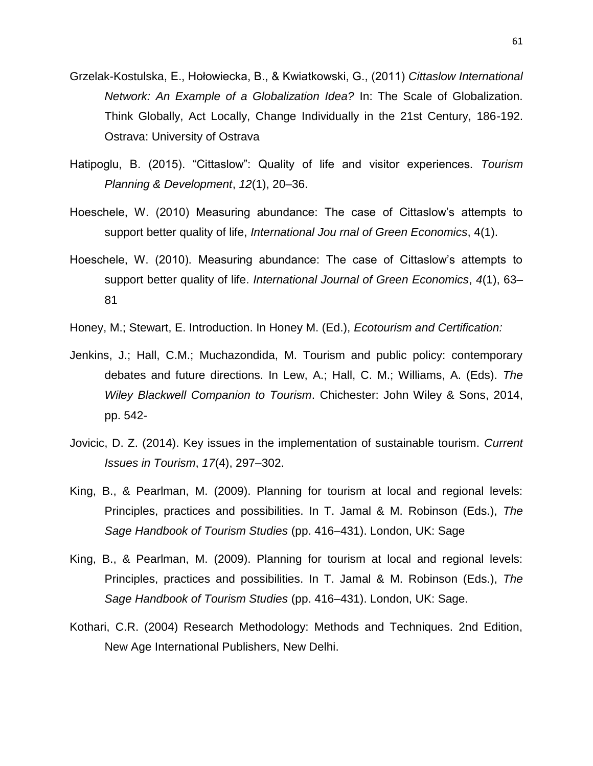Grzelak-Kostulska, E., Hołowiecka, B., & Kwiatkowski, G., (2011) *Cittaslow International Network: An Example of a Globalization Idea?* In: The Scale of Globalization. Think Globally, Act Locally, Change Individually in the 21st Century, 186-192. Ostrava: University of Ostrava

Hatipoglu, B. (2015). "Cittaslow": Quality of life and visitor experiences. *Tourism Planning & Development*, *12*(1), 20–36.

Hoeschele, W. (2010) Measuring abundance: The case of Cittaslow's attempts to support better quality of life, *International Jou rnal of Green Economics*, 4(1).

Hoeschele, W. (2010). Measuring abundance: The case of Cittaslow's attempts to support better quality of life. *International Journal of Green Economics*, *4*(1), 63–81

Honey, M.; Stewart, E. Introduction. In Honey M. (Ed.), *Ecotourism and Certification:*

Jenkins, J.; Hall, C.M.; Muchazondida, M. Tourism and public policy: contemporary debates and future directions. In Lew, A.; Hall, C. M.; Williams, A. (Eds). *The Wiley Blackwell Companion to Tourism*. Chichester: John Wiley & Sons, 2014, pp. 542-

Jovicic, D. Z. (2014). Key issues in the implementation of sustainable tourism. *Current Issues in Tourism*, *17*(4), 297–302.

King, B., & Pearlman, M. (2009). Planning for tourism at local and regional levels: Principles, practices and possibilities. In T. Jamal & M. Robinson (Eds.), *The Sage Handbook of Tourism Studies* (pp. 416–431). London, UK: Sage

King, B., & Pearlman, M. (2009). Planning for tourism at local and regional levels: Principles, practices and possibilities. In T. Jamal & M. Robinson (Eds.), *The Sage Handbook of Tourism Studies* (pp. 416–431). London, UK: Sage.

Kothari, C.R. (2004) Research Methodology: Methods and Techniques. 2nd Edition, New Age International Publishers, New Delhi.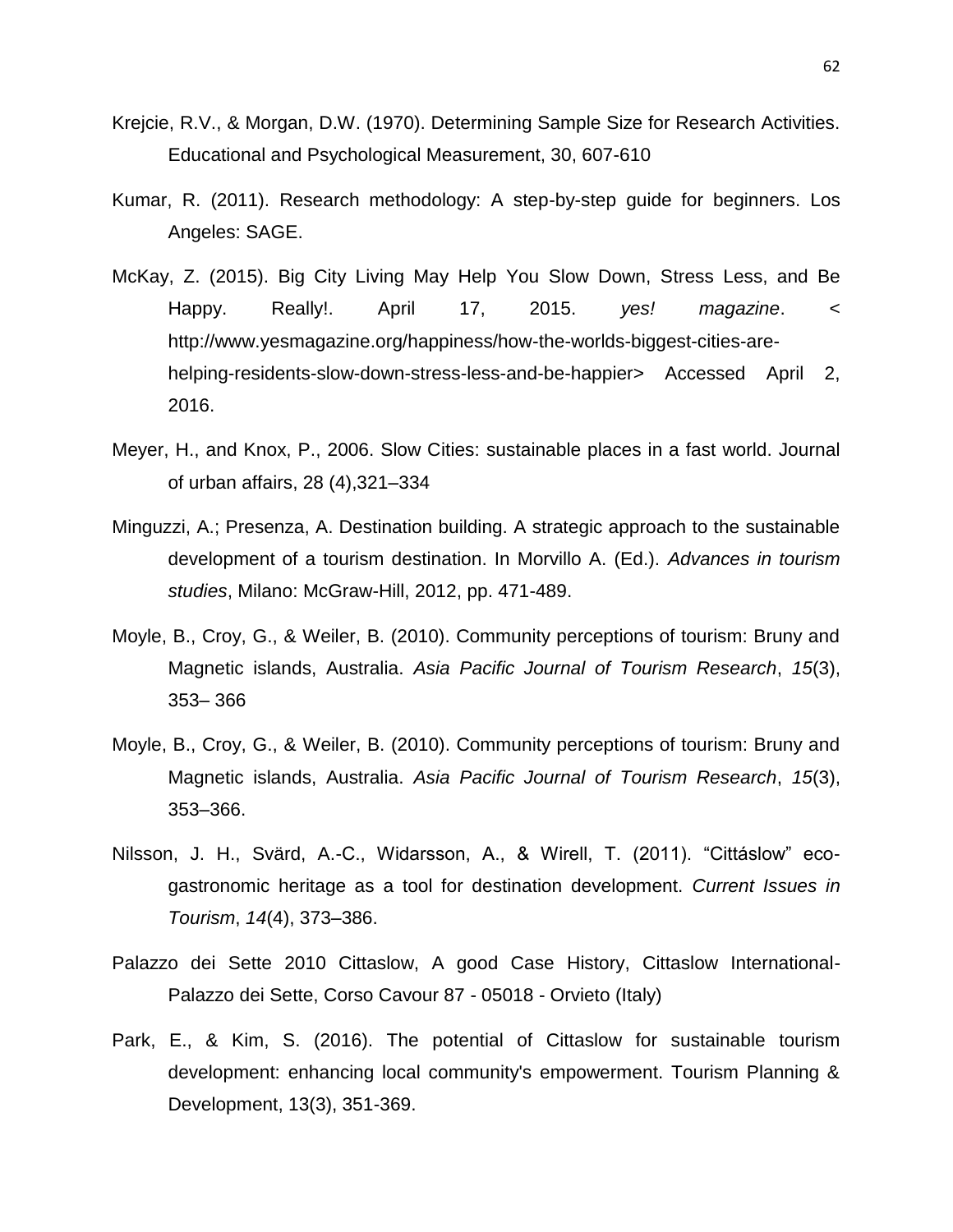Krejcie, R.V., & Morgan, D.W. (1970). Determining Sample Size for Research Activities. Educational and Psychological Measurement, 30, 607-610

Kumar, R. (2011). Research methodology: A step-by-step guide for beginners. Los Angeles: SAGE.

McKay, Z. (2015). Big City Living May Help You Slow Down, Stress Less, and Be Happy. Really!. April 17, 2015. *yes! magazine*. < http://www.yesmagazine.org/happiness/how-the-worlds-biggest-cities-are-helping-residents-slow-down-stress-less-and-be-happier> Accessed April 2, 2016.

Meyer, H., and Knox, P., 2006. Slow Cities: sustainable places in a fast world. Journal of urban affairs, 28 (4),321–334

Minguzzi, A.; Presenza, A. Destination building. A strategic approach to the sustainable development of a tourism destination. In Morvillo A. (Ed.). *Advances in tourism studies*, Milano: McGraw-Hill, 2012, pp. 471-489.

Moyle, B., Croy, G., & Weiler, B. (2010). Community perceptions of tourism: Bruny and Magnetic islands, Australia. *Asia Pacific Journal of Tourism Research*, *15*(3), 353– 366

Moyle, B., Croy, G., & Weiler, B. (2010). Community perceptions of tourism: Bruny and Magnetic islands, Australia. *Asia Pacific Journal of Tourism Research*, *15*(3), 353–366.

Nilsson, J. H., Svärd, A.-C., Widarsson, A., & Wirell, T. (2011). "Cittáslow" eco-gastronomic heritage as a tool for destination development. *Current Issues in Tourism*, *14*(4), 373–386.

Palazzo dei Sette 2010 Cittaslow, A good Case History, Cittaslow International-Palazzo dei Sette, Corso Cavour 87 - 05018 - Orvieto (Italy)

Park, E., & Kim, S. (2016). The potential of Cittaslow for sustainable tourism development: enhancing local community's empowerment. Tourism Planning & Development, 13(3), 351-369.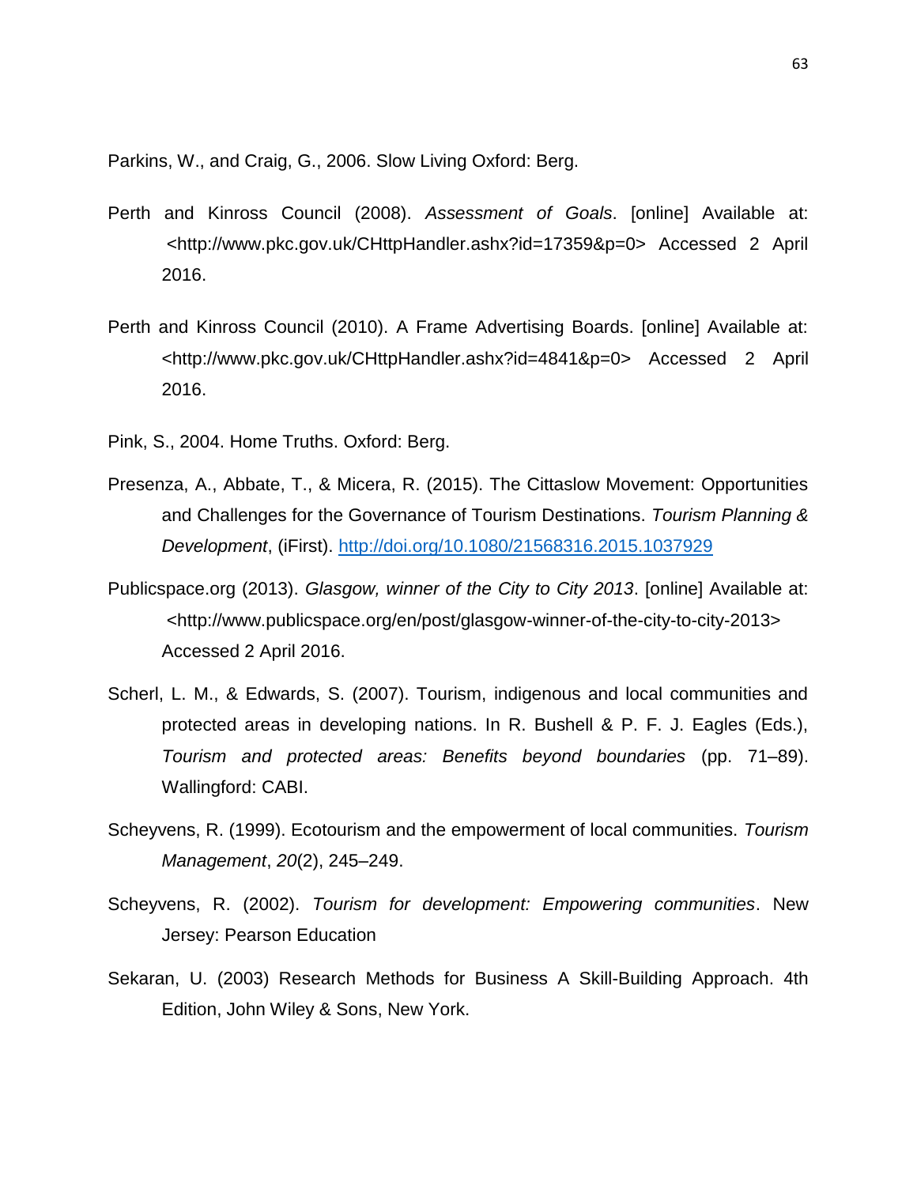Parkins, W., and Craig, G., 2006. Slow Living Oxford: Berg.

Perth and Kinross Council (2008). *Assessment of Goals*. [online] Available at: <http://www.pkc.gov.uk/CHttpHandler.ashx?id=17359&p=0> Accessed 2 April 2016.

Perth and Kinross Council (2010). A Frame Advertising Boards. [online] Available at: <http://www.pkc.gov.uk/CHttpHandler.ashx?id=4841&p=0> Accessed 2 April 2016.

Pink, S., 2004. Home Truths. Oxford: Berg.

Presenza, A., Abbate, T., & Micera, R. (2015). The Cittaslow Movement: Opportunities and Challenges for the Governance of Tourism Destinations. *Tourism Planning & Development*, (iFirst). http://doi.org/10.1080/21568316.2015.1037929

Publicspace.org (2013). *Glasgow, winner of the City to City 2013*. [online] Available at: <http://www.publicspace.org/en/post/glasgow-winner-of-the-city-to-city-2013> Accessed 2 April 2016.

Scherl, L. M., & Edwards, S. (2007). Tourism, indigenous and local communities and protected areas in developing nations. In R. Bushell & P. F. J. Eagles (Eds.), *Tourism and protected areas: Benefits beyond boundaries* (pp. 71–89). Wallingford: CABI.

Scheyvens, R. (1999). Ecotourism and the empowerment of local communities. *Tourism Management*, *20*(2), 245–249.

Scheyvens, R. (2002). *Tourism for development: Empowering communities*. New Jersey: Pearson Education

Sekaran, U. (2003) Research Methods for Business A Skill-Building Approach. 4th Edition, John Wiley & Sons, New York.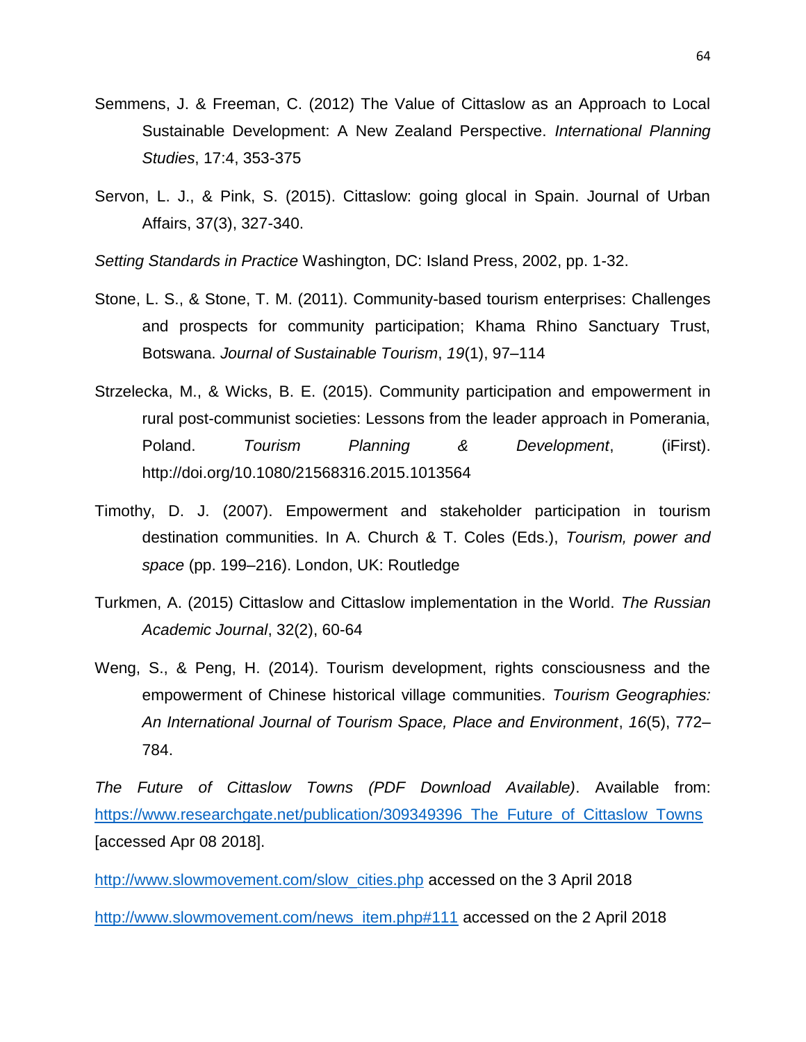Semmens, J. & Freeman, C. (2012) The Value of Cittaslow as an Approach to Local Sustainable Development: A New Zealand Perspective. *International Planning Studies*, 17:4, 353-375

Servon, L. J., & Pink, S. (2015). Cittaslow: going glocal in Spain. Journal of Urban Affairs, 37(3), 327-340.

*Setting Standards in Practice* Washington, DC: Island Press, 2002, pp. 1-32.

Stone, L. S., & Stone, T. M. (2011). Community-based tourism enterprises: Challenges and prospects for community participation; Khama Rhino Sanctuary Trust, Botswana. *Journal of Sustainable Tourism*, *19*(1), 97–114

Strzelecka, M., & Wicks, B. E. (2015). Community participation and empowerment in rural post-communist societies: Lessons from the leader approach in Pomerania, Poland. *Tourism Planning & Development*, (iFirst). http://doi.org/10.1080/21568316.2015.1013564

Timothy, D. J. (2007). Empowerment and stakeholder participation in tourism destination communities. In A. Church & T. Coles (Eds.), *Tourism, power and space* (pp. 199–216). London, UK: Routledge

Turkmen, A. (2015) Cittaslow and Cittaslow implementation in the World. *The Russian Academic Journal*, 32(2), 60-64

Weng, S., & Peng, H. (2014). Tourism development, rights consciousness and the empowerment of Chinese historical village communities. *Tourism Geographies: An International Journal of Tourism Space, Place and Environment*, *16*(5), 772–784.

*The Future of Cittaslow Towns (PDF Download Available)*. Available from: https://www.researchgate.net/publication/309349396_The_Future_of_Cittaslow_Towns [accessed Apr 08 2018].

http://www.slowmovement.com/slow_cities.php accessed on the 3 April 2018

http://www.slowmovement.com/news_item.php#111 accessed on the 2 April 2018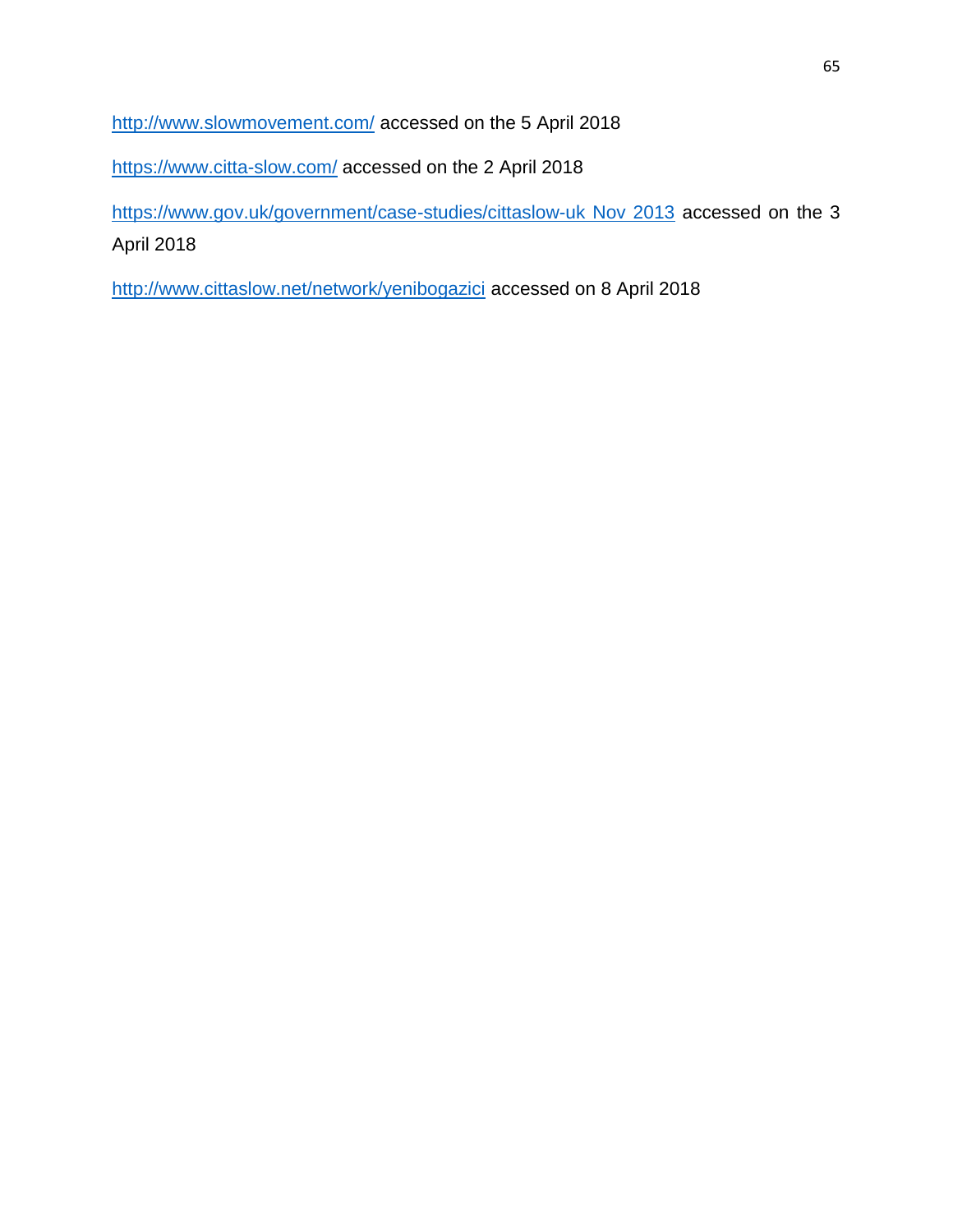http://www.slowmovement.com/ accessed on the 5 April 2018

https://www.citta-slow.com/ accessed on the 2 April 2018

https://www.gov.uk/government/case-studies/cittaslow-uk Nov 2013 accessed on the 3 April 2018

http://www.cittaslow.net/network/yenibogazici accessed on 8 April 2018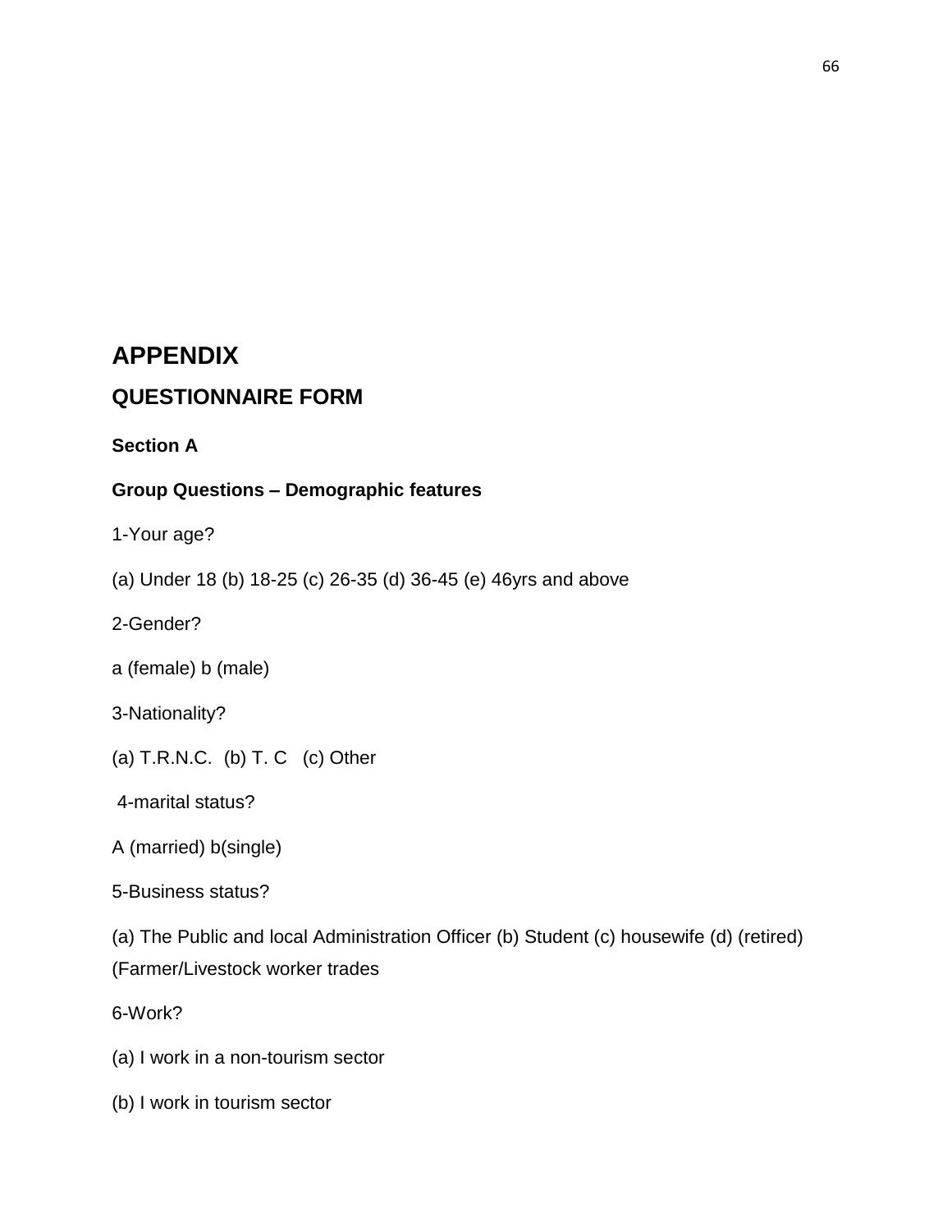# APPENDIX

## QUESTIONNAIRE FORM

**Section A**

**Group Questions – Demographic features**

1-Your age?

(a) Under 18 (b) 18-25 (c) 26-35 (d) 36-45 (e) 46yrs and above

2-Gender?

a (female) b (male)

3-Nationality?

(a) T.R.N.C. (b) T. C (c) Other

4-marital status?

A (married) b(single)

5-Business status?

(a) The Public and local Administration Officer (b) Student (c) housewife (d) (retired) (Farmer/Livestock worker trades

6-Work?

(a) I work in a non-tourism sector

(b) I work in tourism sector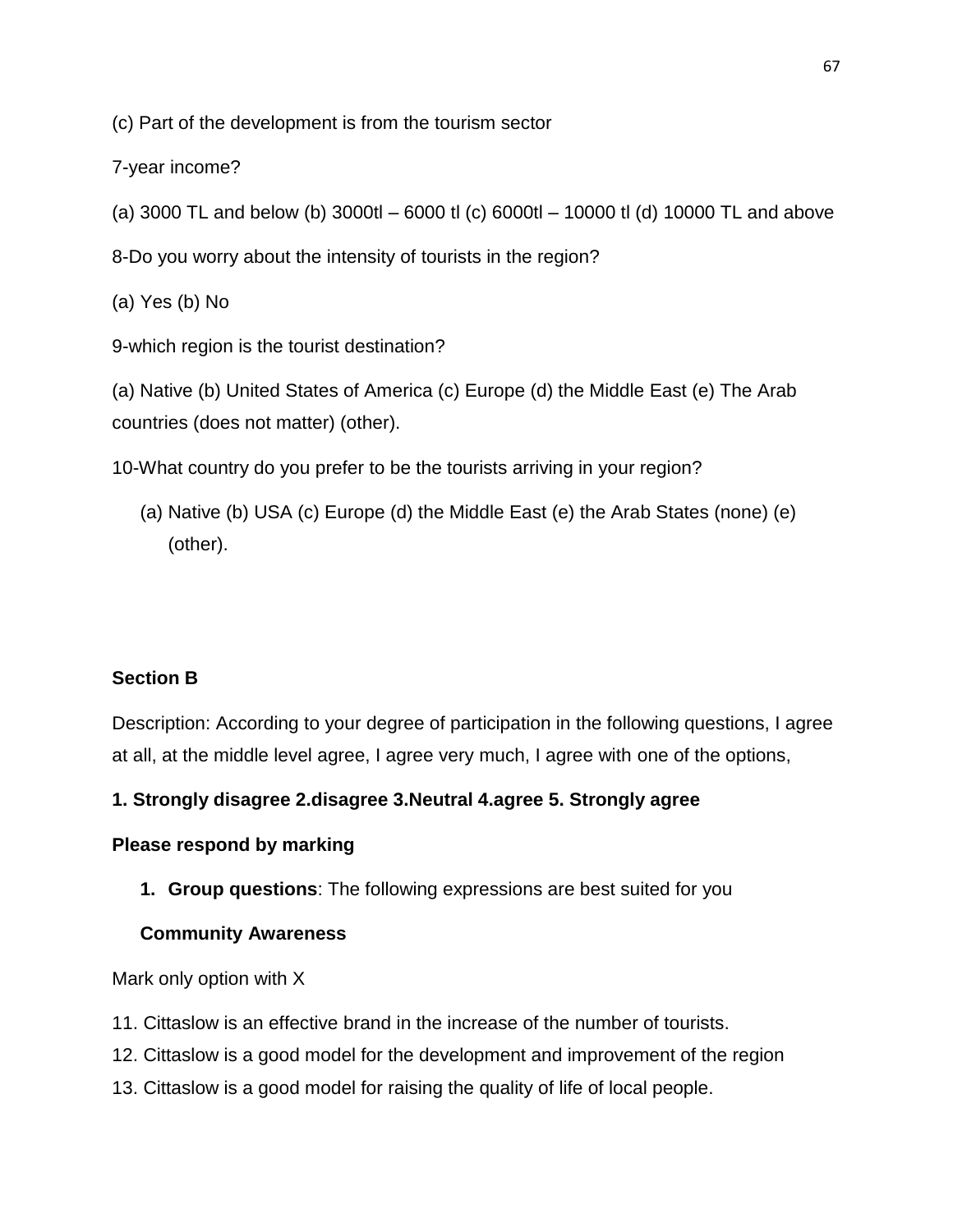(c) Part of the development is from the tourism sector

7-year income?

(a) 3000 TL and below (b) 3000tl – 6000 tl (c) 6000tl – 10000 tl (d) 10000 TL and above

8-Do you worry about the intensity of tourists in the region?

(a) Yes (b) No

9-which region is the tourist destination?

(a) Native (b) United States of America (c) Europe (d) the Middle East (e) The Arab countries (does not matter) (other).

10-What country do you prefer to be the tourists arriving in your region?

(a) Native (b) USA (c) Europe (d) the Middle East (e) the Arab States (none) (e) (other).

**Section B**

Description: According to your degree of participation in the following questions, I agree at all, at the middle level agree, I agree very much, I agree with one of the options,

**1. Strongly disagree 2.disagree 3.Neutral 4.agree 5. Strongly agree**

**Please respond by marking**

1. **Group questions**: The following expressions are best suited for you

   **Community Awareness**

Mark only option with X

11. Cittaslow is an effective brand in the increase of the number of tourists.
12. Cittaslow is a good model for the development and improvement of the region
13. Cittaslow is a good model for raising the quality of life of local people.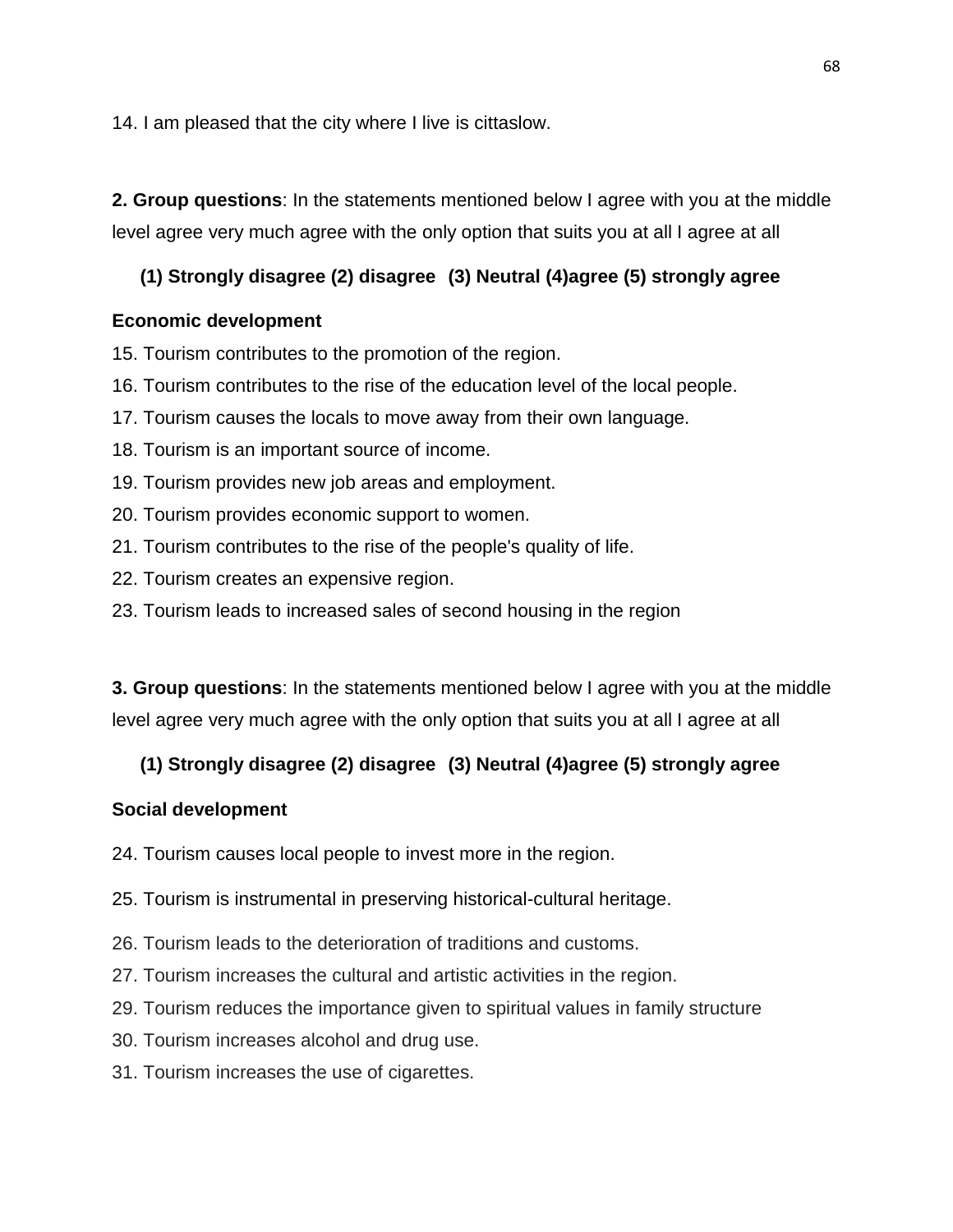14. I am pleased that the city where I live is cittaslow.

**2. Group questions**: In the statements mentioned below I agree with you at the middle level agree very much agree with the only option that suits you at all I agree at all

**(1) Strongly disagree (2) disagree (3) Neutral (4)agree (5) strongly agree**

**Economic development**

15. Tourism contributes to the promotion of the region.
16. Tourism contributes to the rise of the education level of the local people.
17. Tourism causes the locals to move away from their own language.
18. Tourism is an important source of income.
19. Tourism provides new job areas and employment.
20. Tourism provides economic support to women.
21. Tourism contributes to the rise of the people's quality of life.
22. Tourism creates an expensive region.
23. Tourism leads to increased sales of second housing in the region

**3. Group questions**: In the statements mentioned below I agree with you at the middle level agree very much agree with the only option that suits you at all I agree at all

**(1) Strongly disagree (2) disagree (3) Neutral (4)agree (5) strongly agree**

**Social development**

24. Tourism causes local people to invest more in the region.

25. Tourism is instrumental in preserving historical-cultural heritage.

26. Tourism leads to the deterioration of traditions and customs.
27. Tourism increases the cultural and artistic activities in the region.
29. Tourism reduces the importance given to spiritual values in family structure
30. Tourism increases alcohol and drug use.
31. Tourism increases the use of cigarettes.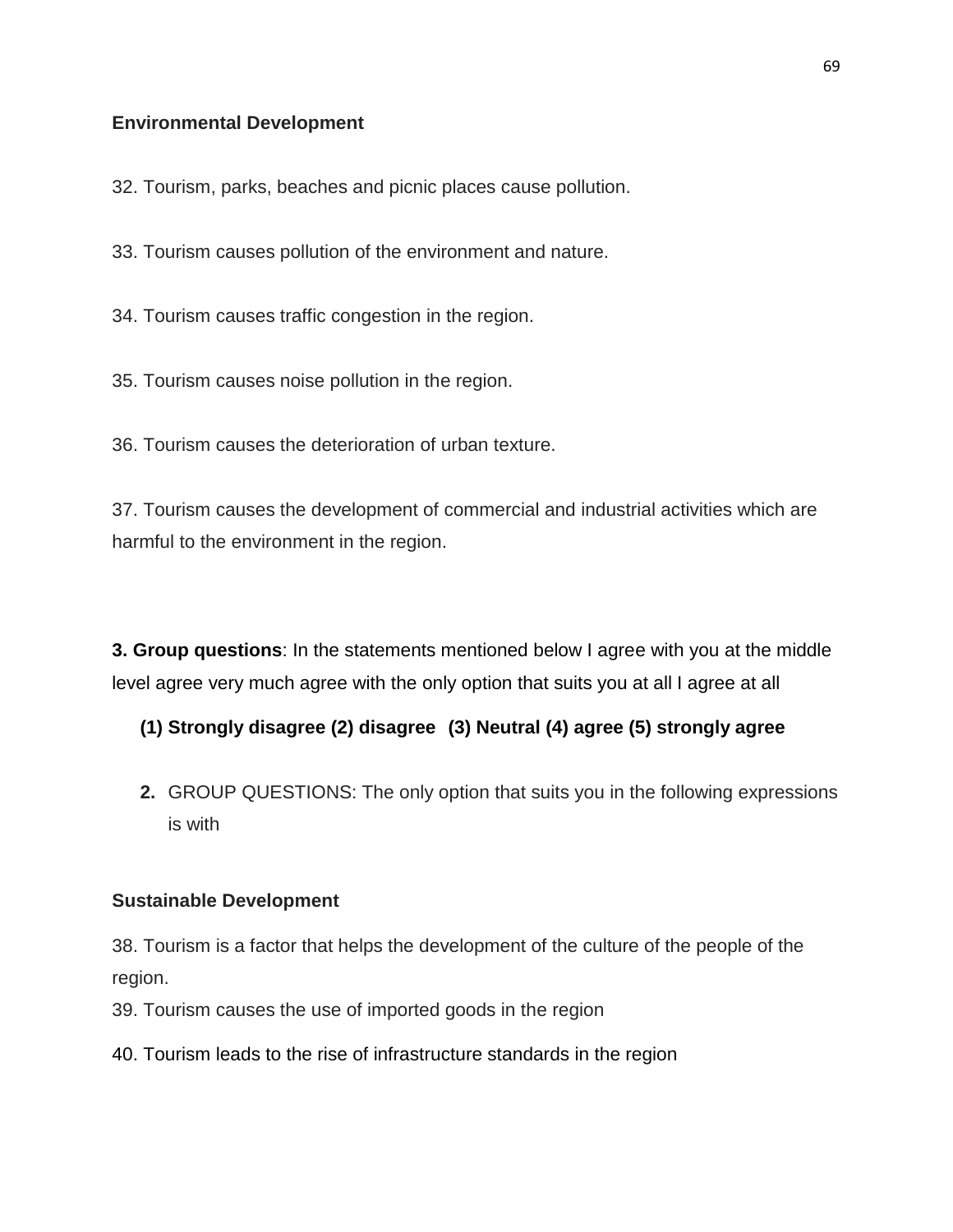**Environmental Development**

32. Tourism, parks, beaches and picnic places cause pollution.

33. Tourism causes pollution of the environment and nature.

34. Tourism causes traffic congestion in the region.

35. Tourism causes noise pollution in the region.

36. Tourism causes the deterioration of urban texture.

37. Tourism causes the development of commercial and industrial activities which are harmful to the environment in the region.

**3. Group questions**: In the statements mentioned below I agree with you at the middle level agree very much agree with the only option that suits you at all I agree at all

**(1) Strongly disagree (2) disagree (3) Neutral (4) agree (5) strongly agree**

**2.** GROUP QUESTIONS: The only option that suits you in the following expressions is with

**Sustainable Development**

38. Tourism is a factor that helps the development of the culture of the people of the region.

39. Tourism causes the use of imported goods in the region

40. Tourism leads to the rise of infrastructure standards in the region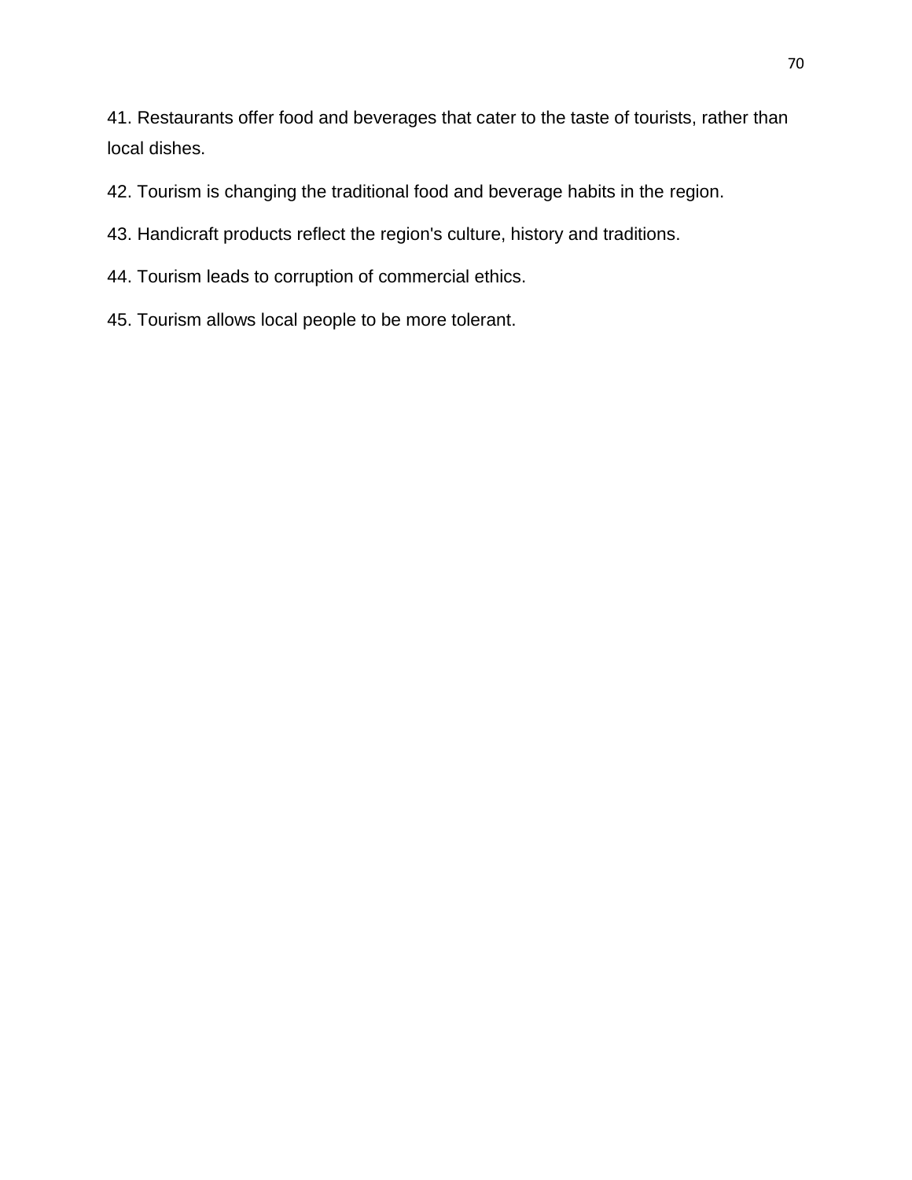41. Restaurants offer food and beverages that cater to the taste of tourists, rather than local dishes.

42. Tourism is changing the traditional food and beverage habits in the region.

43. Handicraft products reflect the region's culture, history and traditions.

44. Tourism leads to corruption of commercial ethics.

45. Tourism allows local people to be more tolerant.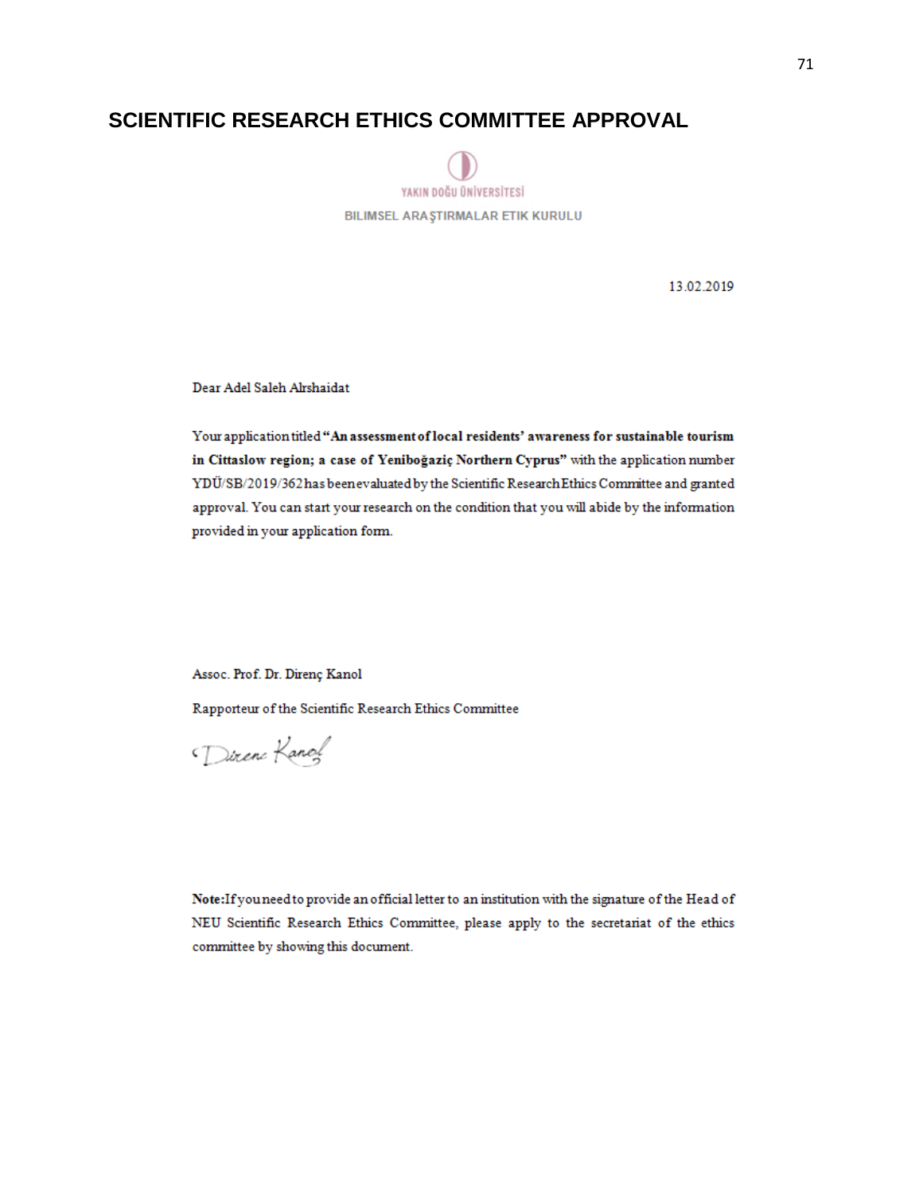# SCIENTIFIC RESEARCH ETHICS COMMITTEE APPROVAL

YAKIN DOĞU ÜNİVERSİTESİ

BILIMSEL ARAŞTIRMALAR ETIK KURULU

13.02.2019

Dear Adel Saleh Alrshaidat

Your application titled **"An assessment of local residents' awareness for sustainable tourism in Cittaslow region; a case of Yeniboğaziç Northern Cyprus"** with the application number YDÜ/SB/2019/362 has been evaluated by the Scientific Research Ethics Committee and granted approval. You can start your research on the condition that you will abide by the information provided in your application form.

Assoc. Prof. Dr. Direnç Kanol

Rapporteur of the Scientific Research Ethics Committee

**Note:** If you need to provide an official letter to an institution with the signature of the Head of NEU Scientific Research Ethics Committee, please apply to the secretariat of the ethics committee by showing this document.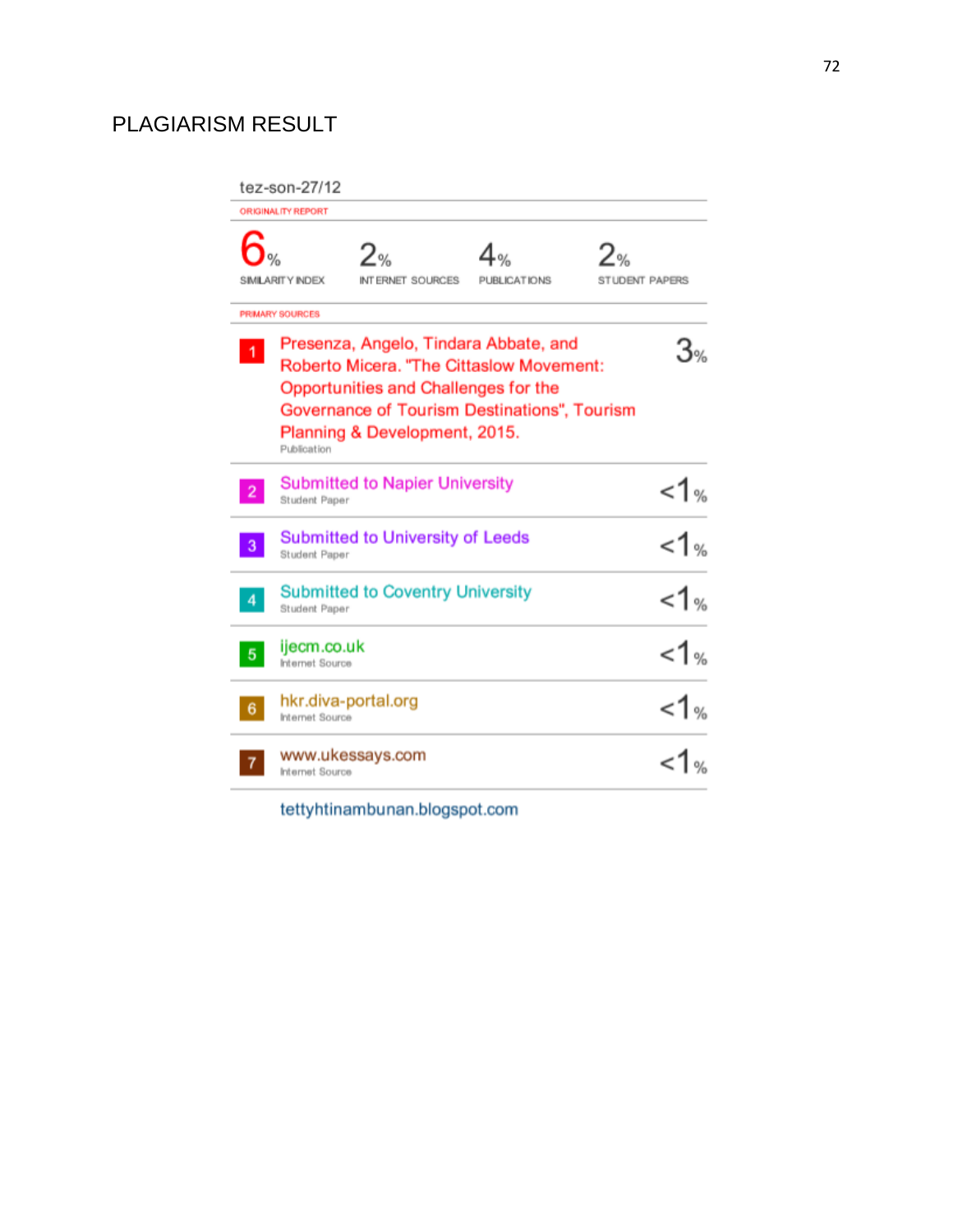# PLAGIARISM RESULT

tez-son-27/12

ORIGINALITY REPORT

| 6% | 2% | 4% | 2% |
|---|---|---|---|
| SIMILARITY INDEX | INTERNET SOURCES | PUBLICATIONS | STUDENT PAPERS |

PRIMARY SOURCES

| | | |
|---|---|---|
| 1 | Presenza, Angelo, Tindara Abbate, and Roberto Micera. "The Cittaslow Movement: Opportunities and Challenges for the Governance of Tourism Destinations", Tourism Planning & Development, 2015. Publication | 3% |
| 2 | Submitted to Napier University Student Paper | <1% |
| 3 | Submitted to University of Leeds Student Paper | <1% |
| 4 | Submitted to Coventry University Student Paper | <1% |
| 5 | ijecm.co.uk Internet Source | <1% |
| 6 | hkr.diva-portal.org Internet Source | <1% |
| 7 | www.ukessays.com Internet Source | <1% |

tettyhtinambunan.blogspot.com